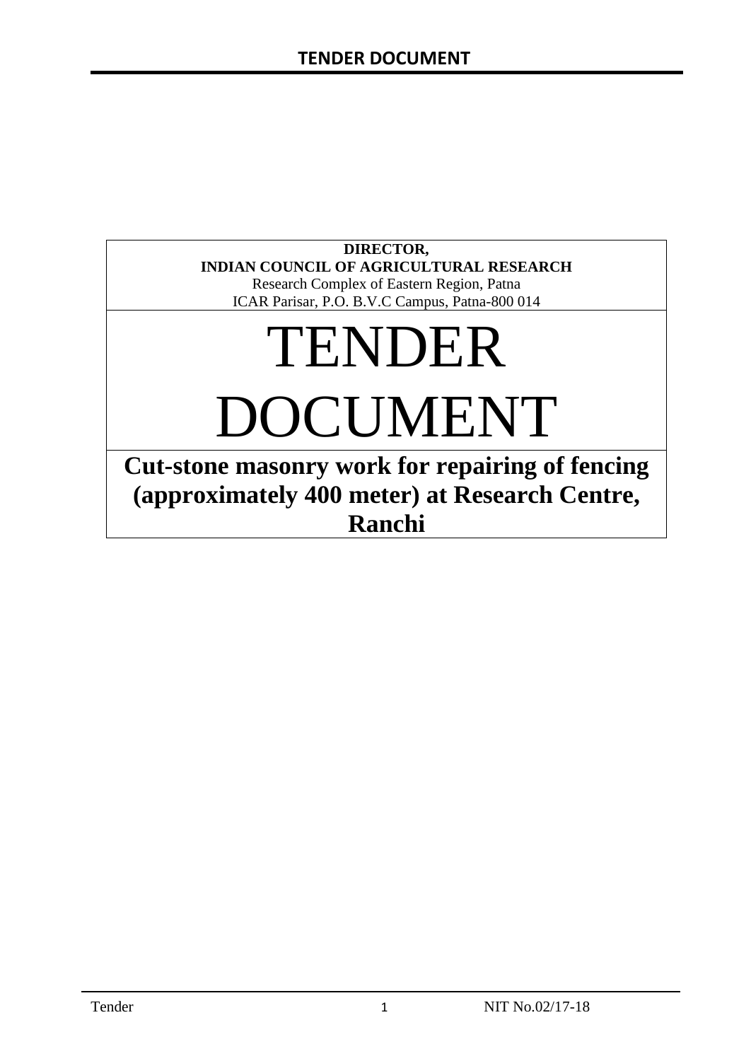**DIRECTOR,**
**INDIAN COUNCIL OF AGRICULTURAL RESEARCH**
Research Complex of Eastern Region, Patna
ICAR Parisar, P.O. B.V.C Campus, Patna-800 014

# TENDER DOCUMENT

## Cut-stone masonry work for repairing of fencing (approximately 400 meter) at Research Centre, Ranchi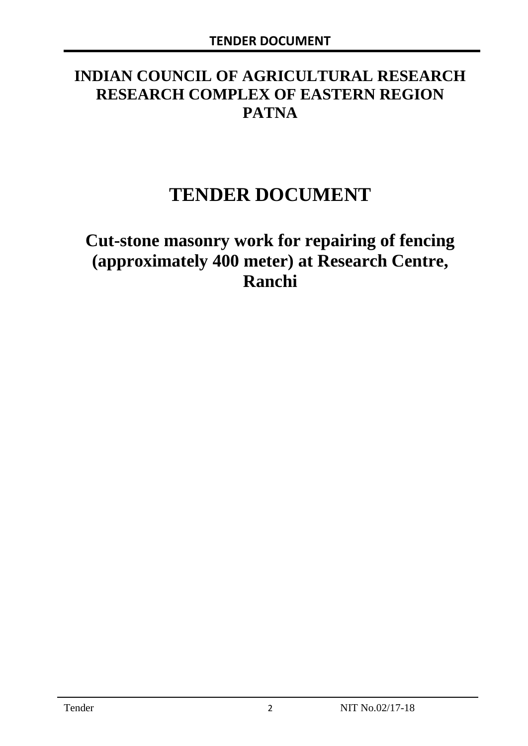# INDIAN COUNCIL OF AGRICULTURAL RESEARCH RESEARCH COMPLEX OF EASTERN REGION PATNA

# TENDER DOCUMENT

## Cut-stone masonry work for repairing of fencing (approximately 400 meter) at Research Centre, Ranchi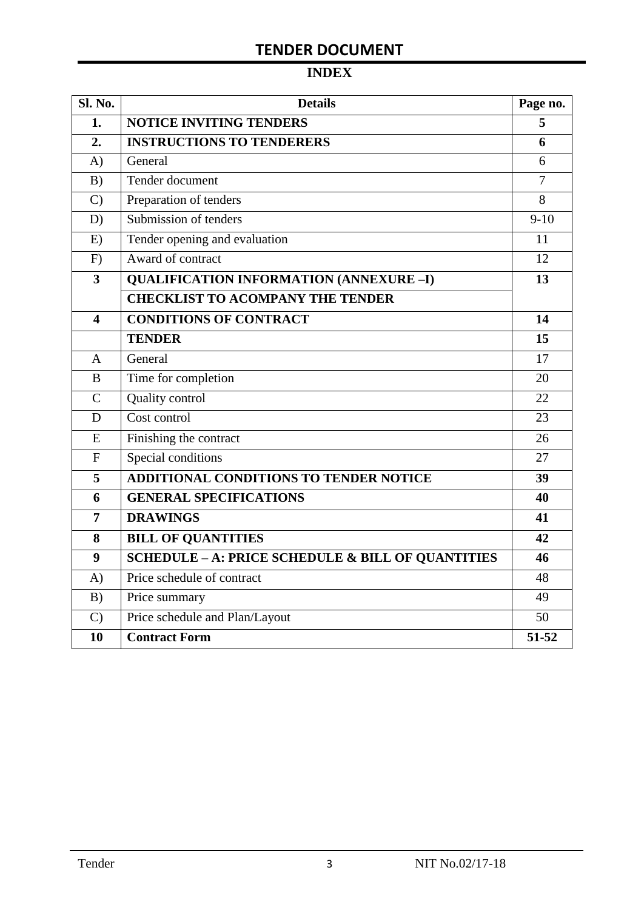## TENDER DOCUMENT

### INDEX

| Sl. No. | Details | Page no. |
|---|---|---|
| **1.** | **NOTICE INVITING TENDERS** | **5** |
| **2.** | **INSTRUCTIONS TO TENDERERS** | **6** |
| A) | General | 6 |
| B) | Tender document | 7 |
| C) | Preparation of tenders | 8 |
| D) | Submission of tenders | 9-10 |
| E) | Tender opening and evaluation | 11 |
| F) | Award of contract | 12 |
| **3** | **QUALIFICATION INFORMATION (ANNEXURE –I)** | **13** |
| | **CHECKLIST TO ACOMPANY THE TENDER** | |
| **4** | **CONDITIONS OF CONTRACT** | **14** |
| | **TENDER** | **15** |
| A | General | 17 |
| B | Time for completion | 20 |
| C | Quality control | 22 |
| D | Cost control | 23 |
| E | Finishing the contract | 26 |
| F | Special conditions | 27 |
| **5** | **ADDITIONAL CONDITIONS TO TENDER NOTICE** | **39** |
| **6** | **GENERAL SPECIFICATIONS** | **40** |
| **7** | **DRAWINGS** | **41** |
| **8** | **BILL OF QUANTITIES** | **42** |
| **9** | **SCHEDULE – A: PRICE SCHEDULE & BILL OF QUANTITIES** | **46** |
| A) | Price schedule of contract | 48 |
| B) | Price summary | 49 |
| C) | Price schedule and Plan/Layout | 50 |
| **10** | **Contract Form** | **51-52** |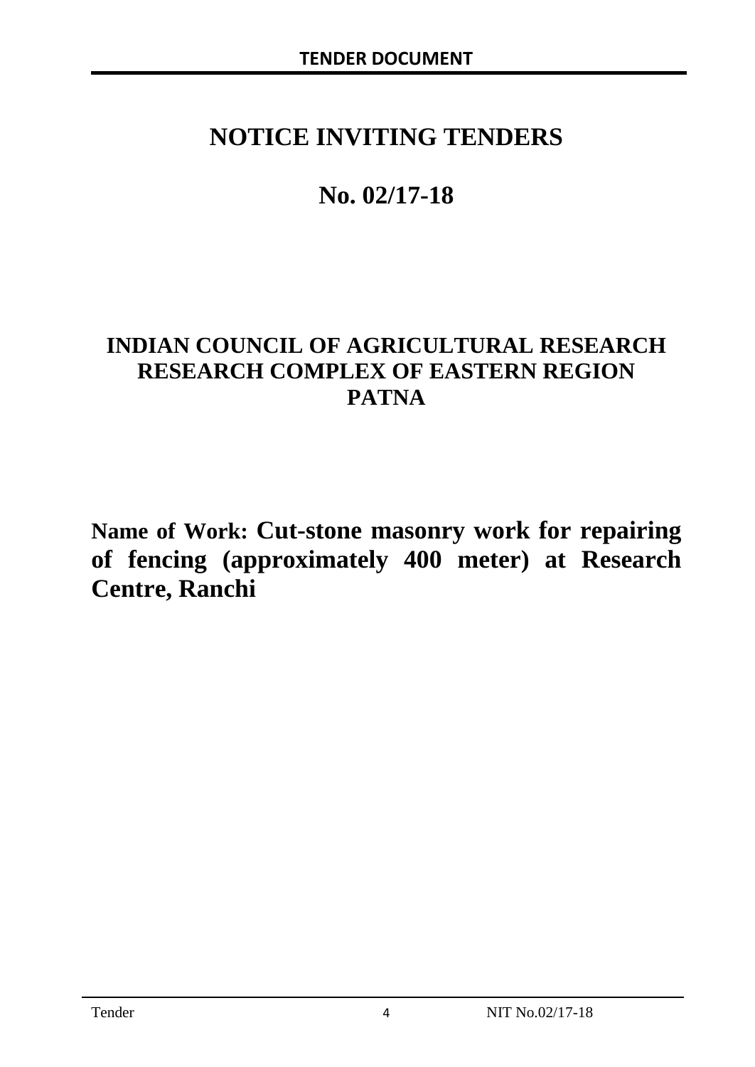# NOTICE INVITING TENDERS

# No. 02/17-18

## INDIAN COUNCIL OF AGRICULTURAL RESEARCH RESEARCH COMPLEX OF EASTERN REGION PATNA

**Name of Work: Cut-stone masonry work for repairing of fencing (approximately 400 meter) at Research Centre, Ranchi**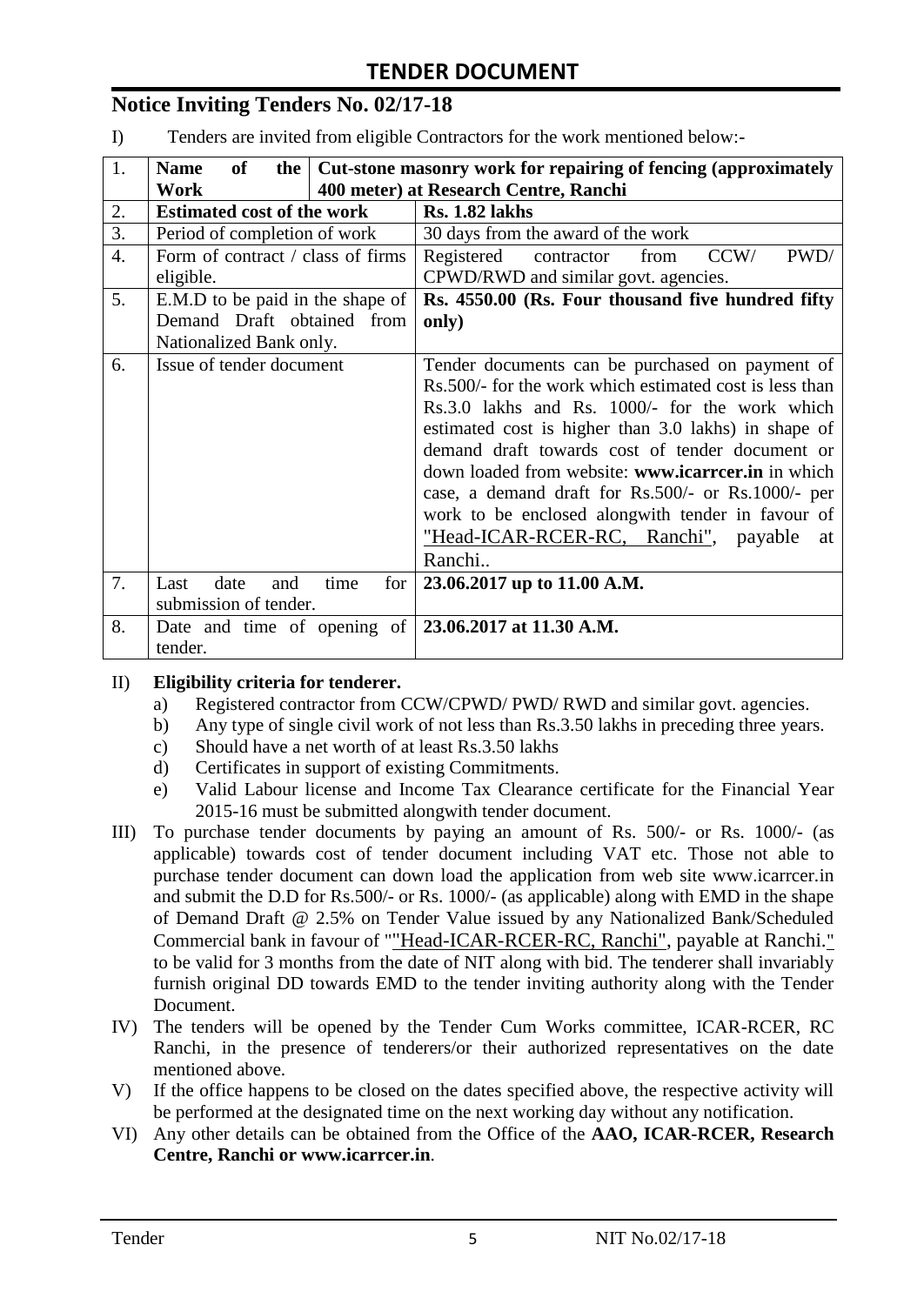# TENDER DOCUMENT

## Notice Inviting Tenders No. 02/17-18

I) Tenders are invited from eligible Contractors for the work mentioned below:-

| | | |
|---|---|---|
| 1. | **Name of the Work** | **Cut-stone masonry work for repairing of fencing (approximately 400 meter) at Research Centre, Ranchi** |
| 2. | **Estimated cost of the work** | **Rs. 1.82 lakhs** |
| 3. | Period of completion of work | 30 days from the award of the work |
| 4. | Form of contract / class of firms eligible. | Registered contractor from CCW/ PWD/ CPWD/RWD and similar govt. agencies. |
| 5. | E.M.D to be paid in the shape of Demand Draft obtained from Nationalized Bank only. | **Rs. 4550.00 (Rs. Four thousand five hundred fifty only)** |
| 6. | Issue of tender document | Tender documents can be purchased on payment of Rs.500/- for the work which estimated cost is less than Rs.3.0 lakhs and Rs. 1000/- for the work which estimated cost is higher than 3.0 lakhs) in shape of demand draft towards cost of tender document or down loaded from website: **www.icarrcer.in** in which case, a demand draft for Rs.500/- or Rs.1000/- per work to be enclosed alongwith tender in favour of "Head-ICAR-RCER-RC, Ranchi", payable at Ranchi.. |
| 7. | Last date and time for submission of tender. | **23.06.2017 up to 11.00 A.M.** |
| 8. | Date and time of opening of tender. | **23.06.2017 at 11.30 A.M.** |

II) **Eligibility criteria for tenderer.**

a) Registered contractor from CCW/CPWD/ PWD/ RWD and similar govt. agencies.

b) Any type of single civil work of not less than Rs.3.50 lakhs in preceding three years.

c) Should have a net worth of at least Rs.3.50 lakhs

d) Certificates in support of existing Commitments.

e) Valid Labour license and Income Tax Clearance certificate for the Financial Year 2015-16 must be submitted alongwith tender document.

III) To purchase tender documents by paying an amount of Rs. 500/- or Rs. 1000/- (as applicable) towards cost of tender document including VAT etc. Those not able to purchase tender document can down load the application from web site www.icarrcer.in and submit the D.D for Rs.500/- or Rs. 1000/- (as applicable) along with EMD in the shape of Demand Draft @ 2.5% on Tender Value issued by any Nationalized Bank/Scheduled Commercial bank in favour of ""Head-ICAR-RCER-RC, Ranchi", payable at Ranchi." to be valid for 3 months from the date of NIT along with bid. The tenderer shall invariably furnish original DD towards EMD to the tender inviting authority along with the Tender Document.

IV) The tenders will be opened by the Tender Cum Works committee, ICAR-RCER, RC Ranchi, in the presence of tenderers/or their authorized representatives on the date mentioned above.

V) If the office happens to be closed on the dates specified above, the respective activity will be performed at the designated time on the next working day without any notification.

VI) Any other details can be obtained from the Office of the **AAO, ICAR-RCER, Research Centre, Ranchi or www.icarrcer.in**.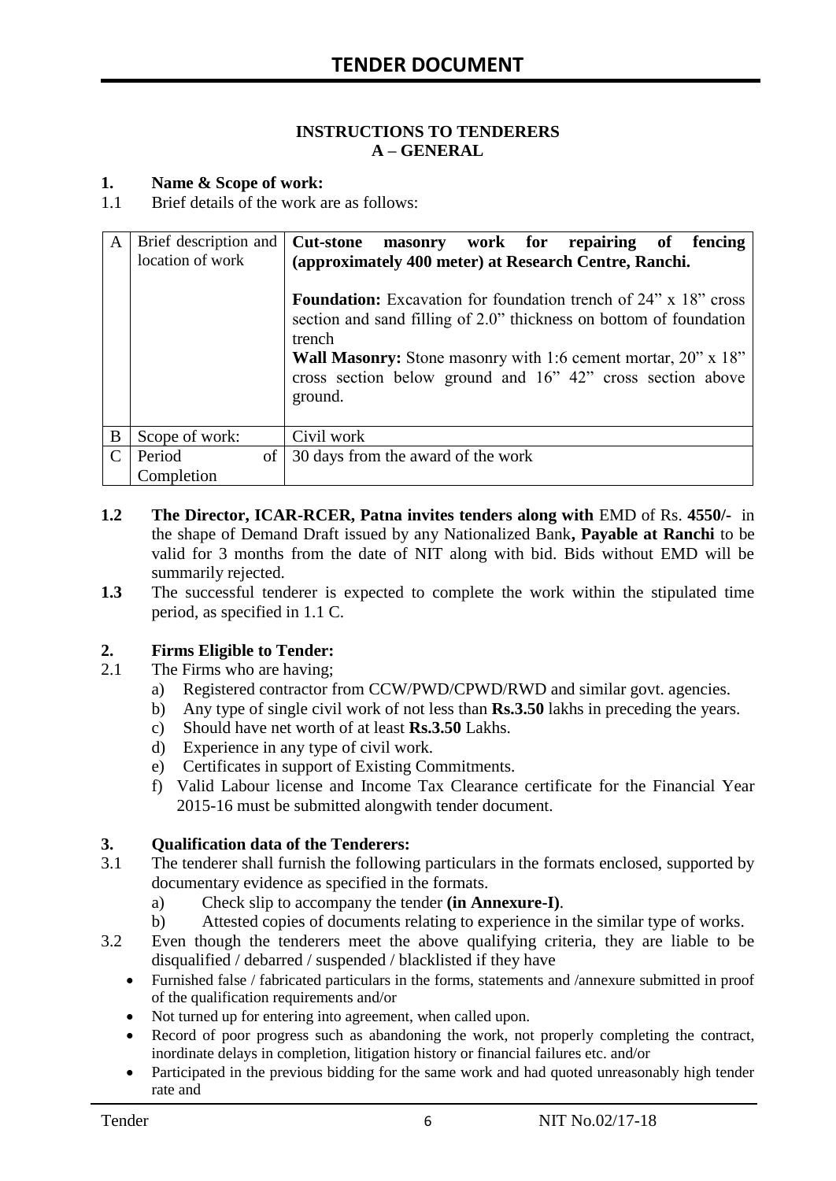# TENDER DOCUMENT

**INSTRUCTIONS TO TENDERERS**
**A – GENERAL**

**1. Name & Scope of work:**

1.1 Brief details of the work are as follows:

| A | Brief description and location of work | **Cut-stone masonry work for repairing of fencing (approximately 400 meter) at Research Centre, Ranchi.**<br><br>**Foundation:** Excavation for foundation trench of 24" x 18" cross section and sand filling of 2.0" thickness on bottom of foundation trench<br>**Wall Masonry:** Stone masonry with 1:6 cement mortar, 20" x 18" cross section below ground and 16" 42" cross section above ground. |
|---|---|---|
| B | Scope of work: | Civil work |
| C | Period of Completion | 30 days from the award of the work |

**1.2** **The Director, ICAR-RCER, Patna invites tenders along with** EMD of Rs. **4550/-** in the shape of Demand Draft issued by any Nationalized Bank**, Payable at Ranchi** to be valid for 3 months from the date of NIT along with bid. Bids without EMD will be summarily rejected.

**1.3** The successful tenderer is expected to complete the work within the stipulated time period, as specified in 1.1 C.

**2. Firms Eligible to Tender:**

2.1 The Firms who are having;

a) Registered contractor from CCW/PWD/CPWD/RWD and similar govt. agencies.
b) Any type of single civil work of not less than **Rs.3.50** lakhs in preceding the years.
c) Should have net worth of at least **Rs.3.50** Lakhs.
d) Experience in any type of civil work.
e) Certificates in support of Existing Commitments.
f) Valid Labour license and Income Tax Clearance certificate for the Financial Year 2015-16 must be submitted alongwith tender document.

**3. Qualification data of the Tenderers:**

3.1 The tenderer shall furnish the following particulars in the formats enclosed, supported by documentary evidence as specified in the formats.

a) Check slip to accompany the tender **(in Annexure-I)**.
b) Attested copies of documents relating to experience in the similar type of works.

3.2 Even though the tenderers meet the above qualifying criteria, they are liable to be disqualified / debarred / suspended / blacklisted if they have

- Furnished false / fabricated particulars in the forms, statements and /annexure submitted in proof of the qualification requirements and/or
- Not turned up for entering into agreement, when called upon.
- Record of poor progress such as abandoning the work, not properly completing the contract, inordinate delays in completion, litigation history or financial failures etc. and/or
- Participated in the previous bidding for the same work and had quoted unreasonably high tender rate and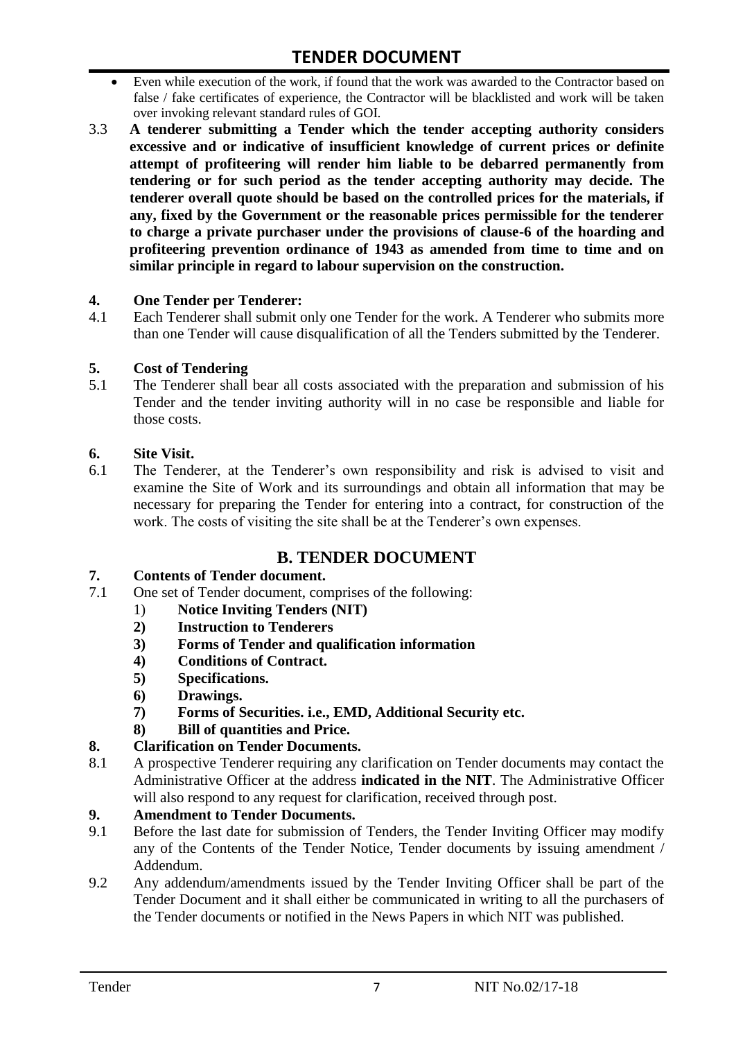- Even while execution of the work, if found that the work was awarded to the Contractor based on false / fake certificates of experience, the Contractor will be blacklisted and work will be taken over invoking relevant standard rules of GOI.

3.3 **A tenderer submitting a Tender which the tender accepting authority considers excessive and or indicative of insufficient knowledge of current prices or definite attempt of profiteering will render him liable to be debarred permanently from tendering or for such period as the tender accepting authority may decide. The tenderer overall quote should be based on the controlled prices for the materials, if any, fixed by the Government or the reasonable prices permissible for the tenderer to charge a private purchaser under the provisions of clause-6 of the hoarding and profiteering prevention ordinance of 1943 as amended from time to time and on similar principle in regard to labour supervision on the construction.**

### 4. One Tender per Tenderer:

4.1 Each Tenderer shall submit only one Tender for the work. A Tenderer who submits more than one Tender will cause disqualification of all the Tenders submitted by the Tenderer.

### 5. Cost of Tendering

5.1 The Tenderer shall bear all costs associated with the preparation and submission of his Tender and the tender inviting authority will in no case be responsible and liable for those costs.

### 6. Site Visit.

6.1 The Tenderer, at the Tenderer's own responsibility and risk is advised to visit and examine the Site of Work and its surroundings and obtain all information that may be necessary for preparing the Tender for entering into a contract, for construction of the work. The costs of visiting the site shall be at the Tenderer's own expenses.

## B. TENDER DOCUMENT

### 7. Contents of Tender document.

7.1 One set of Tender document, comprises of the following:

1) **Notice Inviting Tenders (NIT)**
2) **Instruction to Tenderers**
3) **Forms of Tender and qualification information**
4) **Conditions of Contract.**
5) **Specifications.**
6) **Drawings.**
7) **Forms of Securities. i.e., EMD, Additional Security etc.**
8) **Bill of quantities and Price.**

### 8. Clarification on Tender Documents.

8.1 A prospective Tenderer requiring any clarification on Tender documents may contact the Administrative Officer at the address **indicated in the NIT**. The Administrative Officer will also respond to any request for clarification, received through post.

### 9. Amendment to Tender Documents.

9.1 Before the last date for submission of Tenders, the Tender Inviting Officer may modify any of the Contents of the Tender Notice, Tender documents by issuing amendment / Addendum.

9.2 Any addendum/amendments issued by the Tender Inviting Officer shall be part of the Tender Document and it shall either be communicated in writing to all the purchasers of the Tender documents or notified in the News Papers in which NIT was published.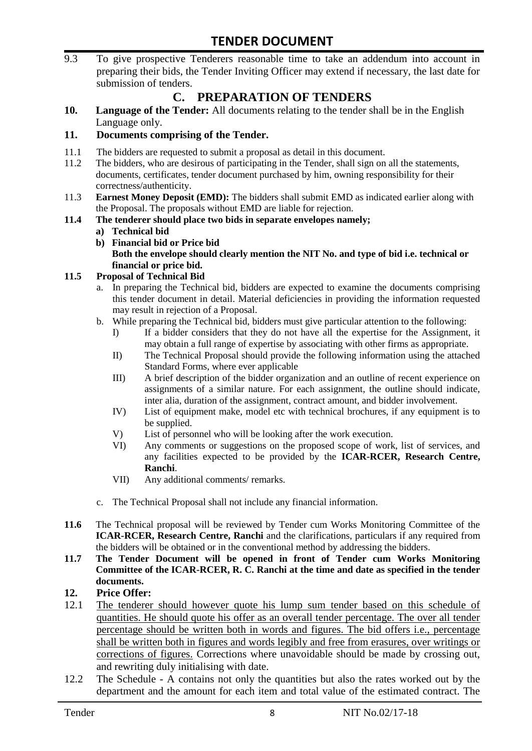9.3 To give prospective Tenderers reasonable time to take an addendum into account in preparing their bids, the Tender Inviting Officer may extend if necessary, the last date for submission of tenders.

## C. PREPARATION OF TENDERS

**10. Language of the Tender:** All documents relating to the tender shall be in the English Language only.

**11. Documents comprising of the Tender.**

11.1 The bidders are requested to submit a proposal as detail in this document.

11.2 The bidders, who are desirous of participating in the Tender, shall sign on all the statements, documents, certificates, tender document purchased by him, owning responsibility for their correctness/authenticity.

11.3 **Earnest Money Deposit (EMD):** The bidders shall submit EMD as indicated earlier along with the Proposal. The proposals without EMD are liable for rejection.

**11.4 The tenderer should place two bids in separate envelopes namely;**

**a) Technical bid**

**b) Financial bid or Price bid**
**Both the envelope should clearly mention the NIT No. and type of bid i.e. technical or financial or price bid.**

**11.5 Proposal of Technical Bid**

a. In preparing the Technical bid, bidders are expected to examine the documents comprising this tender document in detail. Material deficiencies in providing the information requested may result in rejection of a Proposal.

b. While preparing the Technical bid, bidders must give particular attention to the following:

I) If a bidder considers that they do not have all the expertise for the Assignment, it may obtain a full range of expertise by associating with other firms as appropriate.

II) The Technical Proposal should provide the following information using the attached Standard Forms, where ever applicable

III) A brief description of the bidder organization and an outline of recent experience on assignments of a similar nature. For each assignment, the outline should indicate, inter alia, duration of the assignment, contract amount, and bidder involvement.

IV) List of equipment make, model etc with technical brochures, if any equipment is to be supplied.

V) List of personnel who will be looking after the work execution.

VI) Any comments or suggestions on the proposed scope of work, list of services, and any facilities expected to be provided by the **ICAR-RCER, Research Centre, Ranchi**.

VII) Any additional comments/ remarks.

c. The Technical Proposal shall not include any financial information.

**11.6** The Technical proposal will be reviewed by Tender cum Works Monitoring Committee of the **ICAR-RCER, Research Centre, Ranchi** and the clarifications, particulars if any required from the bidders will be obtained or in the conventional method by addressing the bidders.

**11.7 The Tender Document will be opened in front of Tender cum Works Monitoring Committee of the ICAR-RCER, R. C. Ranchi at the time and date as specified in the tender documents.**

**12. Price Offer:**

12.1 <u>The tenderer should however quote his lump sum tender based on this schedule of quantities. He should quote his offer as an overall tender percentage. The over all tender percentage should be written both in words and figures. The bid offers i.e., percentage shall be written both in figures and words legibly and free from erasures, over writings or corrections of figures.</u> Corrections where unavoidable should be made by crossing out, and rewriting duly initialising with date.

12.2 The Schedule - A contains not only the quantities but also the rates worked out by the department and the amount for each item and total value of the estimated contract. The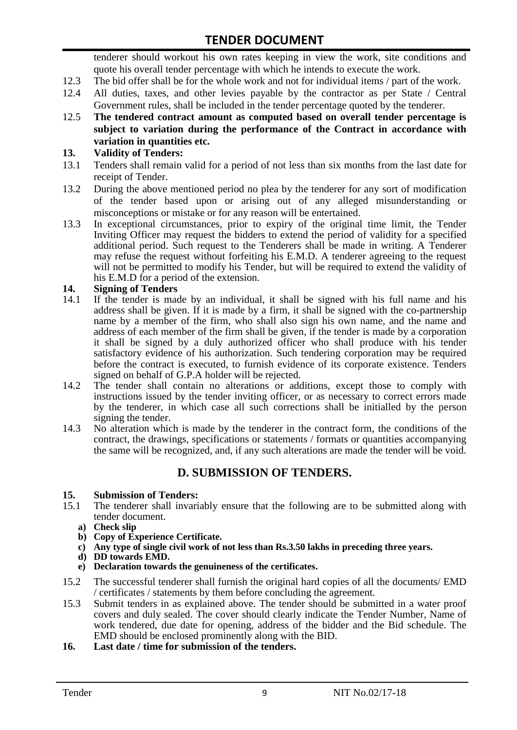tenderer should workout his own rates keeping in view the work, site conditions and quote his overall tender percentage with which he intends to execute the work.

12.3 The bid offer shall be for the whole work and not for individual items / part of the work.

12.4 All duties, taxes, and other levies payable by the contractor as per State / Central Government rules, shall be included in the tender percentage quoted by the tenderer.

12.5 **The tendered contract amount as computed based on overall tender percentage is subject to variation during the performance of the Contract in accordance with variation in quantities etc.**

**13. Validity of Tenders:**

13.1 Tenders shall remain valid for a period of not less than six months from the last date for receipt of Tender.

13.2 During the above mentioned period no plea by the tenderer for any sort of modification of the tender based upon or arising out of any alleged misunderstanding or misconceptions or mistake or for any reason will be entertained.

13.3 In exceptional circumstances, prior to expiry of the original time limit, the Tender Inviting Officer may request the bidders to extend the period of validity for a specified additional period. Such request to the Tenderers shall be made in writing. A Tenderer may refuse the request without forfeiting his E.M.D. A tenderer agreeing to the request will not be permitted to modify his Tender, but will be required to extend the validity of his E.M.D for a period of the extension.

**14. Signing of Tenders**

14.1 If the tender is made by an individual, it shall be signed with his full name and his address shall be given. If it is made by a firm, it shall be signed with the co-partnership name by a member of the firm, who shall also sign his own name, and the name and address of each member of the firm shall be given, if the tender is made by a corporation it shall be signed by a duly authorized officer who shall produce with his tender satisfactory evidence of his authorization. Such tendering corporation may be required before the contract is executed, to furnish evidence of its corporate existence. Tenders signed on behalf of G.P.A holder will be rejected.

14.2 The tender shall contain no alterations or additions, except those to comply with instructions issued by the tender inviting officer, or as necessary to correct errors made by the tenderer, in which case all such corrections shall be initialled by the person signing the tender.

14.3 No alteration which is made by the tenderer in the contract form, the conditions of the contract, the drawings, specifications or statements / formats or quantities accompanying the same will be recognized, and, if any such alterations are made the tender will be void.

## D. SUBMISSION OF TENDERS.

**15. Submission of Tenders:**

15.1 The tenderer shall invariably ensure that the following are to be submitted along with tender document.

**a) Check slip**
**b) Copy of Experience Certificate.**
**c) Any type of single civil work of not less than Rs.3.50 lakhs in preceding three years.**
**d) DD towards EMD.**
**e) Declaration towards the genuineness of the certificates.**

15.2 The successful tenderer shall furnish the original hard copies of all the documents/ EMD / certificates / statements by them before concluding the agreement.

15.3 Submit tenders in as explained above. The tender should be submitted in a water proof covers and duly sealed. The cover should clearly indicate the Tender Number, Name of work tendered, due date for opening, address of the bidder and the Bid schedule. The EMD should be enclosed prominently along with the BID.

**16. Last date / time for submission of the tenders.**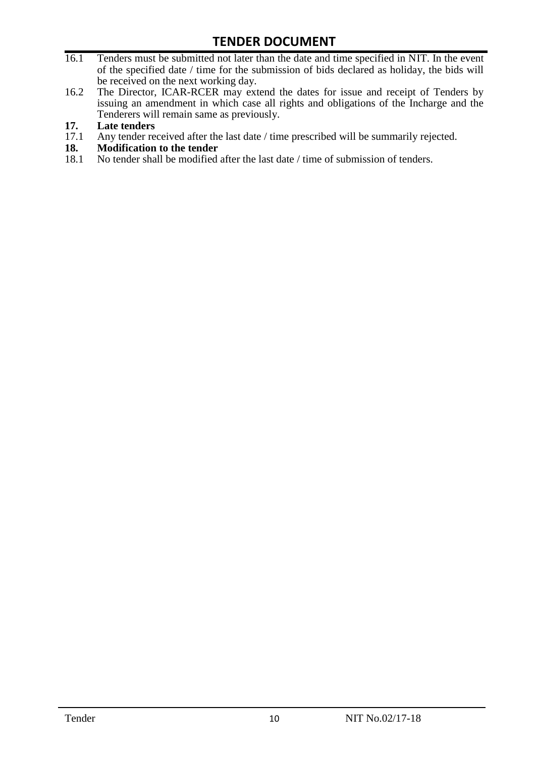16.1 Tenders must be submitted not later than the date and time specified in NIT. In the event of the specified date / time for the submission of bids declared as holiday, the bids will be received on the next working day.

16.2 The Director, ICAR-RCER may extend the dates for issue and receipt of Tenders by issuing an amendment in which case all rights and obligations of the Incharge and the Tenderers will remain same as previously.

**17. Late tenders**

17.1 Any tender received after the last date / time prescribed will be summarily rejected.

**18. Modification to the tender**

18.1 No tender shall be modified after the last date / time of submission of tenders.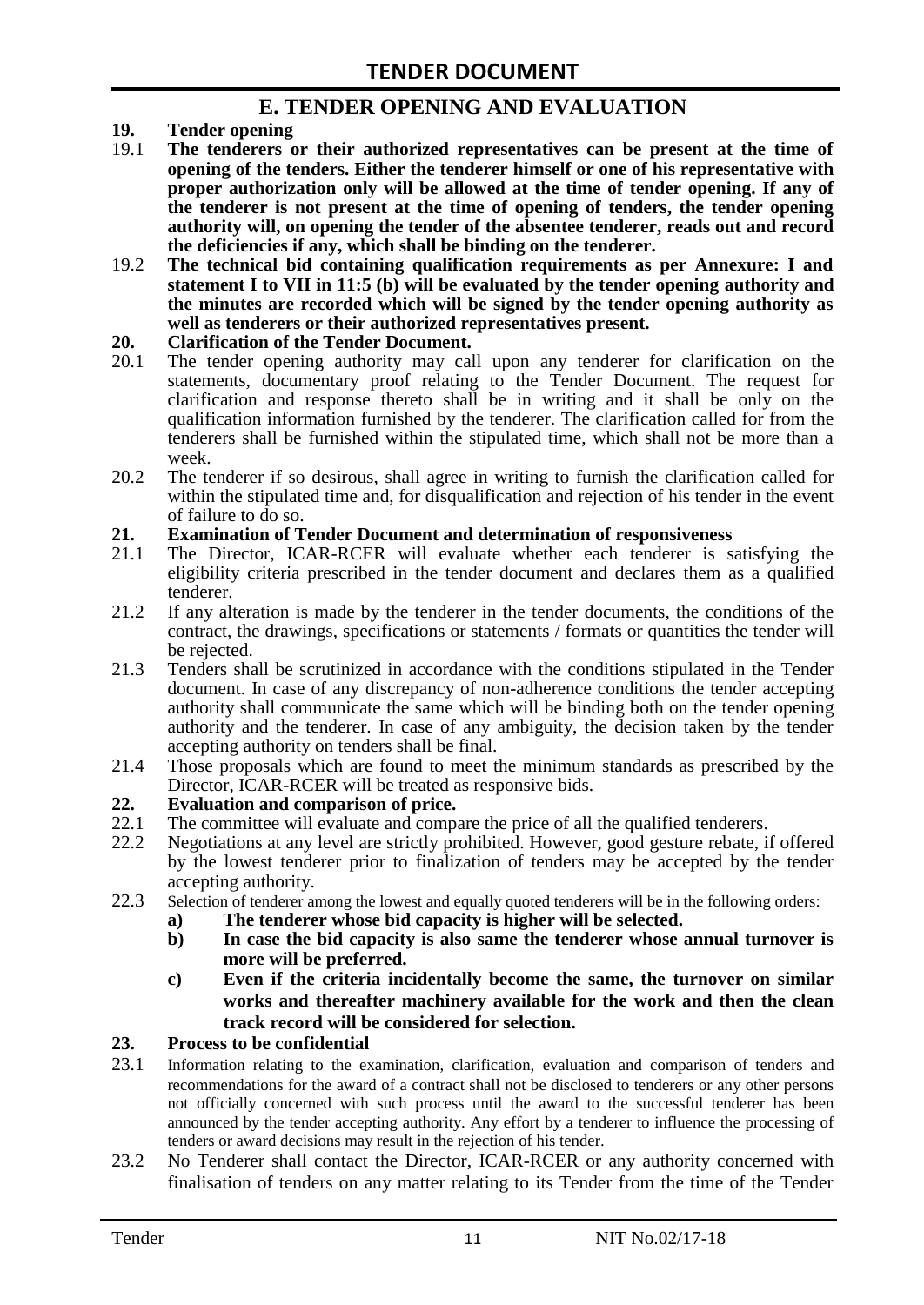## E. TENDER OPENING AND EVALUATION

**19. Tender opening**

19.1 **The tenderers or their authorized representatives can be present at the time of opening of the tenders. Either the tenderer himself or one of his representative with proper authorization only will be allowed at the time of tender opening. If any of the tenderer is not present at the time of opening of tenders, the tender opening authority will, on opening the tender of the absentee tenderer, reads out and record the deficiencies if any, which shall be binding on the tenderer.**

19.2 **The technical bid containing qualification requirements as per Annexure: I and statement I to VII in 11:5 (b) will be evaluated by the tender opening authority and the minutes are recorded which will be signed by the tender opening authority as well as tenderers or their authorized representatives present.**

**20. Clarification of the Tender Document.**

20.1 The tender opening authority may call upon any tenderer for clarification on the statements, documentary proof relating to the Tender Document. The request for clarification and response thereto shall be in writing and it shall be only on the qualification information furnished by the tenderer. The clarification called for from the tenderers shall be furnished within the stipulated time, which shall not be more than a week.

20.2 The tenderer if so desirous, shall agree in writing to furnish the clarification called for within the stipulated time and, for disqualification and rejection of his tender in the event of failure to do so.

**21. Examination of Tender Document and determination of responsiveness**

21.1 The Director, ICAR-RCER will evaluate whether each tenderer is satisfying the eligibility criteria prescribed in the tender document and declares them as a qualified tenderer.

21.2 If any alteration is made by the tenderer in the tender documents, the conditions of the contract, the drawings, specifications or statements / formats or quantities the tender will be rejected.

21.3 Tenders shall be scrutinized in accordance with the conditions stipulated in the Tender document. In case of any discrepancy of non-adherence conditions the tender accepting authority shall communicate the same which will be binding both on the tender opening authority and the tenderer. In case of any ambiguity, the decision taken by the tender accepting authority on tenders shall be final.

21.4 Those proposals which are found to meet the minimum standards as prescribed by the Director, ICAR-RCER will be treated as responsive bids.

**22. Evaluation and comparison of price.**

22.1 The committee will evaluate and compare the price of all the qualified tenderers.

22.2 Negotiations at any level are strictly prohibited. However, good gesture rebate, if offered by the lowest tenderer prior to finalization of tenders may be accepted by the tender accepting authority.

22.3 Selection of tenderer among the lowest and equally quoted tenderers will be in the following orders:

**a) The tenderer whose bid capacity is higher will be selected.**

**b) In case the bid capacity is also same the tenderer whose annual turnover is more will be preferred.**

**c) Even if the criteria incidentally become the same, the turnover on similar works and thereafter machinery available for the work and then the clean track record will be considered for selection.**

**23. Process to be confidential**

23.1 Information relating to the examination, clarification, evaluation and comparison of tenders and recommendations for the award of a contract shall not be disclosed to tenderers or any other persons not officially concerned with such process until the award to the successful tenderer has been announced by the tender accepting authority. Any effort by a tenderer to influence the processing of tenders or award decisions may result in the rejection of his tender.

23.2 No Tenderer shall contact the Director, ICAR-RCER or any authority concerned with finalisation of tenders on any matter relating to its Tender from the time of the Tender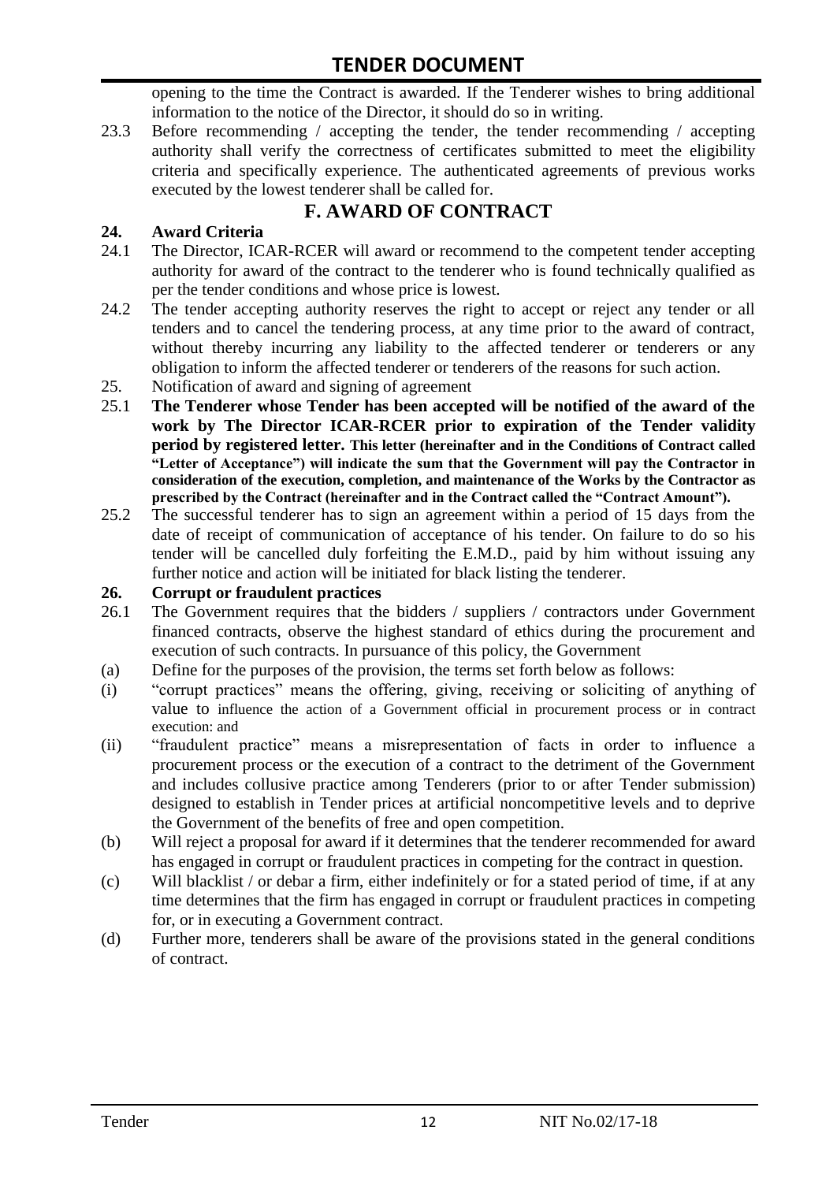opening to the time the Contract is awarded. If the Tenderer wishes to bring additional information to the notice of the Director, it should do so in writing.

23.3 Before recommending / accepting the tender, the tender recommending / accepting authority shall verify the correctness of certificates submitted to meet the eligibility criteria and specifically experience. The authenticated agreements of previous works executed by the lowest tenderer shall be called for.

## F. AWARD OF CONTRACT

### 24. Award Criteria

24.1 The Director, ICAR-RCER will award or recommend to the competent tender accepting authority for award of the contract to the tenderer who is found technically qualified as per the tender conditions and whose price is lowest.

24.2 The tender accepting authority reserves the right to accept or reject any tender or all tenders and to cancel the tendering process, at any time prior to the award of contract, without thereby incurring any liability to the affected tenderer or tenderers or any obligation to inform the affected tenderer or tenderers of the reasons for such action.

25. Notification of award and signing of agreement

25.1 **The Tenderer whose Tender has been accepted will be notified of the award of the work by The Director ICAR-RCER prior to expiration of the Tender validity period by registered letter. This letter (hereinafter and in the Conditions of Contract called "Letter of Acceptance") will indicate the sum that the Government will pay the Contractor in consideration of the execution, completion, and maintenance of the Works by the Contractor as prescribed by the Contract (hereinafter and in the Contract called the "Contract Amount").**

25.2 The successful tenderer has to sign an agreement within a period of 15 days from the date of receipt of communication of acceptance of his tender. On failure to do so his tender will be cancelled duly forfeiting the E.M.D., paid by him without issuing any further notice and action will be initiated for black listing the tenderer.

### 26. Corrupt or fraudulent practices

26.1 The Government requires that the bidders / suppliers / contractors under Government financed contracts, observe the highest standard of ethics during the procurement and execution of such contracts. In pursuance of this policy, the Government

(a) Define for the purposes of the provision, the terms set forth below as follows:

(i) "corrupt practices" means the offering, giving, receiving or soliciting of anything of value to influence the action of a Government official in procurement process or in contract execution: and

(ii) "fraudulent practice" means a misrepresentation of facts in order to influence a procurement process or the execution of a contract to the detriment of the Government and includes collusive practice among Tenderers (prior to or after Tender submission) designed to establish in Tender prices at artificial noncompetitive levels and to deprive the Government of the benefits of free and open competition.

(b) Will reject a proposal for award if it determines that the tenderer recommended for award has engaged in corrupt or fraudulent practices in competing for the contract in question.

(c) Will blacklist / or debar a firm, either indefinitely or for a stated period of time, if at any time determines that the firm has engaged in corrupt or fraudulent practices in competing for, or in executing a Government contract.

(d) Further more, tenderers shall be aware of the provisions stated in the general conditions of contract.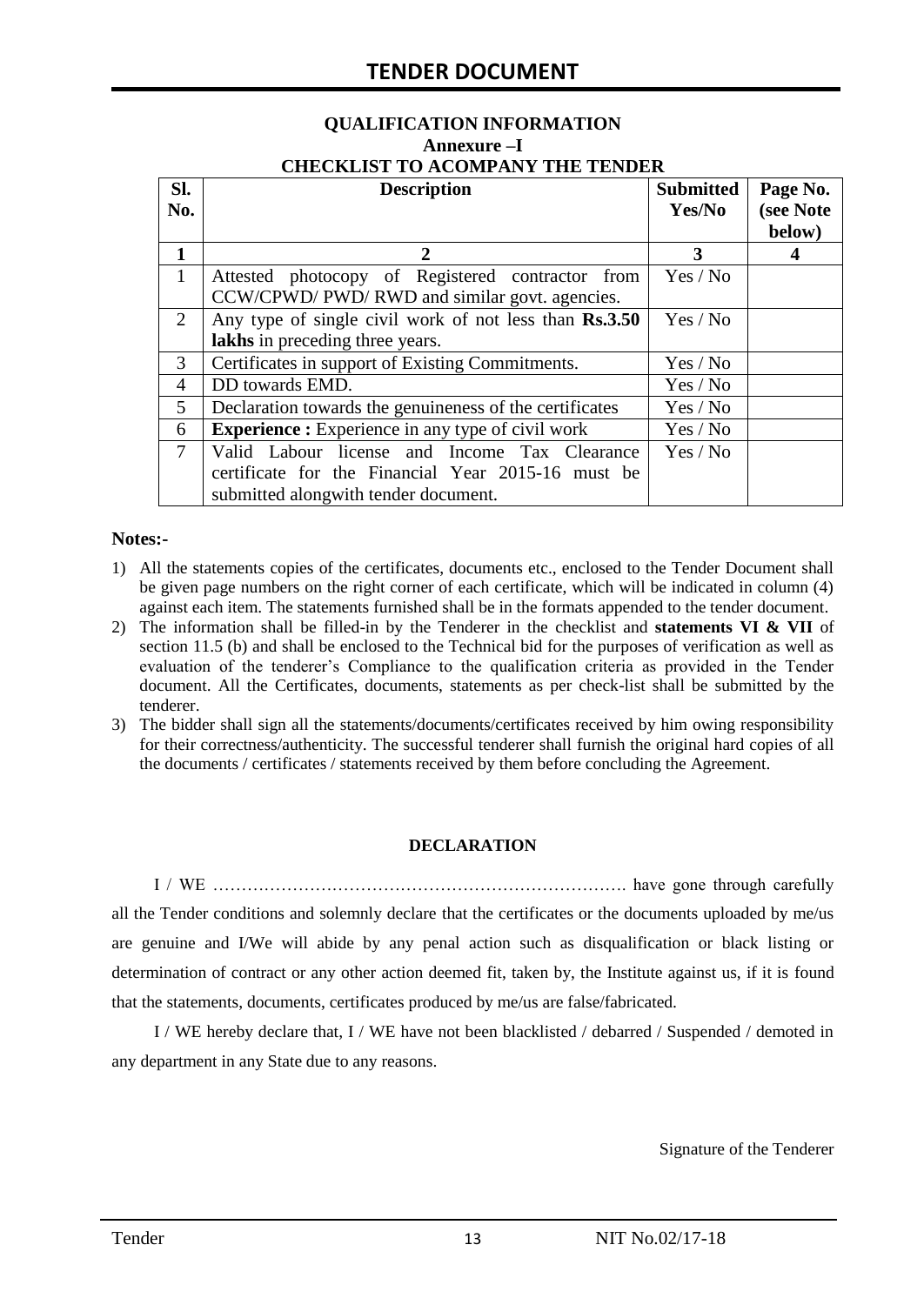### QUALIFICATION INFORMATION

### Annexure –I

### CHECKLIST TO ACOMPANY THE TENDER

| Sl. No. | Description | Submitted Yes/No | Page No. (see Note below) |
|---|---|---|---|
| **1** | **2** | **3** | **4** |
| 1 | Attested photocopy of Registered contractor from CCW/CPWD/ PWD/ RWD and similar govt. agencies. | Yes / No | |
| 2 | Any type of single civil work of not less than **Rs.3.50 lakhs** in preceding three years. | Yes / No | |
| 3 | Certificates in support of Existing Commitments. | Yes / No | |
| 4 | DD towards EMD. | Yes / No | |
| 5 | Declaration towards the genuineness of the certificates | Yes / No | |
| 6 | **Experience :** Experience in any type of civil work | Yes / No | |
| 7 | Valid Labour license and Income Tax Clearance certificate for the Financial Year 2015-16 must be submitted alongwith tender document. | Yes / No | |

**Notes:-**

1) All the statements copies of the certificates, documents etc., enclosed to the Tender Document shall be given page numbers on the right corner of each certificate, which will be indicated in column (4) against each item. The statements furnished shall be in the formats appended to the tender document.
2) The information shall be filled-in by the Tenderer in the checklist and **statements VI & VII** of section 11.5 (b) and shall be enclosed to the Technical bid for the purposes of verification as well as evaluation of the tenderer's Compliance to the qualification criteria as provided in the Tender document. All the Certificates, documents, statements as per check-list shall be submitted by the tenderer.
3) The bidder shall sign all the statements/documents/certificates received by him owing responsibility for their correctness/authenticity. The successful tenderer shall furnish the original hard copies of all the documents / certificates / statements received by them before concluding the Agreement.

**DECLARATION**

I / WE ………………………………………………………………. have gone through carefully all the Tender conditions and solemnly declare that the certificates or the documents uploaded by me/us are genuine and I/We will abide by any penal action such as disqualification or black listing or determination of contract or any other action deemed fit, taken by, the Institute against us, if it is found that the statements, documents, certificates produced by me/us are false/fabricated.

I / WE hereby declare that, I / WE have not been blacklisted / debarred / Suspended / demoted in any department in any State due to any reasons.

Signature of the Tenderer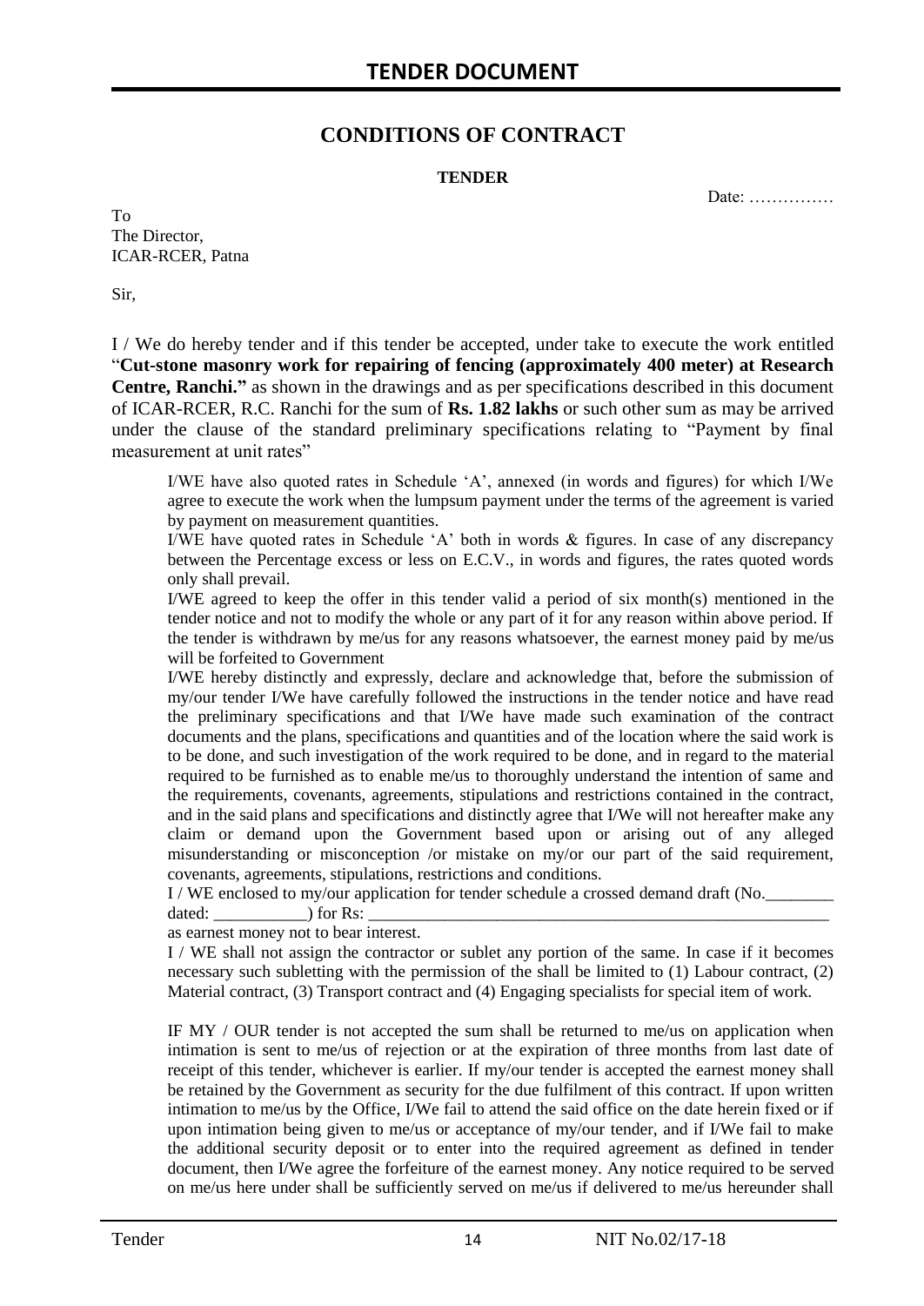## CONDITIONS OF CONTRACT

**TENDER**

Date: ……………

To
The Director,
ICAR-RCER, Patna

Sir,

I / We do hereby tender and if this tender be accepted, under take to execute the work entitled "**Cut-stone masonry work for repairing of fencing (approximately 400 meter) at Research Centre, Ranchi."** as shown in the drawings and as per specifications described in this document of ICAR-RCER, R.C. Ranchi for the sum of **Rs. 1.82 lakhs** or such other sum as may be arrived under the clause of the standard preliminary specifications relating to "Payment by final measurement at unit rates"

I/WE have also quoted rates in Schedule 'A', annexed (in words and figures) for which I/We agree to execute the work when the lumpsum payment under the terms of the agreement is varied by payment on measurement quantities.

I/WE have quoted rates in Schedule 'A' both in words & figures. In case of any discrepancy between the Percentage excess or less on E.C.V., in words and figures, the rates quoted words only shall prevail.

I/WE agreed to keep the offer in this tender valid a period of six month(s) mentioned in the tender notice and not to modify the whole or any part of it for any reason within above period. If the tender is withdrawn by me/us for any reasons whatsoever, the earnest money paid by me/us will be forfeited to Government

I/WE hereby distinctly and expressly, declare and acknowledge that, before the submission of my/our tender I/We have carefully followed the instructions in the tender notice and have read the preliminary specifications and that I/We have made such examination of the contract documents and the plans, specifications and quantities and of the location where the said work is to be done, and such investigation of the work required to be done, and in regard to the material required to be furnished as to enable me/us to thoroughly understand the intention of same and the requirements, covenants, agreements, stipulations and restrictions contained in the contract, and in the said plans and specifications and distinctly agree that I/We will not hereafter make any claim or demand upon the Government based upon or arising out of any alleged misunderstanding or misconception /or mistake on my/or our part of the said requirement, covenants, agreements, stipulations, restrictions and conditions.

I / WE enclosed to my/our application for tender schedule a crossed demand draft (No.________ dated: ___________) for Rs: ________________________________________________________ as earnest money not to bear interest.

I / WE shall not assign the contractor or sublet any portion of the same. In case if it becomes necessary such subletting with the permission of the shall be limited to (1) Labour contract, (2) Material contract, (3) Transport contract and (4) Engaging specialists for special item of work.

IF MY / OUR tender is not accepted the sum shall be returned to me/us on application when intimation is sent to me/us of rejection or at the expiration of three months from last date of receipt of this tender, whichever is earlier. If my/our tender is accepted the earnest money shall be retained by the Government as security for the due fulfilment of this contract. If upon written intimation to me/us by the Office, I/We fail to attend the said office on the date herein fixed or if upon intimation being given to me/us or acceptance of my/our tender, and if I/We fail to make the additional security deposit or to enter into the required agreement as defined in tender document, then I/We agree the forfeiture of the earnest money. Any notice required to be served on me/us here under shall be sufficiently served on me/us if delivered to me/us hereunder shall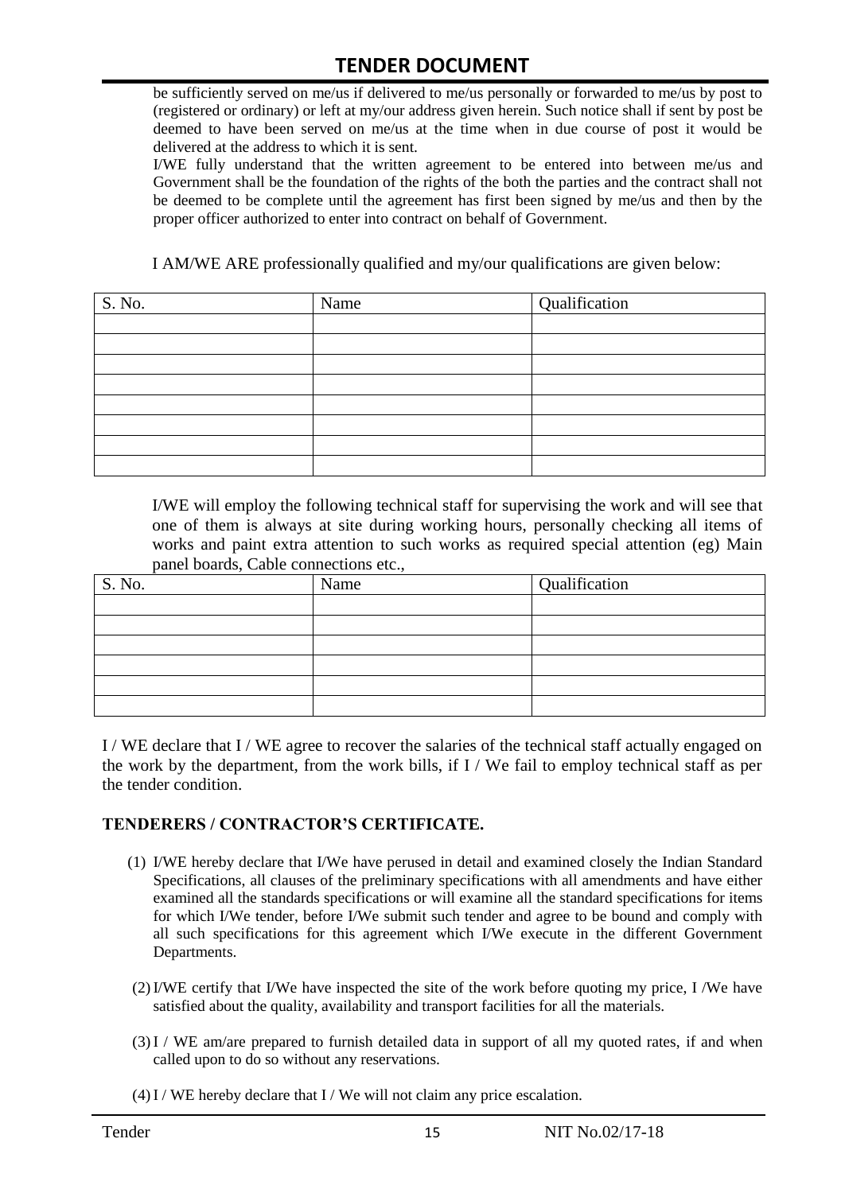be sufficiently served on me/us if delivered to me/us personally or forwarded to me/us by post to (registered or ordinary) or left at my/our address given herein. Such notice shall if sent by post be deemed to have been served on me/us at the time when in due course of post it would be delivered at the address to which it is sent.

I/WE fully understand that the written agreement to be entered into between me/us and Government shall be the foundation of the rights of the both the parties and the contract shall not be deemed to be complete until the agreement has first been signed by me/us and then by the proper officer authorized to enter into contract on behalf of Government.

I AM/WE ARE professionally qualified and my/our qualifications are given below:

| S. No. | Name | Qualification |
|---|---|---|
| | | |
| | | |
| | | |
| | | |
| | | |
| | | |
| | | |
| | | |

I/WE will employ the following technical staff for supervising the work and will see that one of them is always at site during working hours, personally checking all items of works and paint extra attention to such works as required special attention (eg) Main panel boards, Cable connections etc.,

| S. No. | Name | Qualification |
|---|---|---|
| | | |
| | | |
| | | |
| | | |
| | | |
| | | |

I / WE declare that I / WE agree to recover the salaries of the technical staff actually engaged on the work by the department, from the work bills, if I / We fail to employ technical staff as per the tender condition.

**TENDERERS / CONTRACTOR'S CERTIFICATE.**

(1) I/WE hereby declare that I/We have perused in detail and examined closely the Indian Standard Specifications, all clauses of the preliminary specifications with all amendments and have either examined all the standards specifications or will examine all the standard specifications for items for which I/We tender, before I/We submit such tender and agree to be bound and comply with all such specifications for this agreement which I/We execute in the different Government Departments.

(2) I/WE certify that I/We have inspected the site of the work before quoting my price, I /We have satisfied about the quality, availability and transport facilities for all the materials.

(3) I / WE am/are prepared to furnish detailed data in support of all my quoted rates, if and when called upon to do so without any reservations.

(4) I / WE hereby declare that I / We will not claim any price escalation.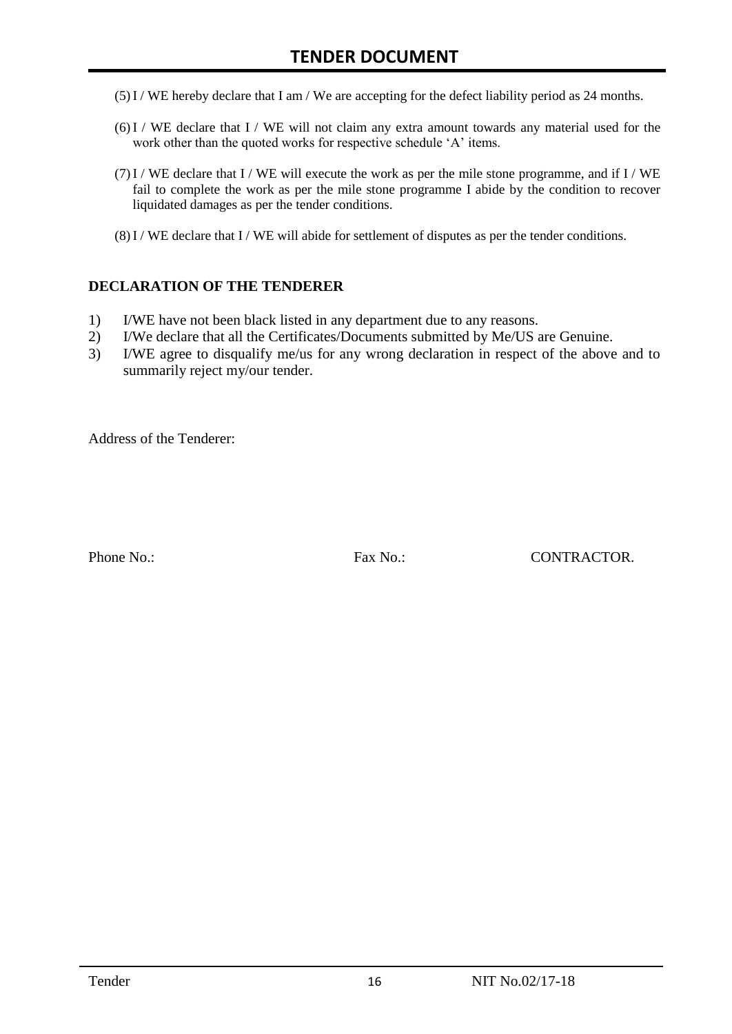(5) I / WE hereby declare that I am / We are accepting for the defect liability period as 24 months.

(6) I / WE declare that I / WE will not claim any extra amount towards any material used for the work other than the quoted works for respective schedule 'A' items.

(7) I / WE declare that I / WE will execute the work as per the mile stone programme, and if I / WE fail to complete the work as per the mile stone programme I abide by the condition to recover liquidated damages as per the tender conditions.

(8) I / WE declare that I / WE will abide for settlement of disputes as per the tender conditions.

**DECLARATION OF THE TENDERER**

1) I/WE have not been black listed in any department due to any reasons.
2) I/We declare that all the Certificates/Documents submitted by Me/US are Genuine.
3) I/WE agree to disqualify me/us for any wrong declaration in respect of the above and to summarily reject my/our tender.

Address of the Tenderer:

Phone No.: Fax No.: CONTRACTOR.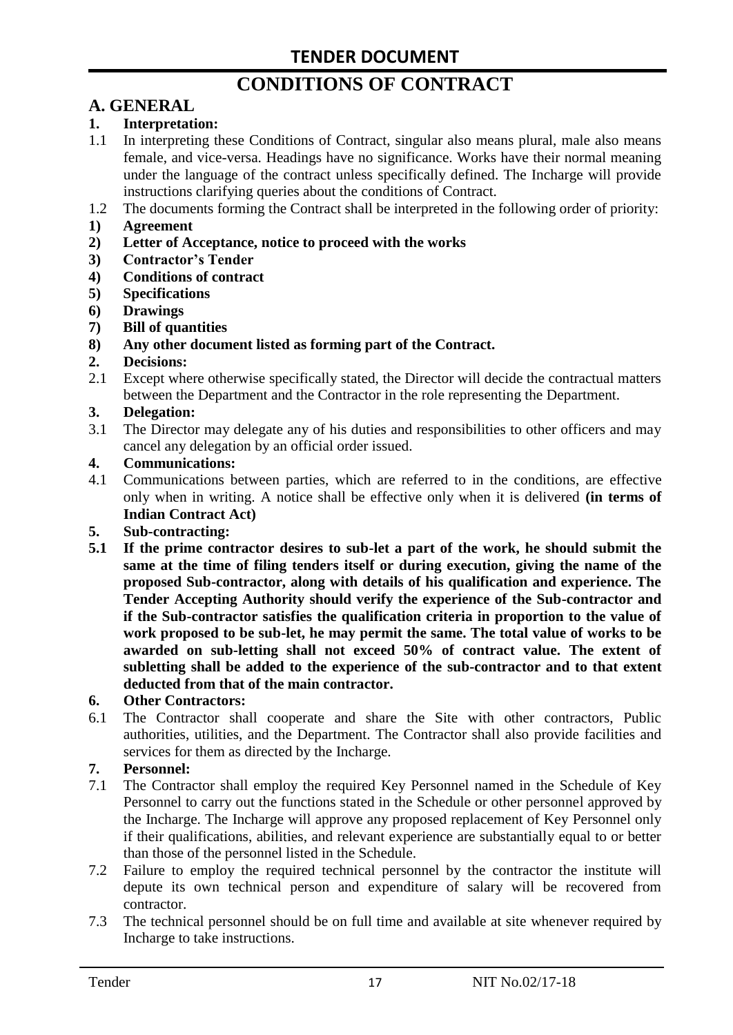# CONDITIONS OF CONTRACT

## A. GENERAL

**1. Interpretation:**

1.1 In interpreting these Conditions of Contract, singular also means plural, male also means female, and vice-versa. Headings have no significance. Works have their normal meaning under the language of the contract unless specifically defined. The Incharge will provide instructions clarifying queries about the conditions of Contract.

1.2 The documents forming the Contract shall be interpreted in the following order of priority:

**1) Agreement**

**2) Letter of Acceptance, notice to proceed with the works**

**3) Contractor's Tender**

**4) Conditions of contract**

**5) Specifications**

**6) Drawings**

**7) Bill of quantities**

**8) Any other document listed as forming part of the Contract.**

**2. Decisions:**

2.1 Except where otherwise specifically stated, the Director will decide the contractual matters between the Department and the Contractor in the role representing the Department.

**3. Delegation:**

3.1 The Director may delegate any of his duties and responsibilities to other officers and may cancel any delegation by an official order issued.

**4. Communications:**

4.1 Communications between parties, which are referred to in the conditions, are effective only when in writing. A notice shall be effective only when it is delivered **(in terms of Indian Contract Act)**

**5. Sub-contracting:**

**5.1 If the prime contractor desires to sub-let a part of the work, he should submit the same at the time of filing tenders itself or during execution, giving the name of the proposed Sub-contractor, along with details of his qualification and experience. The Tender Accepting Authority should verify the experience of the Sub-contractor and if the Sub-contractor satisfies the qualification criteria in proportion to the value of work proposed to be sub-let, he may permit the same. The total value of works to be awarded on sub-letting shall not exceed 50% of contract value. The extent of subletting shall be added to the experience of the sub-contractor and to that extent deducted from that of the main contractor.**

**6. Other Contractors:**

6.1 The Contractor shall cooperate and share the Site with other contractors, Public authorities, utilities, and the Department. The Contractor shall also provide facilities and services for them as directed by the Incharge.

**7. Personnel:**

7.1 The Contractor shall employ the required Key Personnel named in the Schedule of Key Personnel to carry out the functions stated in the Schedule or other personnel approved by the Incharge. The Incharge will approve any proposed replacement of Key Personnel only if their qualifications, abilities, and relevant experience are substantially equal to or better than those of the personnel listed in the Schedule.

7.2 Failure to employ the required technical personnel by the contractor the institute will depute its own technical person and expenditure of salary will be recovered from contractor.

7.3 The technical personnel should be on full time and available at site whenever required by Incharge to take instructions.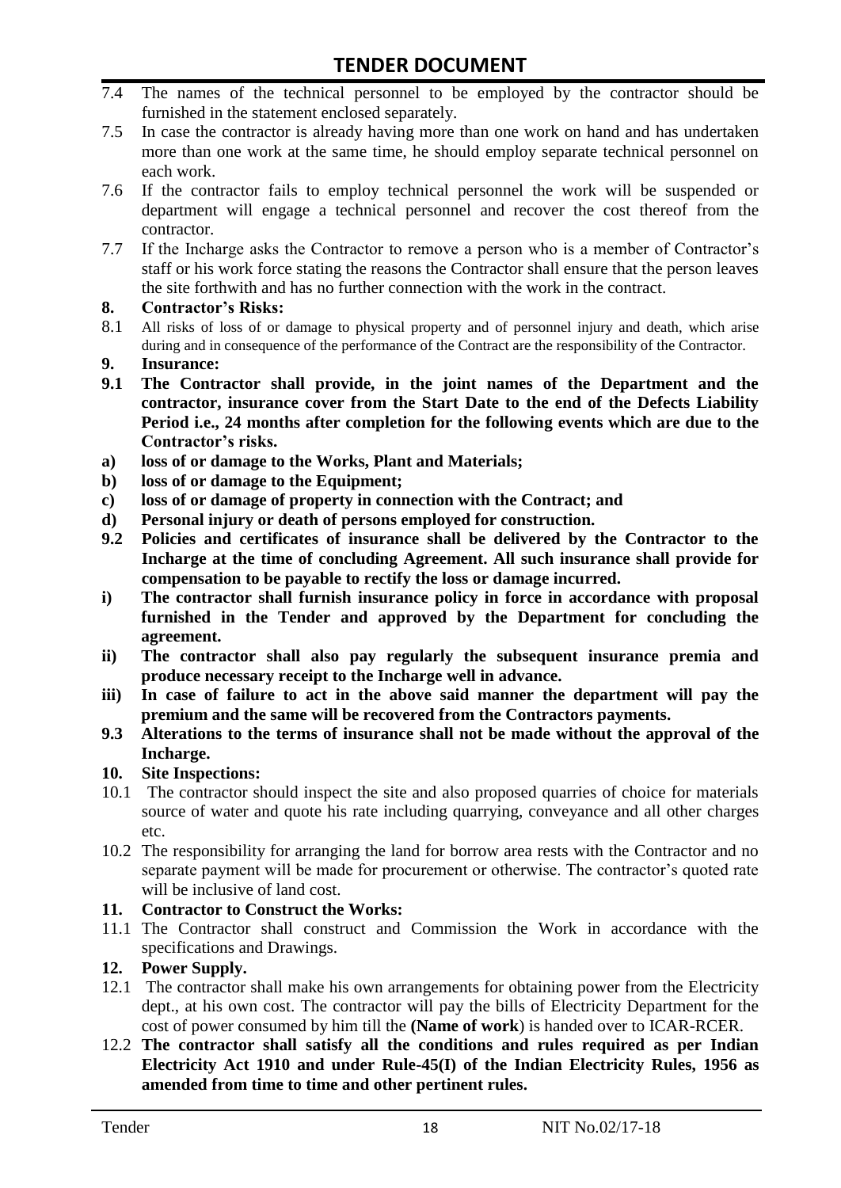7.4 The names of the technical personnel to be employed by the contractor should be furnished in the statement enclosed separately.

7.5 In case the contractor is already having more than one work on hand and has undertaken more than one work at the same time, he should employ separate technical personnel on each work.

7.6 If the contractor fails to employ technical personnel the work will be suspended or department will engage a technical personnel and recover the cost thereof from the contractor.

7.7 If the Incharge asks the Contractor to remove a person who is a member of Contractor's staff or his work force stating the reasons the Contractor shall ensure that the person leaves the site forthwith and has no further connection with the work in the contract.

**8. Contractor's Risks:**

8.1 All risks of loss of or damage to physical property and of personnel injury and death, which arise during and in consequence of the performance of the Contract are the responsibility of the Contractor.

**9. Insurance:**

**9.1 The Contractor shall provide, in the joint names of the Department and the contractor, insurance cover from the Start Date to the end of the Defects Liability Period i.e., 24 months after completion for the following events which are due to the Contractor's risks.**

**a) loss of or damage to the Works, Plant and Materials;**

**b) loss of or damage to the Equipment;**

**c) loss of or damage of property in connection with the Contract; and**

**d) Personal injury or death of persons employed for construction.**

**9.2 Policies and certificates of insurance shall be delivered by the Contractor to the Incharge at the time of concluding Agreement. All such insurance shall provide for compensation to be payable to rectify the loss or damage incurred.**

**i) The contractor shall furnish insurance policy in force in accordance with proposal furnished in the Tender and approved by the Department for concluding the agreement.**

**ii) The contractor shall also pay regularly the subsequent insurance premia and produce necessary receipt to the Incharge well in advance.**

**iii) In case of failure to act in the above said manner the department will pay the premium and the same will be recovered from the Contractors payments.**

**9.3 Alterations to the terms of insurance shall not be made without the approval of the Incharge.**

**10. Site Inspections:**

10.1 The contractor should inspect the site and also proposed quarries of choice for materials source of water and quote his rate including quarrying, conveyance and all other charges etc.

10.2 The responsibility for arranging the land for borrow area rests with the Contractor and no separate payment will be made for procurement or otherwise. The contractor's quoted rate will be inclusive of land cost.

**11. Contractor to Construct the Works:**

11.1 The Contractor shall construct and Commission the Work in accordance with the specifications and Drawings.

**12. Power Supply.**

12.1 The contractor shall make his own arrangements for obtaining power from the Electricity dept., at his own cost. The contractor will pay the bills of Electricity Department for the cost of power consumed by him till the **(Name of work**) is handed over to ICAR-RCER.

12.2 **The contractor shall satisfy all the conditions and rules required as per Indian Electricity Act 1910 and under Rule-45(I) of the Indian Electricity Rules, 1956 as amended from time to time and other pertinent rules.**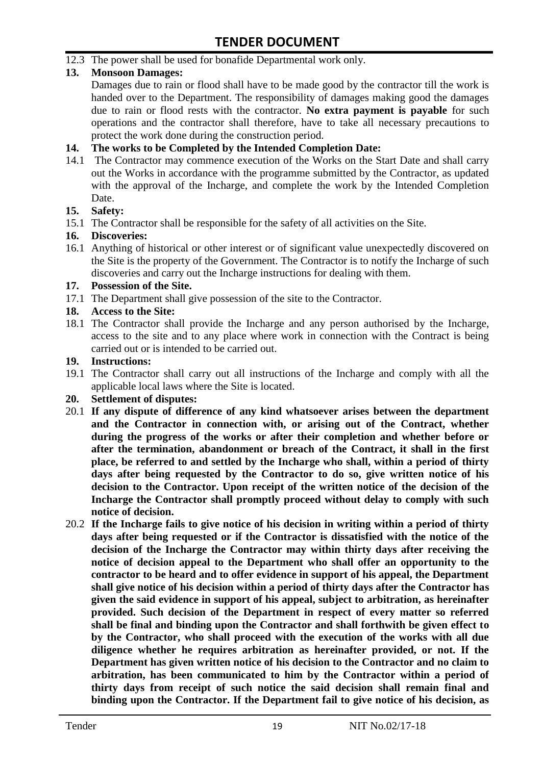12.3 The power shall be used for bonafide Departmental work only.

**13. Monsoon Damages:**

Damages due to rain or flood shall have to be made good by the contractor till the work is handed over to the Department. The responsibility of damages making good the damages due to rain or flood rests with the contractor. **No extra payment is payable** for such operations and the contractor shall therefore, have to take all necessary precautions to protect the work done during the construction period.

**14. The works to be Completed by the Intended Completion Date:**

14.1 The Contractor may commence execution of the Works on the Start Date and shall carry out the Works in accordance with the programme submitted by the Contractor, as updated with the approval of the Incharge, and complete the work by the Intended Completion Date.

**15. Safety:**

15.1 The Contractor shall be responsible for the safety of all activities on the Site.

**16. Discoveries:**

16.1 Anything of historical or other interest or of significant value unexpectedly discovered on the Site is the property of the Government. The Contractor is to notify the Incharge of such discoveries and carry out the Incharge instructions for dealing with them.

**17. Possession of the Site.**

17.1 The Department shall give possession of the site to the Contractor.

**18. Access to the Site:**

18.1 The Contractor shall provide the Incharge and any person authorised by the Incharge, access to the site and to any place where work in connection with the Contract is being carried out or is intended to be carried out.

**19. Instructions:**

19.1 The Contractor shall carry out all instructions of the Incharge and comply with all the applicable local laws where the Site is located.

**20. Settlement of disputes:**

20.1 **If any dispute of difference of any kind whatsoever arises between the department and the Contractor in connection with, or arising out of the Contract, whether during the progress of the works or after their completion and whether before or after the termination, abandonment or breach of the Contract, it shall in the first place, be referred to and settled by the Incharge who shall, within a period of thirty days after being requested by the Contractor to do so, give written notice of his decision to the Contractor. Upon receipt of the written notice of the decision of the Incharge the Contractor shall promptly proceed without delay to comply with such notice of decision.**

20.2 **If the Incharge fails to give notice of his decision in writing within a period of thirty days after being requested or if the Contractor is dissatisfied with the notice of the decision of the Incharge the Contractor may within thirty days after receiving the notice of decision appeal to the Department who shall offer an opportunity to the contractor to be heard and to offer evidence in support of his appeal, the Department shall give notice of his decision within a period of thirty days after the Contractor has given the said evidence in support of his appeal, subject to arbitration, as hereinafter provided. Such decision of the Department in respect of every matter so referred shall be final and binding upon the Contractor and shall forthwith be given effect to by the Contractor, who shall proceed with the execution of the works with all due diligence whether he requires arbitration as hereinafter provided, or not. If the Department has given written notice of his decision to the Contractor and no claim to arbitration, has been communicated to him by the Contractor within a period of thirty days from receipt of such notice the said decision shall remain final and binding upon the Contractor. If the Department fail to give notice of his decision, as**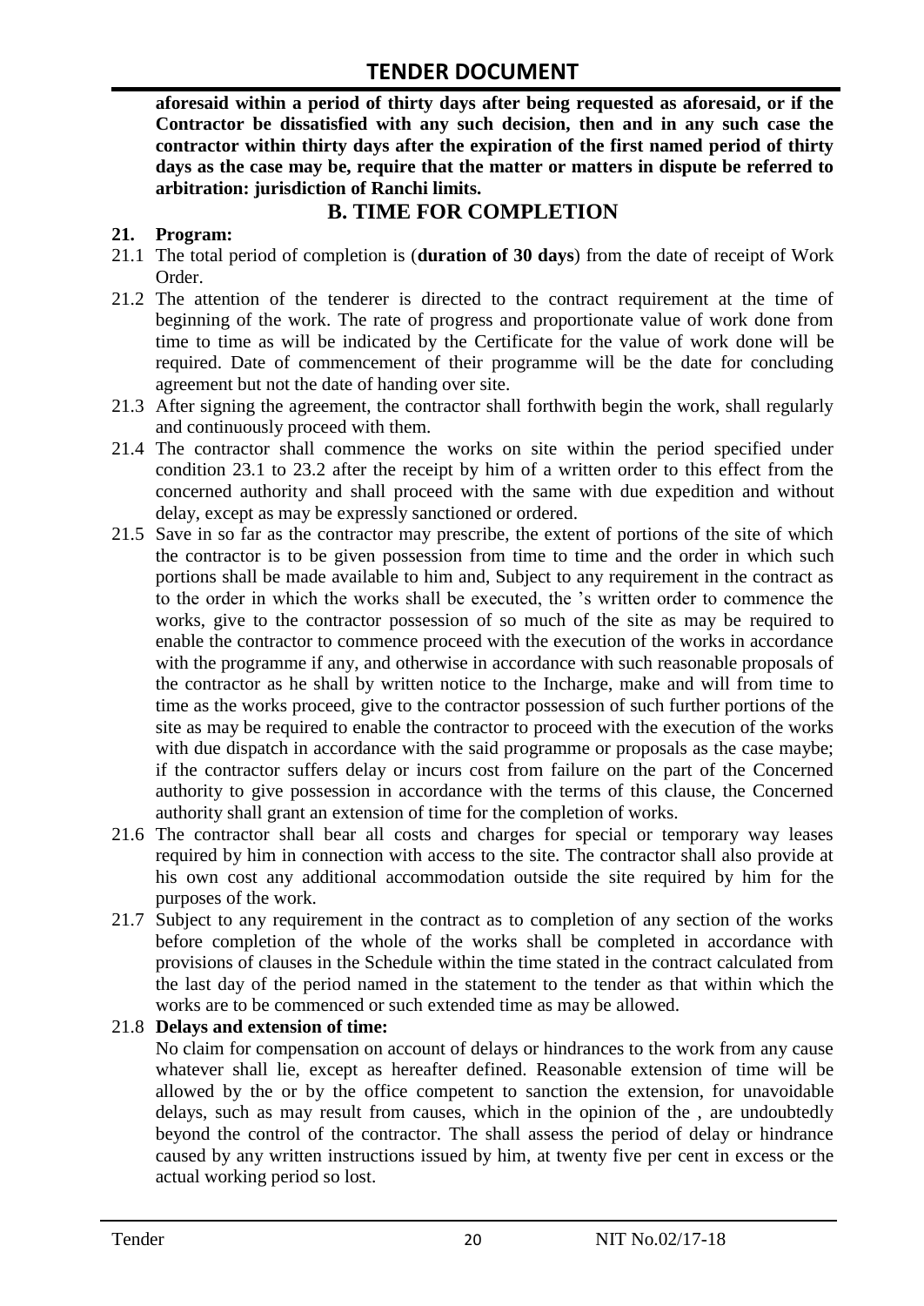**aforesaid within a period of thirty days after being requested as aforesaid, or if the Contractor be dissatisfied with any such decision, then and in any such case the contractor within thirty days after the expiration of the first named period of thirty days as the case may be, require that the matter or matters in dispute be referred to arbitration: jurisdiction of Ranchi limits.**

## B. TIME FOR COMPLETION

**21. Program:**

21.1 The total period of completion is (**duration of 30 days**) from the date of receipt of Work Order.

21.2 The attention of the tenderer is directed to the contract requirement at the time of beginning of the work. The rate of progress and proportionate value of work done from time to time as will be indicated by the Certificate for the value of work done will be required. Date of commencement of their programme will be the date for concluding agreement but not the date of handing over site.

21.3 After signing the agreement, the contractor shall forthwith begin the work, shall regularly and continuously proceed with them.

21.4 The contractor shall commence the works on site within the period specified under condition 23.1 to 23.2 after the receipt by him of a written order to this effect from the concerned authority and shall proceed with the same with due expedition and without delay, except as may be expressly sanctioned or ordered.

21.5 Save in so far as the contractor may prescribe, the extent of portions of the site of which the contractor is to be given possession from time to time and the order in which such portions shall be made available to him and, Subject to any requirement in the contract as to the order in which the works shall be executed, the 's written order to commence the works, give to the contractor possession of so much of the site as may be required to enable the contractor to commence proceed with the execution of the works in accordance with the programme if any, and otherwise in accordance with such reasonable proposals of the contractor as he shall by written notice to the Incharge, make and will from time to time as the works proceed, give to the contractor possession of such further portions of the site as may be required to enable the contractor to proceed with the execution of the works with due dispatch in accordance with the said programme or proposals as the case maybe; if the contractor suffers delay or incurs cost from failure on the part of the Concerned authority to give possession in accordance with the terms of this clause, the Concerned authority shall grant an extension of time for the completion of works.

21.6 The contractor shall bear all costs and charges for special or temporary way leases required by him in connection with access to the site. The contractor shall also provide at his own cost any additional accommodation outside the site required by him for the purposes of the work.

21.7 Subject to any requirement in the contract as to completion of any section of the works before completion of the whole of the works shall be completed in accordance with provisions of clauses in the Schedule within the time stated in the contract calculated from the last day of the period named in the statement to the tender as that within which the works are to be commenced or such extended time as may be allowed.

21.8 **Delays and extension of time:**

No claim for compensation on account of delays or hindrances to the work from any cause whatever shall lie, except as hereafter defined. Reasonable extension of time will be allowed by the or by the office competent to sanction the extension, for unavoidable delays, such as may result from causes, which in the opinion of the , are undoubtedly beyond the control of the contractor. The shall assess the period of delay or hindrance caused by any written instructions issued by him, at twenty five per cent in excess or the actual working period so lost.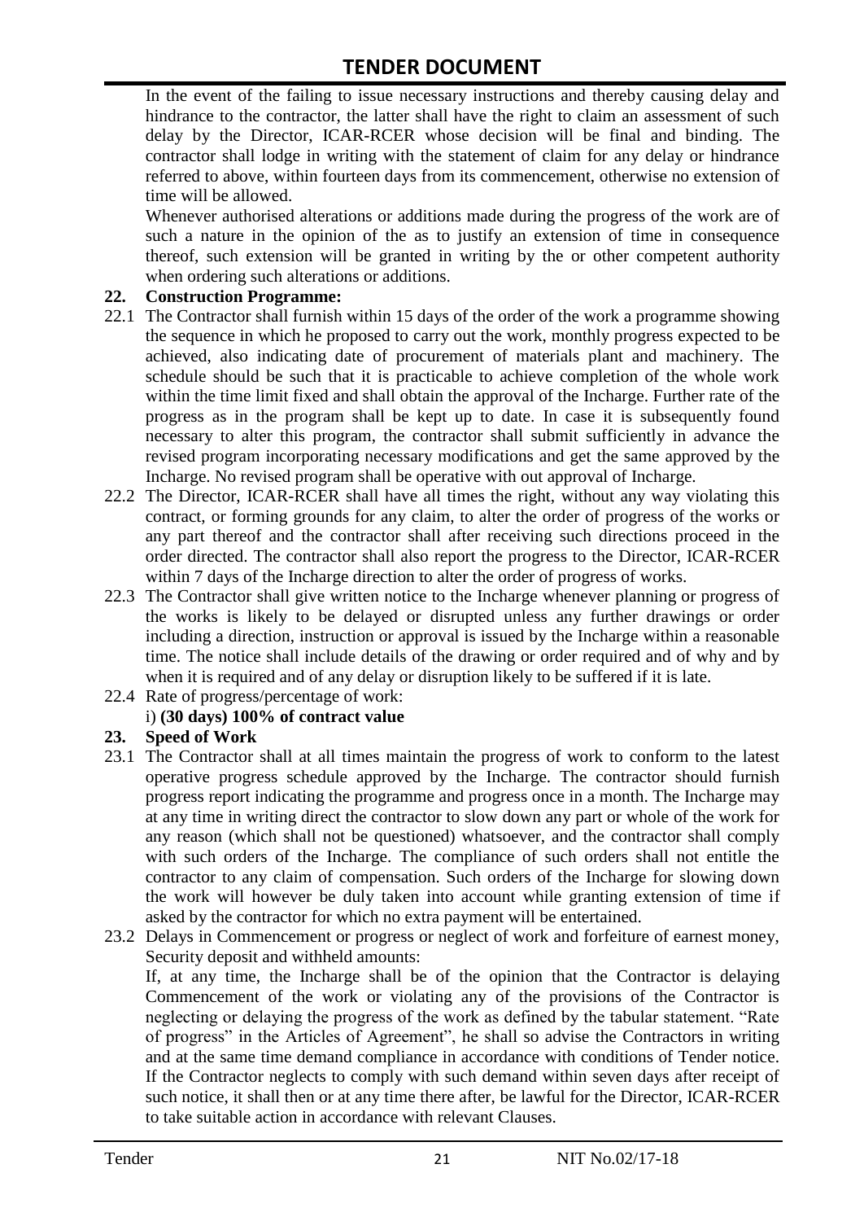In the event of the failing to issue necessary instructions and thereby causing delay and hindrance to the contractor, the latter shall have the right to claim an assessment of such delay by the Director, ICAR-RCER whose decision will be final and binding. The contractor shall lodge in writing with the statement of claim for any delay or hindrance referred to above, within fourteen days from its commencement, otherwise no extension of time will be allowed.

Whenever authorised alterations or additions made during the progress of the work are of such a nature in the opinion of the as to justify an extension of time in consequence thereof, such extension will be granted in writing by the or other competent authority when ordering such alterations or additions.

**22. Construction Programme:**

22.1 The Contractor shall furnish within 15 days of the order of the work a programme showing the sequence in which he proposed to carry out the work, monthly progress expected to be achieved, also indicating date of procurement of materials plant and machinery. The schedule should be such that it is practicable to achieve completion of the whole work within the time limit fixed and shall obtain the approval of the Incharge. Further rate of the progress as in the program shall be kept up to date. In case it is subsequently found necessary to alter this program, the contractor shall submit sufficiently in advance the revised program incorporating necessary modifications and get the same approved by the Incharge. No revised program shall be operative with out approval of Incharge.

22.2 The Director, ICAR-RCER shall have all times the right, without any way violating this contract, or forming grounds for any claim, to alter the order of progress of the works or any part thereof and the contractor shall after receiving such directions proceed in the order directed. The contractor shall also report the progress to the Director, ICAR-RCER within 7 days of the Incharge direction to alter the order of progress of works.

22.3 The Contractor shall give written notice to the Incharge whenever planning or progress of the works is likely to be delayed or disrupted unless any further drawings or order including a direction, instruction or approval is issued by the Incharge within a reasonable time. The notice shall include details of the drawing or order required and of why and by when it is required and of any delay or disruption likely to be suffered if it is late.

22.4 Rate of progress/percentage of work:

i) **(30 days) 100% of contract value**

**23. Speed of Work**

23.1 The Contractor shall at all times maintain the progress of work to conform to the latest operative progress schedule approved by the Incharge. The contractor should furnish progress report indicating the programme and progress once in a month. The Incharge may at any time in writing direct the contractor to slow down any part or whole of the work for any reason (which shall not be questioned) whatsoever, and the contractor shall comply with such orders of the Incharge. The compliance of such orders shall not entitle the contractor to any claim of compensation. Such orders of the Incharge for slowing down the work will however be duly taken into account while granting extension of time if asked by the contractor for which no extra payment will be entertained.

23.2 Delays in Commencement or progress or neglect of work and forfeiture of earnest money, Security deposit and withheld amounts:

If, at any time, the Incharge shall be of the opinion that the Contractor is delaying Commencement of the work or violating any of the provisions of the Contractor is neglecting or delaying the progress of the work as defined by the tabular statement. "Rate of progress" in the Articles of Agreement", he shall so advise the Contractors in writing and at the same time demand compliance in accordance with conditions of Tender notice. If the Contractor neglects to comply with such demand within seven days after receipt of such notice, it shall then or at any time there after, be lawful for the Director, ICAR-RCER to take suitable action in accordance with relevant Clauses.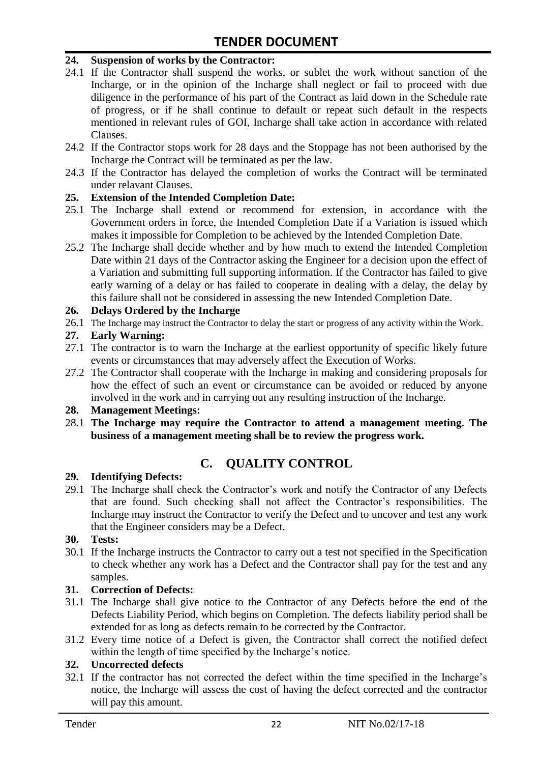**24. Suspension of works by the Contractor:**

24.1 If the Contractor shall suspend the works, or sublet the work without sanction of the Incharge, or in the opinion of the Incharge shall neglect or fail to proceed with due diligence in the performance of his part of the Contract as laid down in the Schedule rate of progress, or if he shall continue to default or repeat such default in the respects mentioned in relevant rules of GOI, Incharge shall take action in accordance with related Clauses.

24.2 If the Contractor stops work for 28 days and the Stoppage has not been authorised by the Incharge the Contract will be terminated as per the law.

24.3 If the Contractor has delayed the completion of works the Contract will be terminated under relavant Clauses.

**25. Extension of the Intended Completion Date:**

25.1 The Incharge shall extend or recommend for extension, in accordance with the Government orders in force, the Intended Completion Date if a Variation is issued which makes it impossible for Completion to be achieved by the Intended Completion Date.

25.2 The Incharge shall decide whether and by how much to extend the Intended Completion Date within 21 days of the Contractor asking the Engineer for a decision upon the effect of a Variation and submitting full supporting information. If the Contractor has failed to give early warning of a delay or has failed to cooperate in dealing with a delay, the delay by this failure shall not be considered in assessing the new Intended Completion Date.

**26. Delays Ordered by the Incharge**

26.1 The Incharge may instruct the Contractor to delay the start or progress of any activity within the Work.

**27. Early Warning:**

27.1 The contractor is to warn the Incharge at the earliest opportunity of specific likely future events or circumstances that may adversely affect the Execution of Works.

27.2 The Contractor shall cooperate with the Incharge in making and considering proposals for how the effect of such an event or circumstance can be avoided or reduced by anyone involved in the work and in carrying out any resulting instruction of the Incharge.

**28. Management Meetings:**

28.1 **The Incharge may require the Contractor to attend a management meeting. The business of a management meeting shall be to review the progress work.**

## C. QUALITY CONTROL

**29. Identifying Defects:**

29.1 The Incharge shall check the Contractor's work and notify the Contractor of any Defects that are found. Such checking shall not affect the Contractor's responsibilities. The Incharge may instruct the Contractor to verify the Defect and to uncover and test any work that the Engineer considers may be a Defect.

**30. Tests:**

30.1 If the Incharge instructs the Contractor to carry out a test not specified in the Specification to check whether any work has a Defect and the Contractor shall pay for the test and any samples.

**31. Correction of Defects:**

31.1 The Incharge shall give notice to the Contractor of any Defects before the end of the Defects Liability Period, which begins on Completion. The defects liability period shall be extended for as long as defects remain to be corrected by the Contractor.

31.2 Every time notice of a Defect is given, the Contractor shall correct the notified defect within the length of time specified by the Incharge's notice.

**32. Uncorrected defects**

32.1 If the contractor has not corrected the defect within the time specified in the Incharge's notice, the Incharge will assess the cost of having the defect corrected and the contractor will pay this amount.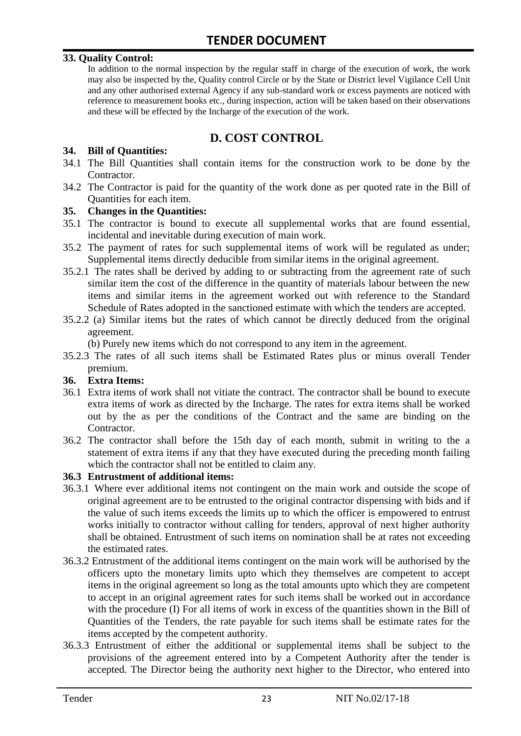**33. Quality Control:**

In addition to the normal inspection by the regular staff in charge of the execution of work, the work may also be inspected by the, Quality control Circle or by the State or District level Vigilance Cell Unit and any other authorised external Agency if any sub-standard work or excess payments are noticed with reference to measurement books etc., during inspection, action will be taken based on their observations and these will be effected by the Incharge of the execution of the work.

## D. COST CONTROL

**34. Bill of Quantities:**

34.1 The Bill Quantities shall contain items for the construction work to be done by the Contractor.

34.2 The Contractor is paid for the quantity of the work done as per quoted rate in the Bill of Quantities for each item.

**35. Changes in the Quantities:**

35.1 The contractor is bound to execute all supplemental works that are found essential, incidental and inevitable during execution of main work.

35.2 The payment of rates for such supplemental items of work will be regulated as under; Supplemental items directly deducible from similar items in the original agreement.

35.2.1 The rates shall be derived by adding to or subtracting from the agreement rate of such similar item the cost of the difference in the quantity of materials labour between the new items and similar items in the agreement worked out with reference to the Standard Schedule of Rates adopted in the sanctioned estimate with which the tenders are accepted.

35.2.2 (a) Similar items but the rates of which cannot be directly deduced from the original agreement.

(b) Purely new items which do not correspond to any item in the agreement.

35.2.3 The rates of all such items shall be Estimated Rates plus or minus overall Tender premium.

**36. Extra Items:**

36.1 Extra items of work shall not vitiate the contract. The contractor shall be bound to execute extra items of work as directed by the Incharge. The rates for extra items shall be worked out by the as per the conditions of the Contract and the same are binding on the Contractor.

36.2 The contractor shall before the 15th day of each month, submit in writing to the a statement of extra items if any that they have executed during the preceding month failing which the contractor shall not be entitled to claim any.

**36.3 Entrustment of additional items:**

36.3.1 Where ever additional items not contingent on the main work and outside the scope of original agreement are to be entrusted to the original contractor dispensing with bids and if the value of such items exceeds the limits up to which the officer is empowered to entrust works initially to contractor without calling for tenders, approval of next higher authority shall be obtained. Entrustment of such items on nomination shall be at rates not exceeding the estimated rates.

36.3.2 Entrustment of the additional items contingent on the main work will be authorised by the officers upto the monetary limits upto which they themselves are competent to accept items in the original agreement so long as the total amounts upto which they are competent to accept in an original agreement rates for such items shall be worked out in accordance with the procedure (I) For all items of work in excess of the quantities shown in the Bill of Quantities of the Tenders, the rate payable for such items shall be estimate rates for the items accepted by the competent authority.

36.3.3 Entrustment of either the additional or supplemental items shall be subject to the provisions of the agreement entered into by a Competent Authority after the tender is accepted. The Director being the authority next higher to the Director, who entered into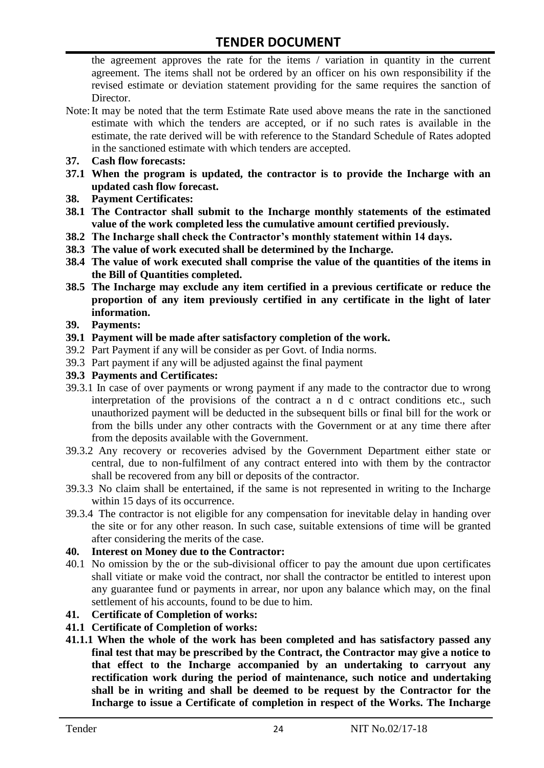the agreement approves the rate for the items / variation in quantity in the current agreement. The items shall not be ordered by an officer on his own responsibility if the revised estimate or deviation statement providing for the same requires the sanction of Director.

Note: It may be noted that the term Estimate Rate used above means the rate in the sanctioned estimate with which the tenders are accepted, or if no such rates is available in the estimate, the rate derived will be with reference to the Standard Schedule of Rates adopted in the sanctioned estimate with which tenders are accepted.

**37. Cash flow forecasts:**

**37.1 When the program is updated, the contractor is to provide the Incharge with an updated cash flow forecast.**

**38. Payment Certificates:**

**38.1 The Contractor shall submit to the Incharge monthly statements of the estimated value of the work completed less the cumulative amount certified previously.**

**38.2 The Incharge shall check the Contractor's monthly statement within 14 days.**

**38.3 The value of work executed shall be determined by the Incharge.**

**38.4 The value of work executed shall comprise the value of the quantities of the items in the Bill of Quantities completed.**

**38.5 The Incharge may exclude any item certified in a previous certificate or reduce the proportion of any item previously certified in any certificate in the light of later information.**

**39. Payments:**

**39.1 Payment will be made after satisfactory completion of the work.**

39.2 Part Payment if any will be consider as per Govt. of India norms.

39.3 Part payment if any will be adjusted against the final payment

**39.3 Payments and Certificates:**

39.3.1 In case of over payments or wrong payment if any made to the contractor due to wrong interpretation of the provisions of the contract a n d c ontract conditions etc., such unauthorized payment will be deducted in the subsequent bills or final bill for the work or from the bills under any other contracts with the Government or at any time there after from the deposits available with the Government.

39.3.2 Any recovery or recoveries advised by the Government Department either state or central, due to non-fulfilment of any contract entered into with them by the contractor shall be recovered from any bill or deposits of the contractor.

39.3.3 No claim shall be entertained, if the same is not represented in writing to the Incharge within 15 days of its occurrence.

39.3.4 The contractor is not eligible for any compensation for inevitable delay in handing over the site or for any other reason. In such case, suitable extensions of time will be granted after considering the merits of the case.

**40. Interest on Money due to the Contractor:**

40.1 No omission by the or the sub-divisional officer to pay the amount due upon certificates shall vitiate or make void the contract, nor shall the contractor be entitled to interest upon any guarantee fund or payments in arrear, nor upon any balance which may, on the final settlement of his accounts, found to be due to him.

**41. Certificate of Completion of works:**

**41.1 Certificate of Completion of works:**

**41.1.1 When the whole of the work has been completed and has satisfactory passed any final test that may be prescribed by the Contract, the Contractor may give a notice to that effect to the Incharge accompanied by an undertaking to carryout any rectification work during the period of maintenance, such notice and undertaking shall be in writing and shall be deemed to be request by the Contractor for the Incharge to issue a Certificate of completion in respect of the Works. The Incharge**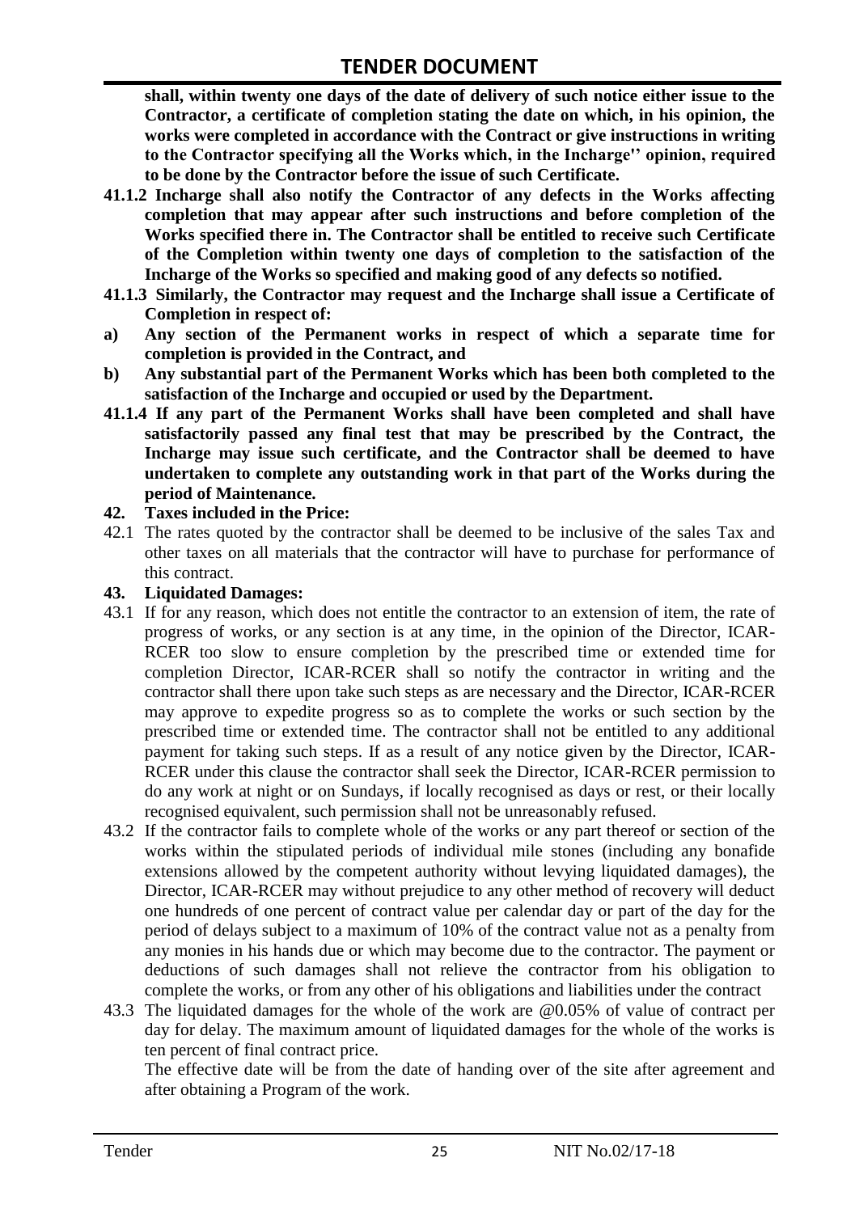**shall, within twenty one days of the date of delivery of such notice either issue to the Contractor, a certificate of completion stating the date on which, in his opinion, the works were completed in accordance with the Contract or give instructions in writing to the Contractor specifying all the Works which, in the Incharge'' opinion, required to be done by the Contractor before the issue of such Certificate.**

**41.1.2 Incharge shall also notify the Contractor of any defects in the Works affecting completion that may appear after such instructions and before completion of the Works specified there in. The Contractor shall be entitled to receive such Certificate of the Completion within twenty one days of completion to the satisfaction of the Incharge of the Works so specified and making good of any defects so notified.**

**41.1.3 Similarly, the Contractor may request and the Incharge shall issue a Certificate of Completion in respect of:**

**a) Any section of the Permanent works in respect of which a separate time for completion is provided in the Contract, and**

**b) Any substantial part of the Permanent Works which has been both completed to the satisfaction of the Incharge and occupied or used by the Department.**

**41.1.4 If any part of the Permanent Works shall have been completed and shall have satisfactorily passed any final test that may be prescribed by the Contract, the Incharge may issue such certificate, and the Contractor shall be deemed to have undertaken to complete any outstanding work in that part of the Works during the period of Maintenance.**

**42. Taxes included in the Price:**

42.1 The rates quoted by the contractor shall be deemed to be inclusive of the sales Tax and other taxes on all materials that the contractor will have to purchase for performance of this contract.

**43. Liquidated Damages:**

43.1 If for any reason, which does not entitle the contractor to an extension of item, the rate of progress of works, or any section is at any time, in the opinion of the Director, ICAR-RCER too slow to ensure completion by the prescribed time or extended time for completion Director, ICAR-RCER shall so notify the contractor in writing and the contractor shall there upon take such steps as are necessary and the Director, ICAR-RCER may approve to expedite progress so as to complete the works or such section by the prescribed time or extended time. The contractor shall not be entitled to any additional payment for taking such steps. If as a result of any notice given by the Director, ICAR-RCER under this clause the contractor shall seek the Director, ICAR-RCER permission to do any work at night or on Sundays, if locally recognised as days or rest, or their locally recognised equivalent, such permission shall not be unreasonably refused.

43.2 If the contractor fails to complete whole of the works or any part thereof or section of the works within the stipulated periods of individual mile stones (including any bonafide extensions allowed by the competent authority without levying liquidated damages), the Director, ICAR-RCER may without prejudice to any other method of recovery will deduct one hundreds of one percent of contract value per calendar day or part of the day for the period of delays subject to a maximum of 10% of the contract value not as a penalty from any monies in his hands due or which may become due to the contractor. The payment or deductions of such damages shall not relieve the contractor from his obligation to complete the works, or from any other of his obligations and liabilities under the contract

43.3 The liquidated damages for the whole of the work are @0.05% of value of contract per day for delay. The maximum amount of liquidated damages for the whole of the works is ten percent of final contract price.

The effective date will be from the date of handing over of the site after agreement and after obtaining a Program of the work.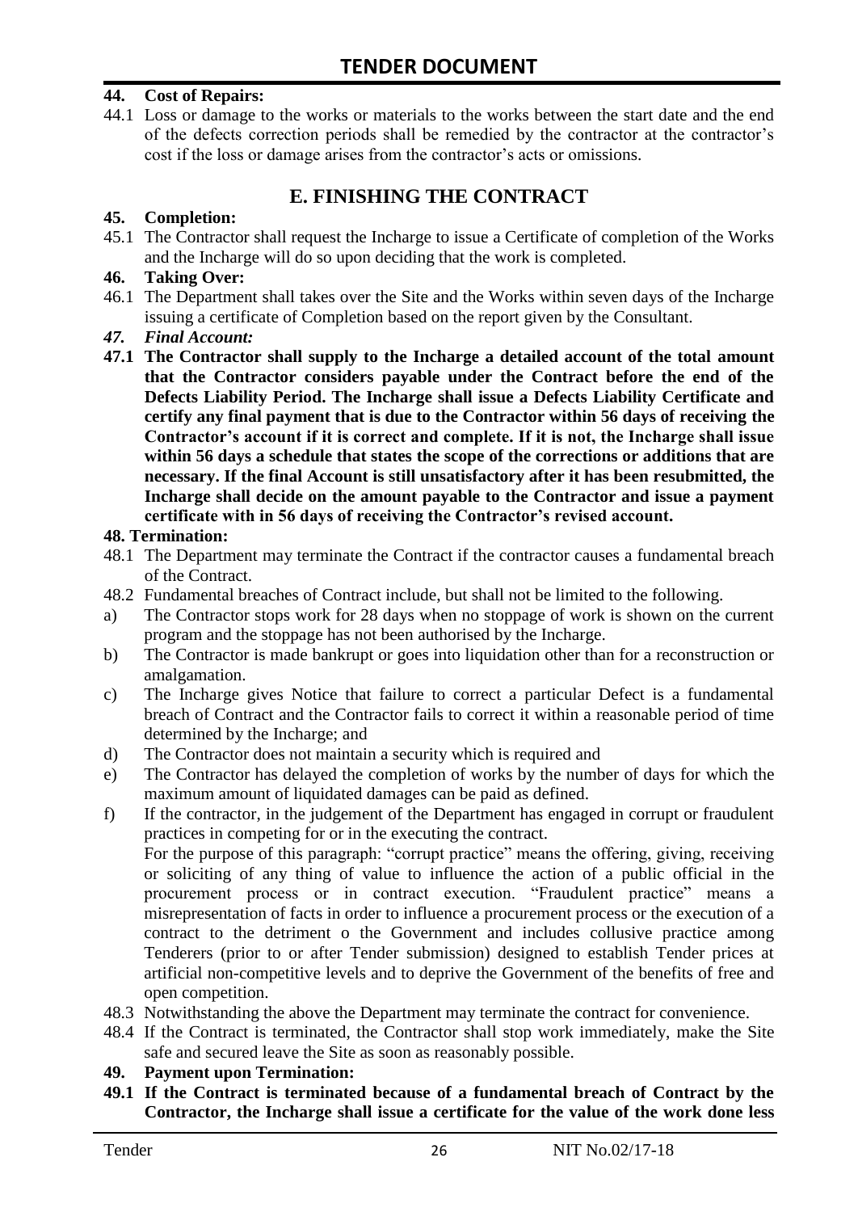**44. Cost of Repairs:**

44.1 Loss or damage to the works or materials to the works between the start date and the end of the defects correction periods shall be remedied by the contractor at the contractor's cost if the loss or damage arises from the contractor's acts or omissions.

## E. FINISHING THE CONTRACT

**45. Completion:**

45.1 The Contractor shall request the Incharge to issue a Certificate of completion of the Works and the Incharge will do so upon deciding that the work is completed.

**46. Taking Over:**

46.1 The Department shall takes over the Site and the Works within seven days of the Incharge issuing a certificate of Completion based on the report given by the Consultant.

***47. Final Account:***

**47.1 The Contractor shall supply to the Incharge a detailed account of the total amount that the Contractor considers payable under the Contract before the end of the Defects Liability Period. The Incharge shall issue a Defects Liability Certificate and certify any final payment that is due to the Contractor within 56 days of receiving the Contractor's account if it is correct and complete. If it is not, the Incharge shall issue within 56 days a schedule that states the scope of the corrections or additions that are necessary. If the final Account is still unsatisfactory after it has been resubmitted, the Incharge shall decide on the amount payable to the Contractor and issue a payment certificate with in 56 days of receiving the Contractor's revised account.**

**48. Termination:**

48.1 The Department may terminate the Contract if the contractor causes a fundamental breach of the Contract.

48.2 Fundamental breaches of Contract include, but shall not be limited to the following.

a) The Contractor stops work for 28 days when no stoppage of work is shown on the current program and the stoppage has not been authorised by the Incharge.

b) The Contractor is made bankrupt or goes into liquidation other than for a reconstruction or amalgamation.

c) The Incharge gives Notice that failure to correct a particular Defect is a fundamental breach of Contract and the Contractor fails to correct it within a reasonable period of time determined by the Incharge; and

d) The Contractor does not maintain a security which is required and

e) The Contractor has delayed the completion of works by the number of days for which the maximum amount of liquidated damages can be paid as defined.

f) If the contractor, in the judgement of the Department has engaged in corrupt or fraudulent practices in competing for or in the executing the contract.

For the purpose of this paragraph: "corrupt practice" means the offering, giving, receiving or soliciting of any thing of value to influence the action of a public official in the procurement process or in contract execution. "Fraudulent practice" means a misrepresentation of facts in order to influence a procurement process or the execution of a contract to the detriment o the Government and includes collusive practice among Tenderers (prior to or after Tender submission) designed to establish Tender prices at artificial non-competitive levels and to deprive the Government of the benefits of free and open competition.

48.3 Notwithstanding the above the Department may terminate the contract for convenience.

48.4 If the Contract is terminated, the Contractor shall stop work immediately, make the Site safe and secured leave the Site as soon as reasonably possible.

**49. Payment upon Termination:**

**49.1 If the Contract is terminated because of a fundamental breach of Contract by the Contractor, the Incharge shall issue a certificate for the value of the work done less**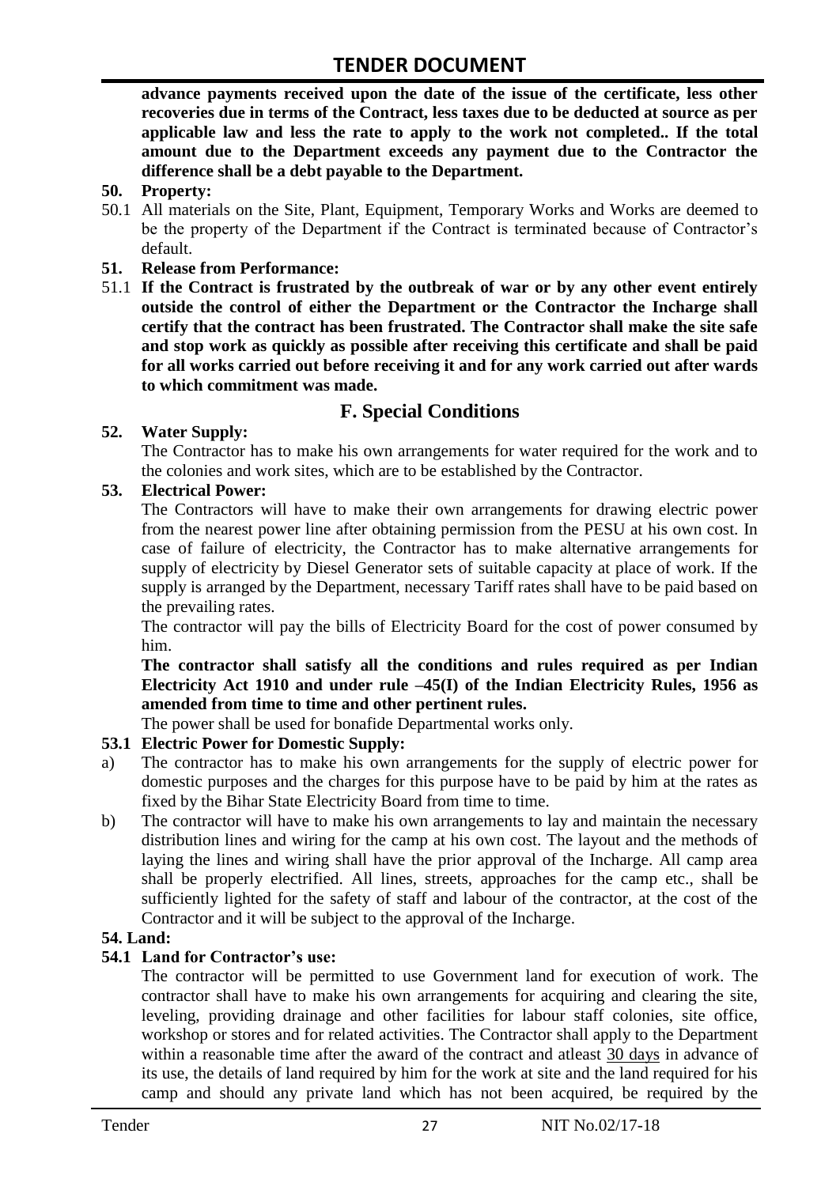**advance payments received upon the date of the issue of the certificate, less other recoveries due in terms of the Contract, less taxes due to be deducted at source as per applicable law and less the rate to apply to the work not completed.. If the total amount due to the Department exceeds any payment due to the Contractor the difference shall be a debt payable to the Department.**

**50. Property:**

50.1 All materials on the Site, Plant, Equipment, Temporary Works and Works are deemed to be the property of the Department if the Contract is terminated because of Contractor's default.

**51. Release from Performance:**

51.1 **If the Contract is frustrated by the outbreak of war or by any other event entirely outside the control of either the Department or the Contractor the Incharge shall certify that the contract has been frustrated. The Contractor shall make the site safe and stop work as quickly as possible after receiving this certificate and shall be paid for all works carried out before receiving it and for any work carried out after wards to which commitment was made.**

## F. Special Conditions

**52. Water Supply:**

The Contractor has to make his own arrangements for water required for the work and to the colonies and work sites, which are to be established by the Contractor.

**53. Electrical Power:**

The Contractors will have to make their own arrangements for drawing electric power from the nearest power line after obtaining permission from the PESU at his own cost. In case of failure of electricity, the Contractor has to make alternative arrangements for supply of electricity by Diesel Generator sets of suitable capacity at place of work. If the supply is arranged by the Department, necessary Tariff rates shall have to be paid based on the prevailing rates.

The contractor will pay the bills of Electricity Board for the cost of power consumed by him.

**The contractor shall satisfy all the conditions and rules required as per Indian Electricity Act 1910 and under rule –45(I) of the Indian Electricity Rules, 1956 as amended from time to time and other pertinent rules.**

The power shall be used for bonafide Departmental works only.

**53.1 Electric Power for Domestic Supply:**

a) The contractor has to make his own arrangements for the supply of electric power for domestic purposes and the charges for this purpose have to be paid by him at the rates as fixed by the Bihar State Electricity Board from time to time.

b) The contractor will have to make his own arrangements to lay and maintain the necessary distribution lines and wiring for the camp at his own cost. The layout and the methods of laying the lines and wiring shall have the prior approval of the Incharge. All camp area shall be properly electrified. All lines, streets, approaches for the camp etc., shall be sufficiently lighted for the safety of staff and labour of the contractor, at the cost of the Contractor and it will be subject to the approval of the Incharge.

**54. Land:**

**54.1 Land for Contractor's use:**

The contractor will be permitted to use Government land for execution of work. The contractor shall have to make his own arrangements for acquiring and clearing the site, leveling, providing drainage and other facilities for labour staff colonies, site office, workshop or stores and for related activities. The Contractor shall apply to the Department within a reasonable time after the award of the contract and atleast 30 days in advance of its use, the details of land required by him for the work at site and the land required for his camp and should any private land which has not been acquired, be required by the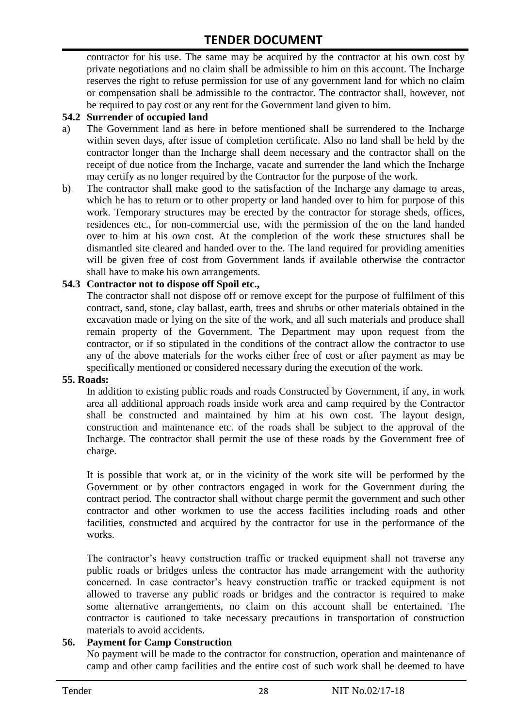contractor for his use. The same may be acquired by the contractor at his own cost by private negotiations and no claim shall be admissible to him on this account. The Incharge reserves the right to refuse permission for use of any government land for which no claim or compensation shall be admissible to the contractor. The contractor shall, however, not be required to pay cost or any rent for the Government land given to him.

**54.2 Surrender of occupied land**

a) The Government land as here in before mentioned shall be surrendered to the Incharge within seven days, after issue of completion certificate. Also no land shall be held by the contractor longer than the Incharge shall deem necessary and the contractor shall on the receipt of due notice from the Incharge, vacate and surrender the land which the Incharge may certify as no longer required by the Contractor for the purpose of the work.

b) The contractor shall make good to the satisfaction of the Incharge any damage to areas, which he has to return or to other property or land handed over to him for purpose of this work. Temporary structures may be erected by the contractor for storage sheds, offices, residences etc., for non-commercial use, with the permission of the on the land handed over to him at his own cost. At the completion of the work these structures shall be dismantled site cleared and handed over to the. The land required for providing amenities will be given free of cost from Government lands if available otherwise the contractor shall have to make his own arrangements.

**54.3 Contractor not to dispose off Spoil etc.,**

The contractor shall not dispose off or remove except for the purpose of fulfilment of this contract, sand, stone, clay ballast, earth, trees and shrubs or other materials obtained in the excavation made or lying on the site of the work, and all such materials and produce shall remain property of the Government. The Department may upon request from the contractor, or if so stipulated in the conditions of the contract allow the contractor to use any of the above materials for the works either free of cost or after payment as may be specifically mentioned or considered necessary during the execution of the work.

**55. Roads:**

In addition to existing public roads and roads Constructed by Government, if any, in work area all additional approach roads inside work area and camp required by the Contractor shall be constructed and maintained by him at his own cost. The layout design, construction and maintenance etc. of the roads shall be subject to the approval of the Incharge. The contractor shall permit the use of these roads by the Government free of charge.

It is possible that work at, or in the vicinity of the work site will be performed by the Government or by other contractors engaged in work for the Government during the contract period. The contractor shall without charge permit the government and such other contractor and other workmen to use the access facilities including roads and other facilities, constructed and acquired by the contractor for use in the performance of the works.

The contractor's heavy construction traffic or tracked equipment shall not traverse any public roads or bridges unless the contractor has made arrangement with the authority concerned. In case contractor's heavy construction traffic or tracked equipment is not allowed to traverse any public roads or bridges and the contractor is required to make some alternative arrangements, no claim on this account shall be entertained. The contractor is cautioned to take necessary precautions in transportation of construction materials to avoid accidents.

**56. Payment for Camp Construction**

No payment will be made to the contractor for construction, operation and maintenance of camp and other camp facilities and the entire cost of such work shall be deemed to have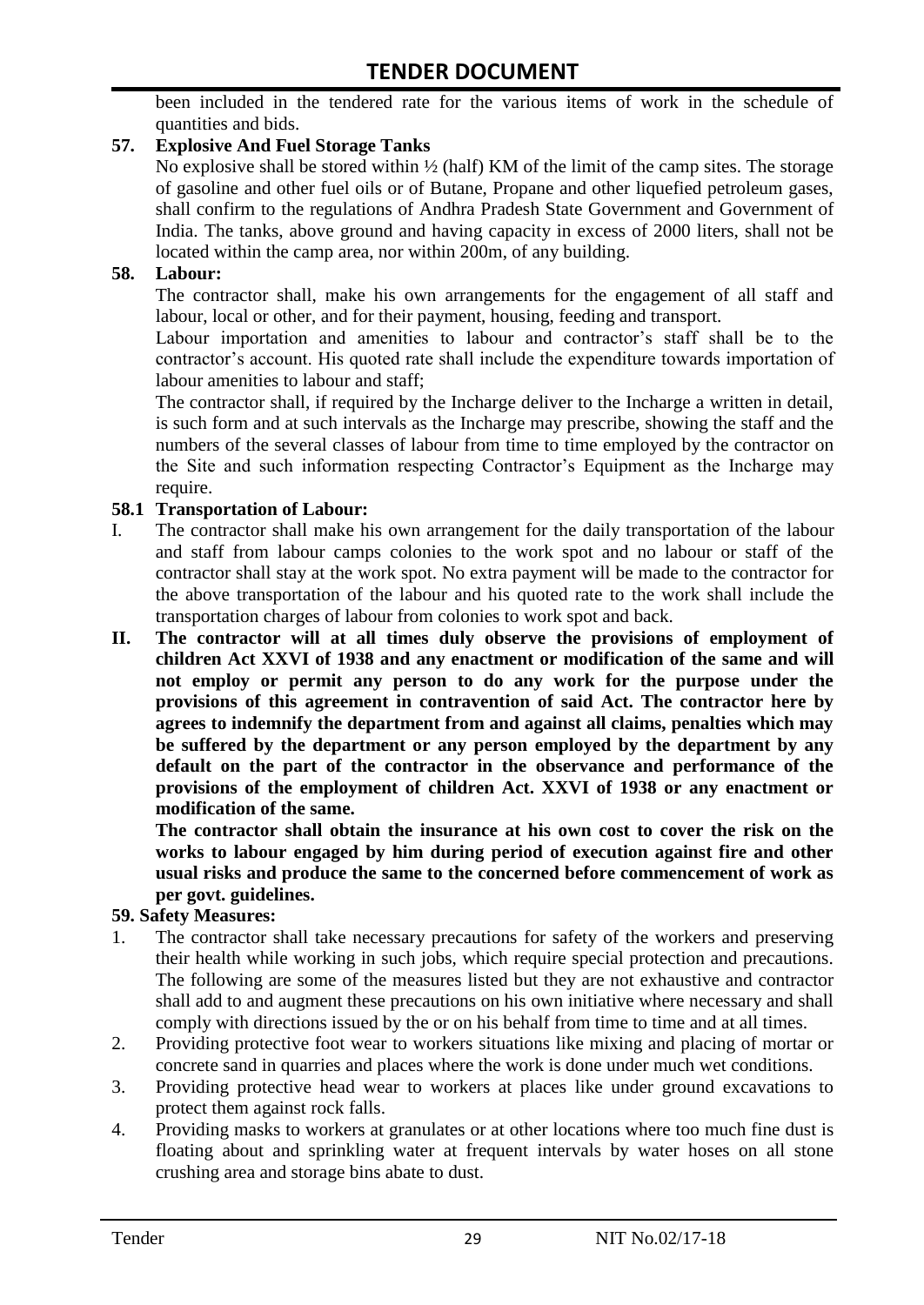been included in the tendered rate for the various items of work in the schedule of quantities and bids.

**57. Explosive And Fuel Storage Tanks**

No explosive shall be stored within ½ (half) KM of the limit of the camp sites. The storage of gasoline and other fuel oils or of Butane, Propane and other liquefied petroleum gases, shall confirm to the regulations of Andhra Pradesh State Government and Government of India. The tanks, above ground and having capacity in excess of 2000 liters, shall not be located within the camp area, nor within 200m, of any building.

**58. Labour:**

The contractor shall, make his own arrangements for the engagement of all staff and labour, local or other, and for their payment, housing, feeding and transport.

Labour importation and amenities to labour and contractor's staff shall be to the contractor's account. His quoted rate shall include the expenditure towards importation of labour amenities to labour and staff;

The contractor shall, if required by the Incharge deliver to the Incharge a written in detail, is such form and at such intervals as the Incharge may prescribe, showing the staff and the numbers of the several classes of labour from time to time employed by the contractor on the Site and such information respecting Contractor's Equipment as the Incharge may require.

**58.1 Transportation of Labour:**

I. The contractor shall make his own arrangement for the daily transportation of the labour and staff from labour camps colonies to the work spot and no labour or staff of the contractor shall stay at the work spot. No extra payment will be made to the contractor for the above transportation of the labour and his quoted rate to the work shall include the transportation charges of labour from colonies to work spot and back.

**II. The contractor will at all times duly observe the provisions of employment of children Act XXVI of 1938 and any enactment or modification of the same and will not employ or permit any person to do any work for the purpose under the provisions of this agreement in contravention of said Act. The contractor here by agrees to indemnify the department from and against all claims, penalties which may be suffered by the department or any person employed by the department by any default on the part of the contractor in the observance and performance of the provisions of the employment of children Act. XXVI of 1938 or any enactment or modification of the same.**

**The contractor shall obtain the insurance at his own cost to cover the risk on the works to labour engaged by him during period of execution against fire and other usual risks and produce the same to the concerned before commencement of work as per govt. guidelines.**

**59. Safety Measures:**

1. The contractor shall take necessary precautions for safety of the workers and preserving their health while working in such jobs, which require special protection and precautions. The following are some of the measures listed but they are not exhaustive and contractor shall add to and augment these precautions on his own initiative where necessary and shall comply with directions issued by the or on his behalf from time to time and at all times.
2. Providing protective foot wear to workers situations like mixing and placing of mortar or concrete sand in quarries and places where the work is done under much wet conditions.
3. Providing protective head wear to workers at places like under ground excavations to protect them against rock falls.
4. Providing masks to workers at granulates or at other locations where too much fine dust is floating about and sprinkling water at frequent intervals by water hoses on all stone crushing area and storage bins abate to dust.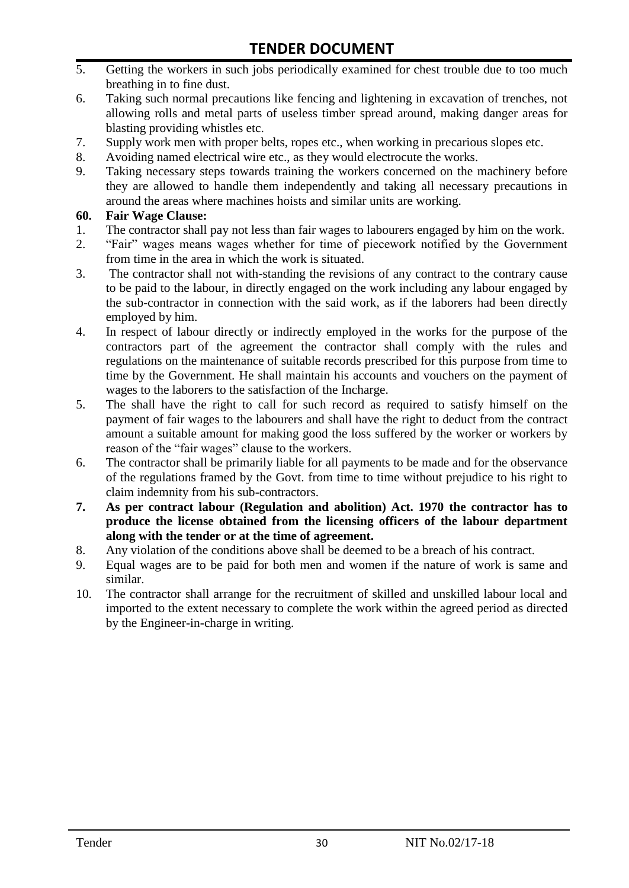5. Getting the workers in such jobs periodically examined for chest trouble due to too much breathing in to fine dust.
6. Taking such normal precautions like fencing and lightening in excavation of trenches, not allowing rolls and metal parts of useless timber spread around, making danger areas for blasting providing whistles etc.
7. Supply work men with proper belts, ropes etc., when working in precarious slopes etc.
8. Avoiding named electrical wire etc., as they would electrocute the works.
9. Taking necessary steps towards training the workers concerned on the machinery before they are allowed to handle them independently and taking all necessary precautions in around the areas where machines hoists and similar units are working.

**60. Fair Wage Clause:**

1. The contractor shall pay not less than fair wages to labourers engaged by him on the work.
2. "Fair" wages means wages whether for time of piecework notified by the Government from time in the area in which the work is situated.
3. The contractor shall not with-standing the revisions of any contract to the contrary cause to be paid to the labour, in directly engaged on the work including any labour engaged by the sub-contractor in connection with the said work, as if the laborers had been directly employed by him.
4. In respect of labour directly or indirectly employed in the works for the purpose of the contractors part of the agreement the contractor shall comply with the rules and regulations on the maintenance of suitable records prescribed for this purpose from time to time by the Government. He shall maintain his accounts and vouchers on the payment of wages to the laborers to the satisfaction of the Incharge.
5. The shall have the right to call for such record as required to satisfy himself on the payment of fair wages to the labourers and shall have the right to deduct from the contract amount a suitable amount for making good the loss suffered by the worker or workers by reason of the "fair wages" clause to the workers.
6. The contractor shall be primarily liable for all payments to be made and for the observance of the regulations framed by the Govt. from time to time without prejudice to his right to claim indemnity from his sub-contractors.
7. **As per contract labour (Regulation and abolition) Act. 1970 the contractor has to produce the license obtained from the licensing officers of the labour department along with the tender or at the time of agreement.**
8. Any violation of the conditions above shall be deemed to be a breach of his contract.
9. Equal wages are to be paid for both men and women if the nature of work is same and similar.
10. The contractor shall arrange for the recruitment of skilled and unskilled labour local and imported to the extent necessary to complete the work within the agreed period as directed by the Engineer-in-charge in writing.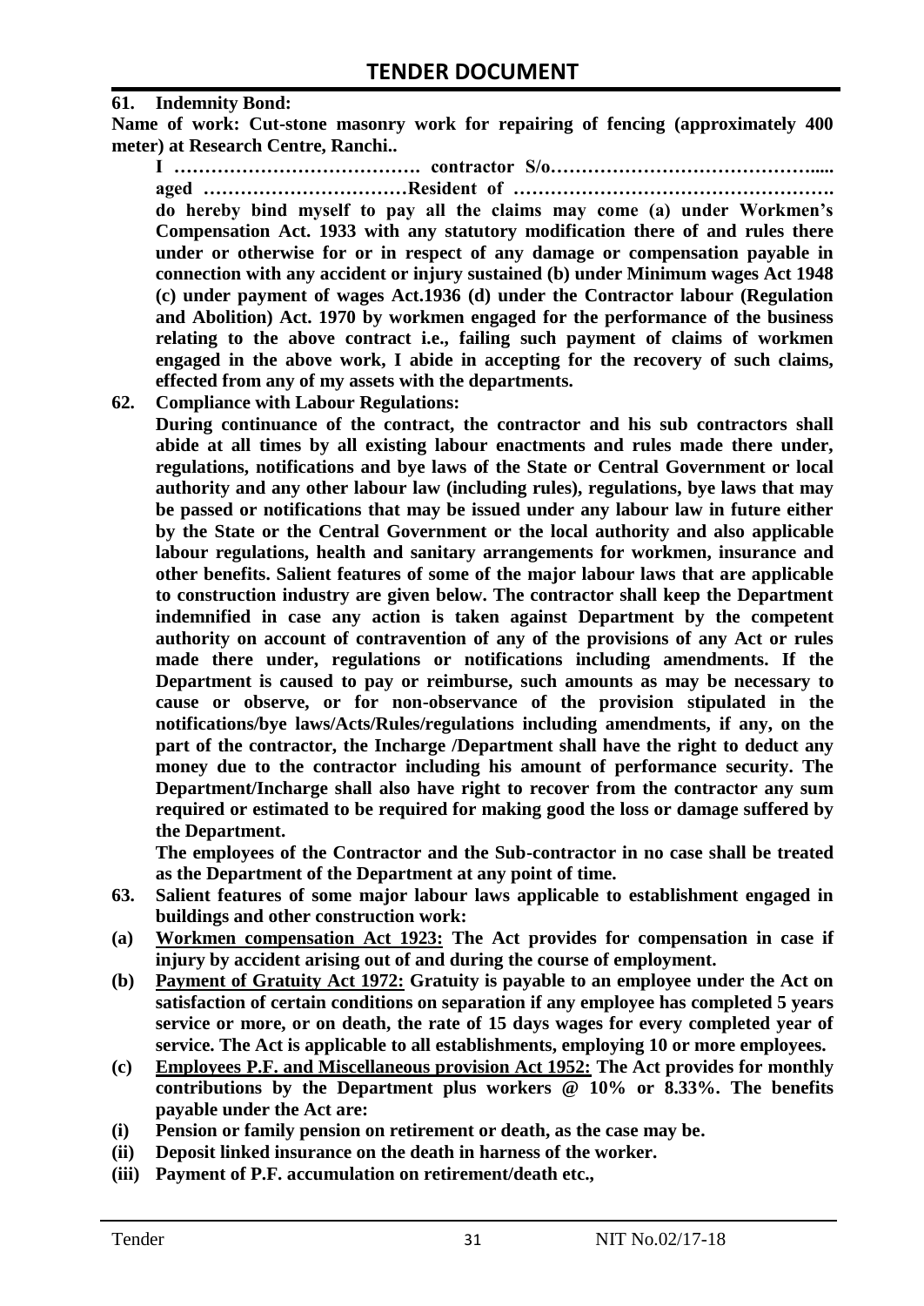**61. Indemnity Bond:**

**Name of work: Cut-stone masonry work for repairing of fencing (approximately 400 meter) at Research Centre, Ranchi..**

**I …………………………………. contractor S/o……………………………………..... aged ……………………………Resident of ……………………………………………. do hereby bind myself to pay all the claims may come (a) under Workmen's Compensation Act. 1933 with any statutory modification there of and rules there under or otherwise for or in respect of any damage or compensation payable in connection with any accident or injury sustained (b) under Minimum wages Act 1948 (c) under payment of wages Act.1936 (d) under the Contractor labour (Regulation and Abolition) Act. 1970 by workmen engaged for the performance of the business relating to the above contract i.e., failing such payment of claims of workmen engaged in the above work, I abide in accepting for the recovery of such claims, effected from any of my assets with the departments.**

**62. Compliance with Labour Regulations:**

**During continuance of the contract, the contractor and his sub contractors shall abide at all times by all existing labour enactments and rules made there under, regulations, notifications and bye laws of the State or Central Government or local authority and any other labour law (including rules), regulations, bye laws that may be passed or notifications that may be issued under any labour law in future either by the State or the Central Government or the local authority and also applicable labour regulations, health and sanitary arrangements for workmen, insurance and other benefits. Salient features of some of the major labour laws that are applicable to construction industry are given below. The contractor shall keep the Department indemnified in case any action is taken against Department by the competent authority on account of contravention of any of the provisions of any Act or rules made there under, regulations or notifications including amendments. If the Department is caused to pay or reimburse, such amounts as may be necessary to cause or observe, or for non-observance of the provision stipulated in the notifications/bye laws/Acts/Rules/regulations including amendments, if any, on the part of the contractor, the Incharge /Department shall have the right to deduct any money due to the contractor including his amount of performance security. The Department/Incharge shall also have right to recover from the contractor any sum required or estimated to be required for making good the loss or damage suffered by the Department.**

**The employees of the Contractor and the Sub-contractor in no case shall be treated as the Department of the Department at any point of time.**

**63. Salient features of some major labour laws applicable to establishment engaged in buildings and other construction work:**

**(a) <u>Workmen compensation Act 1923:</u> The Act provides for compensation in case if injury by accident arising out of and during the course of employment.**

**(b) <u>Payment of Gratuity Act 1972:</u> Gratuity is payable to an employee under the Act on satisfaction of certain conditions on separation if any employee has completed 5 years service or more, or on death, the rate of 15 days wages for every completed year of service. The Act is applicable to all establishments, employing 10 or more employees.**

**(c) <u>Employees P.F. and Miscellaneous provision Act 1952:</u> The Act provides for monthly contributions by the Department plus workers @ 10% or 8.33%. The benefits payable under the Act are:**

**(i) Pension or family pension on retirement or death, as the case may be.**

**(ii) Deposit linked insurance on the death in harness of the worker.**

**(iii) Payment of P.F. accumulation on retirement/death etc.,**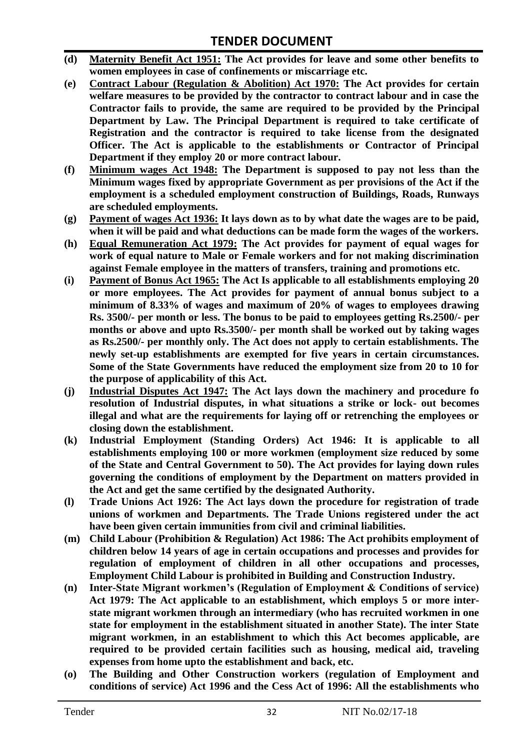- **(d)** **<u>Maternity Benefit Act 1951:</u> The Act provides for leave and some other benefits to women employees in case of confinements or miscarriage etc.**
- **(e)** **<u>Contract Labour (Regulation & Abolition) Act 1970:</u> The Act provides for certain welfare measures to be provided by the contractor to contract labour and in case the Contractor fails to provide, the same are required to be provided by the Principal Department by Law. The Principal Department is required to take certificate of Registration and the contractor is required to take license from the designated Officer. The Act is applicable to the establishments or Contractor of Principal Department if they employ 20 or more contract labour.**
- **(f)** **<u>Minimum wages Act 1948:</u> The Department is supposed to pay not less than the Minimum wages fixed by appropriate Government as per provisions of the Act if the employment is a scheduled employment construction of Buildings, Roads, Runways are scheduled employments.**
- **(g)** **<u>Payment of wages Act 1936:</u> It lays down as to by what date the wages are to be paid, when it will be paid and what deductions can be made form the wages of the workers.**
- **(h)** **<u>Equal Remuneration Act 1979:</u> The Act provides for payment of equal wages for work of equal nature to Male or Female workers and for not making discrimination against Female employee in the matters of transfers, training and promotions etc.**
- **(i)** **<u>Payment of Bonus Act 1965:</u> The Act Is applicable to all establishments employing 20 or more employees. The Act provides for payment of annual bonus subject to a minimum of 8.33% of wages and maximum of 20% of wages to employees drawing Rs. 3500/- per month or less. The bonus to be paid to employees getting Rs.2500/- per months or above and upto Rs.3500/- per month shall be worked out by taking wages as Rs.2500/- per monthly only. The Act does not apply to certain establishments. The newly set-up establishments are exempted for five years in certain circumstances. Some of the State Governments have reduced the employment size from 20 to 10 for the purpose of applicability of this Act.**
- **(j)** **<u>Industrial Disputes Act 1947:</u> The Act lays down the machinery and procedure fo resolution of Industrial disputes, in what situations a strike or lock- out becomes illegal and what are the requirements for laying off or retrenching the employees or closing down the establishment.**
- **(k)** **Industrial Employment (Standing Orders) Act 1946: It is applicable to all establishments employing 100 or more workmen (employment size reduced by some of the State and Central Government to 50). The Act provides for laying down rules governing the conditions of employment by the Department on matters provided in the Act and get the same certified by the designated Authority.**
- **(l)** **Trade Unions Act 1926: The Act lays down the procedure for registration of trade unions of workmen and Departments. The Trade Unions registered under the act have been given certain immunities from civil and criminal liabilities.**
- **(m)** **Child Labour (Prohibition & Regulation) Act 1986: The Act prohibits employment of children below 14 years of age in certain occupations and processes and provides for regulation of employment of children in all other occupations and processes, Employment Child Labour is prohibited in Building and Construction Industry.**
- **(n)** **Inter-State Migrant workmen's (Regulation of Employment & Conditions of service) Act 1979: The Act applicable to an establishment, which employs 5 or more inter-state migrant workmen through an intermediary (who has recruited workmen in one state for employment in the establishment situated in another State). The inter State migrant workmen, in an establishment to which this Act becomes applicable, are required to be provided certain facilities such as housing, medical aid, traveling expenses from home upto the establishment and back, etc.**
- **(o)** **The Building and Other Construction workers (regulation of Employment and conditions of service) Act 1996 and the Cess Act of 1996: All the establishments who**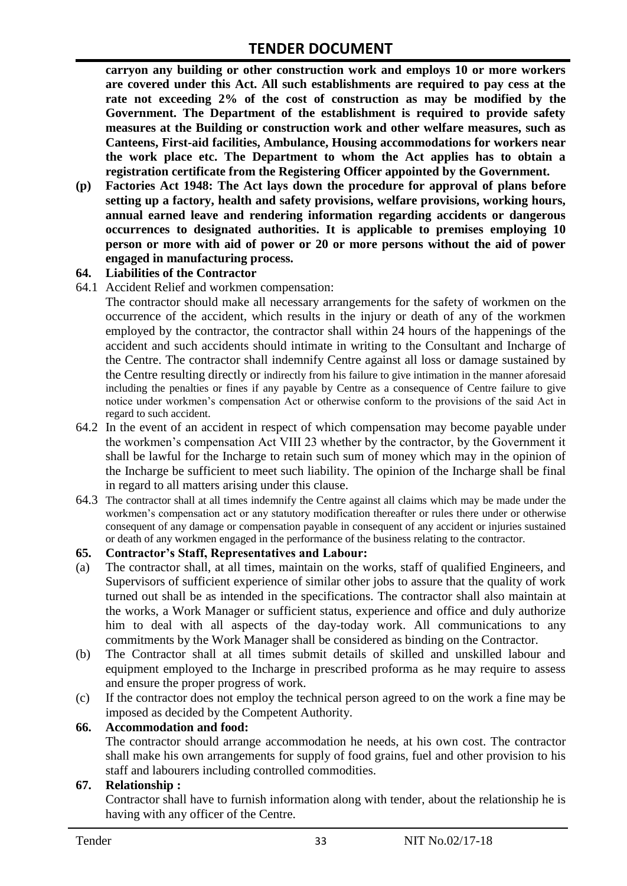**carryon any building or other construction work and employs 10 or more workers are covered under this Act. All such establishments are required to pay cess at the rate not exceeding 2% of the cost of construction as may be modified by the Government. The Department of the establishment is required to provide safety measures at the Building or construction work and other welfare measures, such as Canteens, First-aid facilities, Ambulance, Housing accommodations for workers near the work place etc. The Department to whom the Act applies has to obtain a registration certificate from the Registering Officer appointed by the Government.**

**(p) Factories Act 1948: The Act lays down the procedure for approval of plans before setting up a factory, health and safety provisions, welfare provisions, working hours, annual earned leave and rendering information regarding accidents or dangerous occurrences to designated authorities. It is applicable to premises employing 10 person or more with aid of power or 20 or more persons without the aid of power engaged in manufacturing process.**

**64. Liabilities of the Contractor**

64.1 Accident Relief and workmen compensation:

The contractor should make all necessary arrangements for the safety of workmen on the occurrence of the accident, which results in the injury or death of any of the workmen employed by the contractor, the contractor shall within 24 hours of the happenings of the accident and such accidents should intimate in writing to the Consultant and Incharge of the Centre. The contractor shall indemnify Centre against all loss or damage sustained by the Centre resulting directly or indirectly from his failure to give intimation in the manner aforesaid including the penalties or fines if any payable by Centre as a consequence of Centre failure to give notice under workmen's compensation Act or otherwise conform to the provisions of the said Act in regard to such accident.

64.2 In the event of an accident in respect of which compensation may become payable under the workmen's compensation Act VIII 23 whether by the contractor, by the Government it shall be lawful for the Incharge to retain such sum of money which may in the opinion of the Incharge be sufficient to meet such liability. The opinion of the Incharge shall be final in regard to all matters arising under this clause.

64.3 The contractor shall at all times indemnify the Centre against all claims which may be made under the workmen's compensation act or any statutory modification thereafter or rules there under or otherwise consequent of any damage or compensation payable in consequent of any accident or injuries sustained or death of any workmen engaged in the performance of the business relating to the contractor.

**65. Contractor's Staff, Representatives and Labour:**

(a) The contractor shall, at all times, maintain on the works, staff of qualified Engineers, and Supervisors of sufficient experience of similar other jobs to assure that the quality of work turned out shall be as intended in the specifications. The contractor shall also maintain at the works, a Work Manager or sufficient status, experience and office and duly authorize him to deal with all aspects of the day-today work. All communications to any commitments by the Work Manager shall be considered as binding on the Contractor.

(b) The Contractor shall at all times submit details of skilled and unskilled labour and equipment employed to the Incharge in prescribed proforma as he may require to assess and ensure the proper progress of work.

(c) If the contractor does not employ the technical person agreed to on the work a fine may be imposed as decided by the Competent Authority.

**66. Accommodation and food:**

The contractor should arrange accommodation he needs, at his own cost. The contractor shall make his own arrangements for supply of food grains, fuel and other provision to his staff and labourers including controlled commodities.

**67. Relationship :**

Contractor shall have to furnish information along with tender, about the relationship he is having with any officer of the Centre.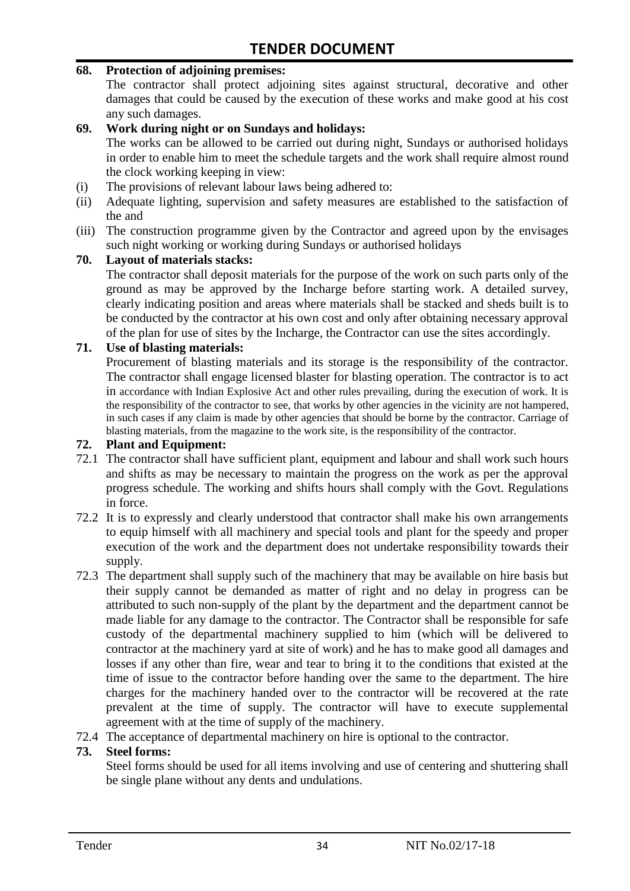**68. Protection of adjoining premises:**

The contractor shall protect adjoining sites against structural, decorative and other damages that could be caused by the execution of these works and make good at his cost any such damages.

**69. Work during night or on Sundays and holidays:**

The works can be allowed to be carried out during night, Sundays or authorised holidays in order to enable him to meet the schedule targets and the work shall require almost round the clock working keeping in view:

(i) The provisions of relevant labour laws being adhered to:

(ii) Adequate lighting, supervision and safety measures are established to the satisfaction of the and

(iii) The construction programme given by the Contractor and agreed upon by the envisages such night working or working during Sundays or authorised holidays

**70. Layout of materials stacks:**

The contractor shall deposit materials for the purpose of the work on such parts only of the ground as may be approved by the Incharge before starting work. A detailed survey, clearly indicating position and areas where materials shall be stacked and sheds built is to be conducted by the contractor at his own cost and only after obtaining necessary approval of the plan for use of sites by the Incharge, the Contractor can use the sites accordingly.

**71. Use of blasting materials:**

Procurement of blasting materials and its storage is the responsibility of the contractor. The contractor shall engage licensed blaster for blasting operation. The contractor is to act in accordance with Indian Explosive Act and other rules prevailing, during the execution of work. It is the responsibility of the contractor to see, that works by other agencies in the vicinity are not hampered, in such cases if any claim is made by other agencies that should be borne by the contractor. Carriage of blasting materials, from the magazine to the work site, is the responsibility of the contractor.

**72. Plant and Equipment:**

72.1 The contractor shall have sufficient plant, equipment and labour and shall work such hours and shifts as may be necessary to maintain the progress on the work as per the approval progress schedule. The working and shifts hours shall comply with the Govt. Regulations in force.

72.2 It is to expressly and clearly understood that contractor shall make his own arrangements to equip himself with all machinery and special tools and plant for the speedy and proper execution of the work and the department does not undertake responsibility towards their supply.

72.3 The department shall supply such of the machinery that may be available on hire basis but their supply cannot be demanded as matter of right and no delay in progress can be attributed to such non-supply of the plant by the department and the department cannot be made liable for any damage to the contractor. The Contractor shall be responsible for safe custody of the departmental machinery supplied to him (which will be delivered to contractor at the machinery yard at site of work) and he has to make good all damages and losses if any other than fire, wear and tear to bring it to the conditions that existed at the time of issue to the contractor before handing over the same to the department. The hire charges for the machinery handed over to the contractor will be recovered at the rate prevalent at the time of supply. The contractor will have to execute supplemental agreement with at the time of supply of the machinery.

72.4 The acceptance of departmental machinery on hire is optional to the contractor.

**73. Steel forms:**

Steel forms should be used for all items involving and use of centering and shuttering shall be single plane without any dents and undulations.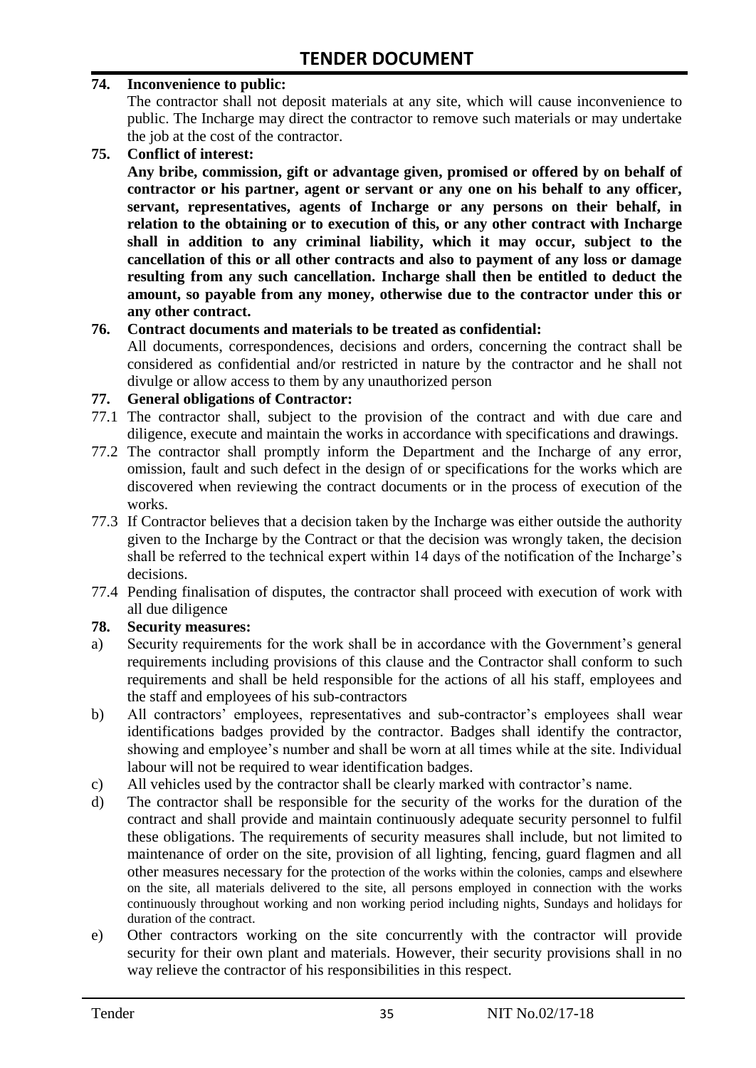**74. Inconvenience to public:**

The contractor shall not deposit materials at any site, which will cause inconvenience to public. The Incharge may direct the contractor to remove such materials or may undertake the job at the cost of the contractor.

**75. Conflict of interest:**

**Any bribe, commission, gift or advantage given, promised or offered by on behalf of contractor or his partner, agent or servant or any one on his behalf to any officer, servant, representatives, agents of Incharge or any persons on their behalf, in relation to the obtaining or to execution of this, or any other contract with Incharge shall in addition to any criminal liability, which it may occur, subject to the cancellation of this or all other contracts and also to payment of any loss or damage resulting from any such cancellation. Incharge shall then be entitled to deduct the amount, so payable from any money, otherwise due to the contractor under this or any other contract.**

**76. Contract documents and materials to be treated as confidential:**

All documents, correspondences, decisions and orders, concerning the contract shall be considered as confidential and/or restricted in nature by the contractor and he shall not divulge or allow access to them by any unauthorized person

**77. General obligations of Contractor:**

77.1 The contractor shall, subject to the provision of the contract and with due care and diligence, execute and maintain the works in accordance with specifications and drawings.

77.2 The contractor shall promptly inform the Department and the Incharge of any error, omission, fault and such defect in the design of or specifications for the works which are discovered when reviewing the contract documents or in the process of execution of the works.

77.3 If Contractor believes that a decision taken by the Incharge was either outside the authority given to the Incharge by the Contract or that the decision was wrongly taken, the decision shall be referred to the technical expert within 14 days of the notification of the Incharge's decisions.

77.4 Pending finalisation of disputes, the contractor shall proceed with execution of work with all due diligence

**78. Security measures:**

a) Security requirements for the work shall be in accordance with the Government's general requirements including provisions of this clause and the Contractor shall conform to such requirements and shall be held responsible for the actions of all his staff, employees and the staff and employees of his sub-contractors

b) All contractors' employees, representatives and sub-contractor's employees shall wear identifications badges provided by the contractor. Badges shall identify the contractor, showing and employee's number and shall be worn at all times while at the site. Individual labour will not be required to wear identification badges.

c) All vehicles used by the contractor shall be clearly marked with contractor's name.

d) The contractor shall be responsible for the security of the works for the duration of the contract and shall provide and maintain continuously adequate security personnel to fulfil these obligations. The requirements of security measures shall include, but not limited to maintenance of order on the site, provision of all lighting, fencing, guard flagmen and all other measures necessary for the protection of the works within the colonies, camps and elsewhere on the site, all materials delivered to the site, all persons employed in connection with the works continuously throughout working and non working period including nights, Sundays and holidays for duration of the contract.

e) Other contractors working on the site concurrently with the contractor will provide security for their own plant and materials. However, their security provisions shall in no way relieve the contractor of his responsibilities in this respect.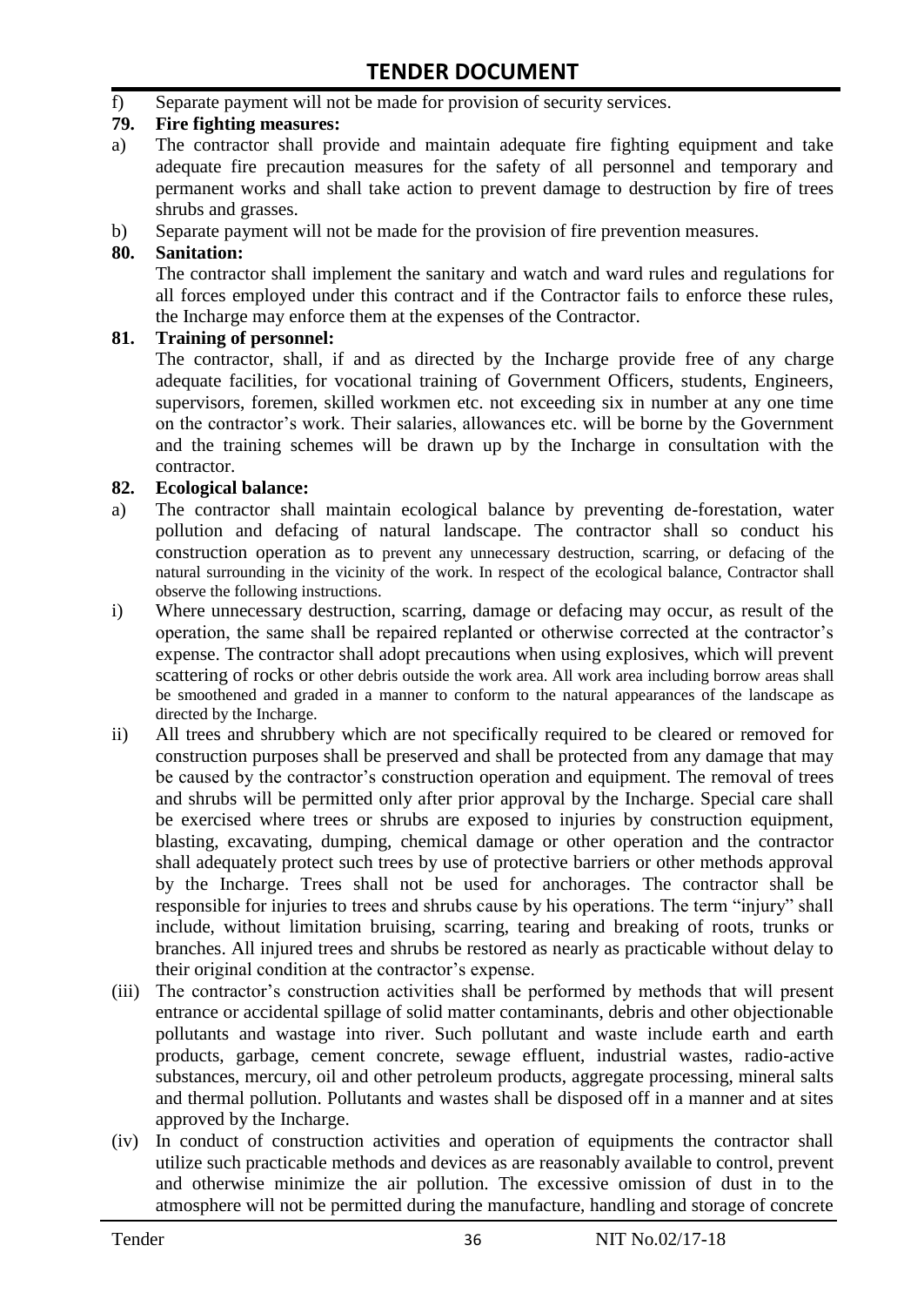f) Separate payment will not be made for provision of security services.

**79. Fire fighting measures:**

a) The contractor shall provide and maintain adequate fire fighting equipment and take adequate fire precaution measures for the safety of all personnel and temporary and permanent works and shall take action to prevent damage to destruction by fire of trees shrubs and grasses.

b) Separate payment will not be made for the provision of fire prevention measures.

**80. Sanitation:**

The contractor shall implement the sanitary and watch and ward rules and regulations for all forces employed under this contract and if the Contractor fails to enforce these rules, the Incharge may enforce them at the expenses of the Contractor.

**81. Training of personnel:**

The contractor, shall, if and as directed by the Incharge provide free of any charge adequate facilities, for vocational training of Government Officers, students, Engineers, supervisors, foremen, skilled workmen etc. not exceeding six in number at any one time on the contractor's work. Their salaries, allowances etc. will be borne by the Government and the training schemes will be drawn up by the Incharge in consultation with the contractor.

**82. Ecological balance:**

a) The contractor shall maintain ecological balance by preventing de-forestation, water pollution and defacing of natural landscape. The contractor shall so conduct his construction operation as to prevent any unnecessary destruction, scarring, or defacing of the natural surrounding in the vicinity of the work. In respect of the ecological balance, Contractor shall observe the following instructions.

i) Where unnecessary destruction, scarring, damage or defacing may occur, as result of the operation, the same shall be repaired replanted or otherwise corrected at the contractor's expense. The contractor shall adopt precautions when using explosives, which will prevent scattering of rocks or other debris outside the work area. All work area including borrow areas shall be smoothened and graded in a manner to conform to the natural appearances of the landscape as directed by the Incharge.

ii) All trees and shrubbery which are not specifically required to be cleared or removed for construction purposes shall be preserved and shall be protected from any damage that may be caused by the contractor's construction operation and equipment. The removal of trees and shrubs will be permitted only after prior approval by the Incharge. Special care shall be exercised where trees or shrubs are exposed to injuries by construction equipment, blasting, excavating, dumping, chemical damage or other operation and the contractor shall adequately protect such trees by use of protective barriers or other methods approval by the Incharge. Trees shall not be used for anchorages. The contractor shall be responsible for injuries to trees and shrubs cause by his operations. The term "injury" shall include, without limitation bruising, scarring, tearing and breaking of roots, trunks or branches. All injured trees and shrubs be restored as nearly as practicable without delay to their original condition at the contractor's expense.

(iii) The contractor's construction activities shall be performed by methods that will present entrance or accidental spillage of solid matter contaminants, debris and other objectionable pollutants and wastage into river. Such pollutant and waste include earth and earth products, garbage, cement concrete, sewage effluent, industrial wastes, radio-active substances, mercury, oil and other petroleum products, aggregate processing, mineral salts and thermal pollution. Pollutants and wastes shall be disposed off in a manner and at sites approved by the Incharge.

(iv) In conduct of construction activities and operation of equipments the contractor shall utilize such practicable methods and devices as are reasonably available to control, prevent and otherwise minimize the air pollution. The excessive omission of dust in to the atmosphere will not be permitted during the manufacture, handling and storage of concrete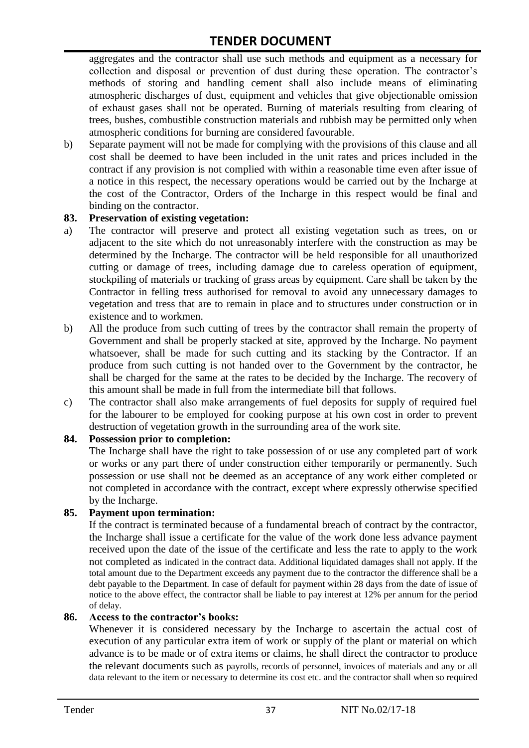aggregates and the contractor shall use such methods and equipment as a necessary for collection and disposal or prevention of dust during these operation. The contractor's methods of storing and handling cement shall also include means of eliminating atmospheric discharges of dust, equipment and vehicles that give objectionable omission of exhaust gases shall not be operated. Burning of materials resulting from clearing of trees, bushes, combustible construction materials and rubbish may be permitted only when atmospheric conditions for burning are considered favourable.

b) Separate payment will not be made for complying with the provisions of this clause and all cost shall be deemed to have been included in the unit rates and prices included in the contract if any provision is not complied with within a reasonable time even after issue of a notice in this respect, the necessary operations would be carried out by the Incharge at the cost of the Contractor, Orders of the Incharge in this respect would be final and binding on the contractor.

**83. Preservation of existing vegetation:**

a) The contractor will preserve and protect all existing vegetation such as trees, on or adjacent to the site which do not unreasonably interfere with the construction as may be determined by the Incharge. The contractor will be held responsible for all unauthorized cutting or damage of trees, including damage due to careless operation of equipment, stockpiling of materials or tracking of grass areas by equipment. Care shall be taken by the Contractor in felling tress authorised for removal to avoid any unnecessary damages to vegetation and tress that are to remain in place and to structures under construction or in existence and to workmen.

b) All the produce from such cutting of trees by the contractor shall remain the property of Government and shall be properly stacked at site, approved by the Incharge. No payment whatsoever, shall be made for such cutting and its stacking by the Contractor. If an produce from such cutting is not handed over to the Government by the contractor, he shall be charged for the same at the rates to be decided by the Incharge. The recovery of this amount shall be made in full from the intermediate bill that follows.

c) The contractor shall also make arrangements of fuel deposits for supply of required fuel for the labourer to be employed for cooking purpose at his own cost in order to prevent destruction of vegetation growth in the surrounding area of the work site.

**84. Possession prior to completion:**

The Incharge shall have the right to take possession of or use any completed part of work or works or any part there of under construction either temporarily or permanently. Such possession or use shall not be deemed as an acceptance of any work either completed or not completed in accordance with the contract, except where expressly otherwise specified by the Incharge.

**85. Payment upon termination:**

If the contract is terminated because of a fundamental breach of contract by the contractor, the Incharge shall issue a certificate for the value of the work done less advance payment received upon the date of the issue of the certificate and less the rate to apply to the work not completed as indicated in the contract data. Additional liquidated damages shall not apply. If the total amount due to the Department exceeds any payment due to the contractor the difference shall be a debt payable to the Department. In case of default for payment within 28 days from the date of issue of notice to the above effect, the contractor shall be liable to pay interest at 12% per annum for the period of delay.

**86. Access to the contractor's books:**

Whenever it is considered necessary by the Incharge to ascertain the actual cost of execution of any particular extra item of work or supply of the plant or material on which advance is to be made or of extra items or claims, he shall direct the contractor to produce the relevant documents such as payrolls, records of personnel, invoices of materials and any or all data relevant to the item or necessary to determine its cost etc. and the contractor shall when so required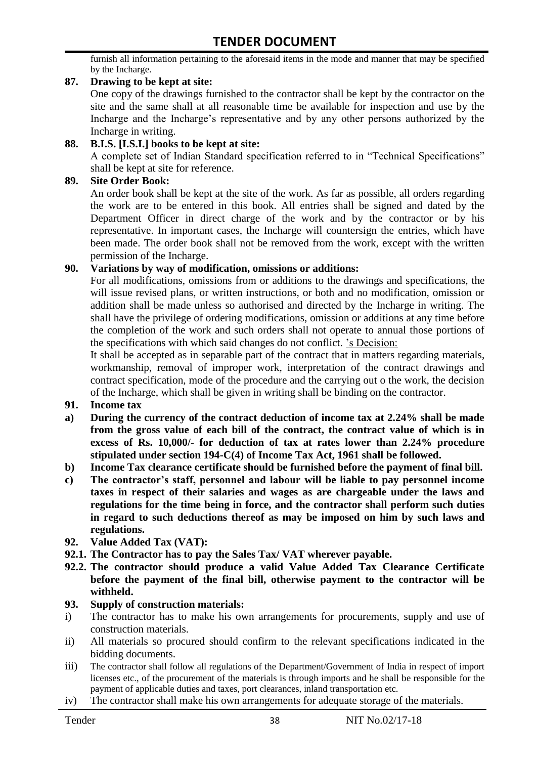furnish all information pertaining to the aforesaid items in the mode and manner that may be specified by the Incharge.

**87. Drawing to be kept at site:**

One copy of the drawings furnished to the contractor shall be kept by the contractor on the site and the same shall at all reasonable time be available for inspection and use by the Incharge and the Incharge's representative and by any other persons authorized by the Incharge in writing.

**88. B.I.S. [I.S.I.] books to be kept at site:**

A complete set of Indian Standard specification referred to in "Technical Specifications" shall be kept at site for reference.

**89. Site Order Book:**

An order book shall be kept at the site of the work. As far as possible, all orders regarding the work are to be entered in this book. All entries shall be signed and dated by the Department Officer in direct charge of the work and by the contractor or by his representative. In important cases, the Incharge will countersign the entries, which have been made. The order book shall not be removed from the work, except with the written permission of the Incharge.

**90. Variations by way of modification, omissions or additions:**

For all modifications, omissions from or additions to the drawings and specifications, the will issue revised plans, or written instructions, or both and no modification, omission or addition shall be made unless so authorised and directed by the Incharge in writing. The shall have the privilege of ordering modifications, omission or additions at any time before the completion of the work and such orders shall not operate to annual those portions of the specifications with which said changes do not conflict. 's Decision:

It shall be accepted as in separable part of the contract that in matters regarding materials, workmanship, removal of improper work, interpretation of the contract drawings and contract specification, mode of the procedure and the carrying out o the work, the decision of the Incharge, which shall be given in writing shall be binding on the contractor.

**91. Income tax**

**a) During the currency of the contract deduction of income tax at 2.24% shall be made from the gross value of each bill of the contract, the contract value of which is in excess of Rs. 10,000/- for deduction of tax at rates lower than 2.24% procedure stipulated under section 194-C(4) of Income Tax Act, 1961 shall be followed.**

**b) Income Tax clearance certificate should be furnished before the payment of final bill.**

**c) The contractor's staff, personnel and labour will be liable to pay personnel income taxes in respect of their salaries and wages as are chargeable under the laws and regulations for the time being in force, and the contractor shall perform such duties in regard to such deductions thereof as may be imposed on him by such laws and regulations.**

**92. Value Added Tax (VAT):**

**92.1. The Contractor has to pay the Sales Tax/ VAT wherever payable.**

**92.2. The contractor should produce a valid Value Added Tax Clearance Certificate before the payment of the final bill, otherwise payment to the contractor will be withheld.**

**93. Supply of construction materials:**

i) The contractor has to make his own arrangements for procurements, supply and use of construction materials.

ii) All materials so procured should confirm to the relevant specifications indicated in the bidding documents.

iii) The contractor shall follow all regulations of the Department/Government of India in respect of import licenses etc., of the procurement of the materials is through imports and he shall be responsible for the payment of applicable duties and taxes, port clearances, inland transportation etc.

iv) The contractor shall make his own arrangements for adequate storage of the materials.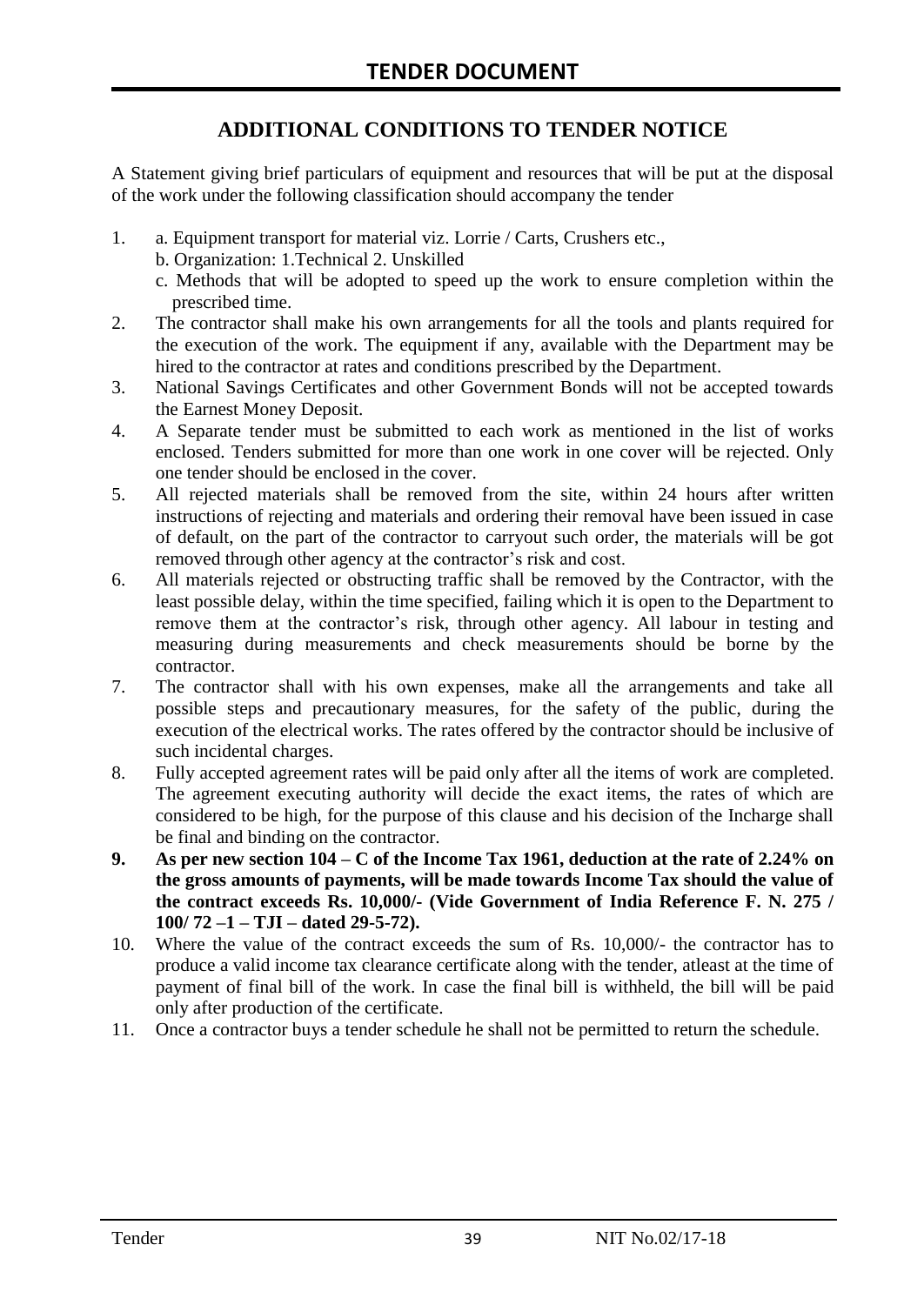# TENDER DOCUMENT

## ADDITIONAL CONDITIONS TO TENDER NOTICE

A Statement giving brief particulars of equipment and resources that will be put at the disposal of the work under the following classification should accompany the tender

1. a. Equipment transport for material viz. Lorrie / Carts, Crushers etc.,
   b. Organization: 1.Technical 2. Unskilled
   c. Methods that will be adopted to speed up the work to ensure completion within the prescribed time.
2. The contractor shall make his own arrangements for all the tools and plants required for the execution of the work. The equipment if any, available with the Department may be hired to the contractor at rates and conditions prescribed by the Department.
3. National Savings Certificates and other Government Bonds will not be accepted towards the Earnest Money Deposit.
4. A Separate tender must be submitted to each work as mentioned in the list of works enclosed. Tenders submitted for more than one work in one cover will be rejected. Only one tender should be enclosed in the cover.
5. All rejected materials shall be removed from the site, within 24 hours after written instructions of rejecting and materials and ordering their removal have been issued in case of default, on the part of the contractor to carryout such order, the materials will be got removed through other agency at the contractor's risk and cost.
6. All materials rejected or obstructing traffic shall be removed by the Contractor, with the least possible delay, within the time specified, failing which it is open to the Department to remove them at the contractor's risk, through other agency. All labour in testing and measuring during measurements and check measurements should be borne by the contractor.
7. The contractor shall with his own expenses, make all the arrangements and take all possible steps and precautionary measures, for the safety of the public, during the execution of the electrical works. The rates offered by the contractor should be inclusive of such incidental charges.
8. Fully accepted agreement rates will be paid only after all the items of work are completed. The agreement executing authority will decide the exact items, the rates of which are considered to be high, for the purpose of this clause and his decision of the Incharge shall be final and binding on the contractor.
9. **As per new section 104 – C of the Income Tax 1961, deduction at the rate of 2.24% on the gross amounts of payments, will be made towards Income Tax should the value of the contract exceeds Rs. 10,000/- (Vide Government of India Reference F. N. 275 / 100/ 72 –1 – TJI – dated 29-5-72).**
10. Where the value of the contract exceeds the sum of Rs. 10,000/- the contractor has to produce a valid income tax clearance certificate along with the tender, atleast at the time of payment of final bill of the work. In case the final bill is withheld, the bill will be paid only after production of the certificate.
11. Once a contractor buys a tender schedule he shall not be permitted to return the schedule.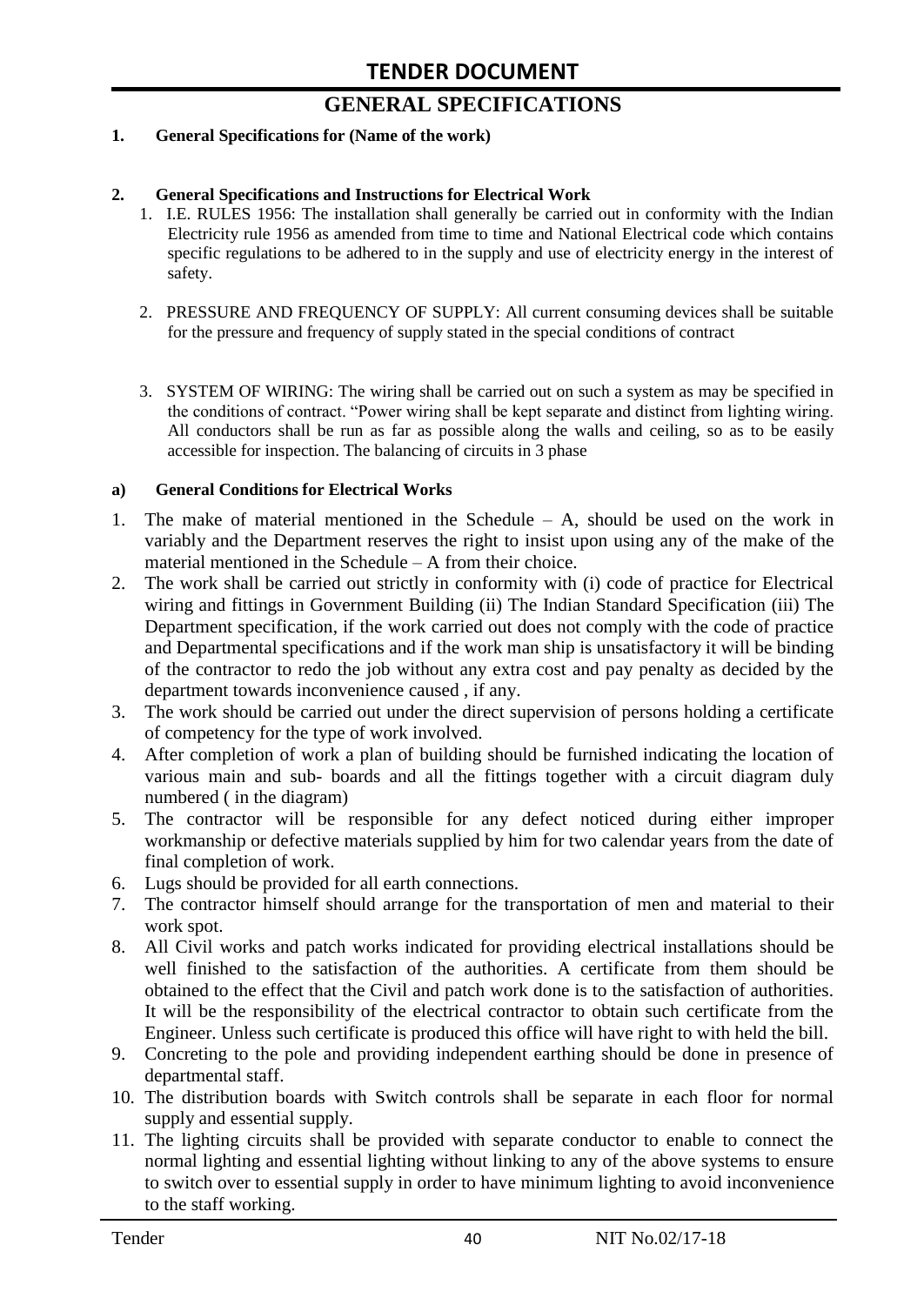# TENDER DOCUMENT

## GENERAL SPECIFICATIONS

**1. General Specifications for (Name of the work)**

**2. General Specifications and Instructions for Electrical Work**

1. I.E. RULES 1956: The installation shall generally be carried out in conformity with the Indian Electricity rule 1956 as amended from time to time and National Electrical code which contains specific regulations to be adhered to in the supply and use of electricity energy in the interest of safety.

2. PRESSURE AND FREQUENCY OF SUPPLY: All current consuming devices shall be suitable for the pressure and frequency of supply stated in the special conditions of contract

3. SYSTEM OF WIRING: The wiring shall be carried out on such a system as may be specified in the conditions of contract. "Power wiring shall be kept separate and distinct from lighting wiring. All conductors shall be run as far as possible along the walls and ceiling, so as to be easily accessible for inspection. The balancing of circuits in 3 phase

**a) General Conditions for Electrical Works**

1. The make of material mentioned in the Schedule – A, should be used on the work in variably and the Department reserves the right to insist upon using any of the make of the material mentioned in the Schedule – A from their choice.
2. The work shall be carried out strictly in conformity with (i) code of practice for Electrical wiring and fittings in Government Building (ii) The Indian Standard Specification (iii) The Department specification, if the work carried out does not comply with the code of practice and Departmental specifications and if the work man ship is unsatisfactory it will be binding of the contractor to redo the job without any extra cost and pay penalty as decided by the department towards inconvenience caused , if any.
3. The work should be carried out under the direct supervision of persons holding a certificate of competency for the type of work involved.
4. After completion of work a plan of building should be furnished indicating the location of various main and sub- boards and all the fittings together with a circuit diagram duly numbered ( in the diagram)
5. The contractor will be responsible for any defect noticed during either improper workmanship or defective materials supplied by him for two calendar years from the date of final completion of work.
6. Lugs should be provided for all earth connections.
7. The contractor himself should arrange for the transportation of men and material to their work spot.
8. All Civil works and patch works indicated for providing electrical installations should be well finished to the satisfaction of the authorities. A certificate from them should be obtained to the effect that the Civil and patch work done is to the satisfaction of authorities. It will be the responsibility of the electrical contractor to obtain such certificate from the Engineer. Unless such certificate is produced this office will have right to with held the bill.
9. Concreting to the pole and providing independent earthing should be done in presence of departmental staff.
10. The distribution boards with Switch controls shall be separate in each floor for normal supply and essential supply.
11. The lighting circuits shall be provided with separate conductor to enable to connect the normal lighting and essential lighting without linking to any of the above systems to ensure to switch over to essential supply in order to have minimum lighting to avoid inconvenience to the staff working.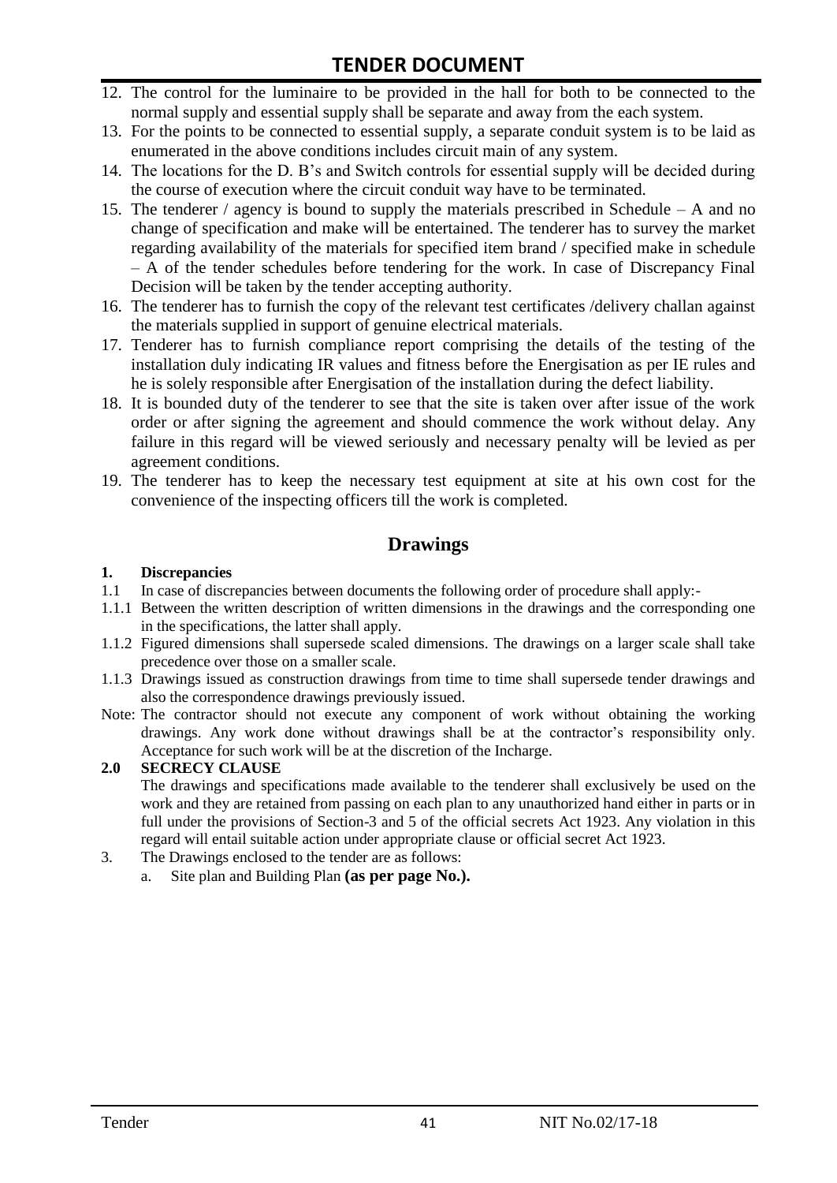12. The control for the luminaire to be provided in the hall for both to be connected to the normal supply and essential supply shall be separate and away from the each system.
13. For the points to be connected to essential supply, a separate conduit system is to be laid as enumerated in the above conditions includes circuit main of any system.
14. The locations for the D. B's and Switch controls for essential supply will be decided during the course of execution where the circuit conduit way have to be terminated.
15. The tenderer / agency is bound to supply the materials prescribed in Schedule – A and no change of specification and make will be entertained. The tenderer has to survey the market regarding availability of the materials for specified item brand / specified make in schedule – A of the tender schedules before tendering for the work. In case of Discrepancy Final Decision will be taken by the tender accepting authority.
16. The tenderer has to furnish the copy of the relevant test certificates /delivery challan against the materials supplied in support of genuine electrical materials.
17. Tenderer has to furnish compliance report comprising the details of the testing of the installation duly indicating IR values and fitness before the Energisation as per IE rules and he is solely responsible after Energisation of the installation during the defect liability.
18. It is bounded duty of the tenderer to see that the site is taken over after issue of the work order or after signing the agreement and should commence the work without delay. Any failure in this regard will be viewed seriously and necessary penalty will be levied as per agreement conditions.
19. The tenderer has to keep the necessary test equipment at site at his own cost for the convenience of the inspecting officers till the work is completed.

## Drawings

**1. Discrepancies**

1.1 In case of discrepancies between documents the following order of procedure shall apply:-

1.1.1 Between the written description of written dimensions in the drawings and the corresponding one in the specifications, the latter shall apply.

1.1.2 Figured dimensions shall supersede scaled dimensions. The drawings on a larger scale shall take precedence over those on a smaller scale.

1.1.3 Drawings issued as construction drawings from time to time shall supersede tender drawings and also the correspondence drawings previously issued.

Note: The contractor should not execute any component of work without obtaining the working drawings. Any work done without drawings shall be at the contractor's responsibility only. Acceptance for such work will be at the discretion of the Incharge.

**2.0 SECRECY CLAUSE**

The drawings and specifications made available to the tenderer shall exclusively be used on the work and they are retained from passing on each plan to any unauthorized hand either in parts or in full under the provisions of Section-3 and 5 of the official secrets Act 1923. Any violation in this regard will entail suitable action under appropriate clause or official secret Act 1923.

3. The Drawings enclosed to the tender are as follows:
   a. Site plan and Building Plan **(as per page No.).**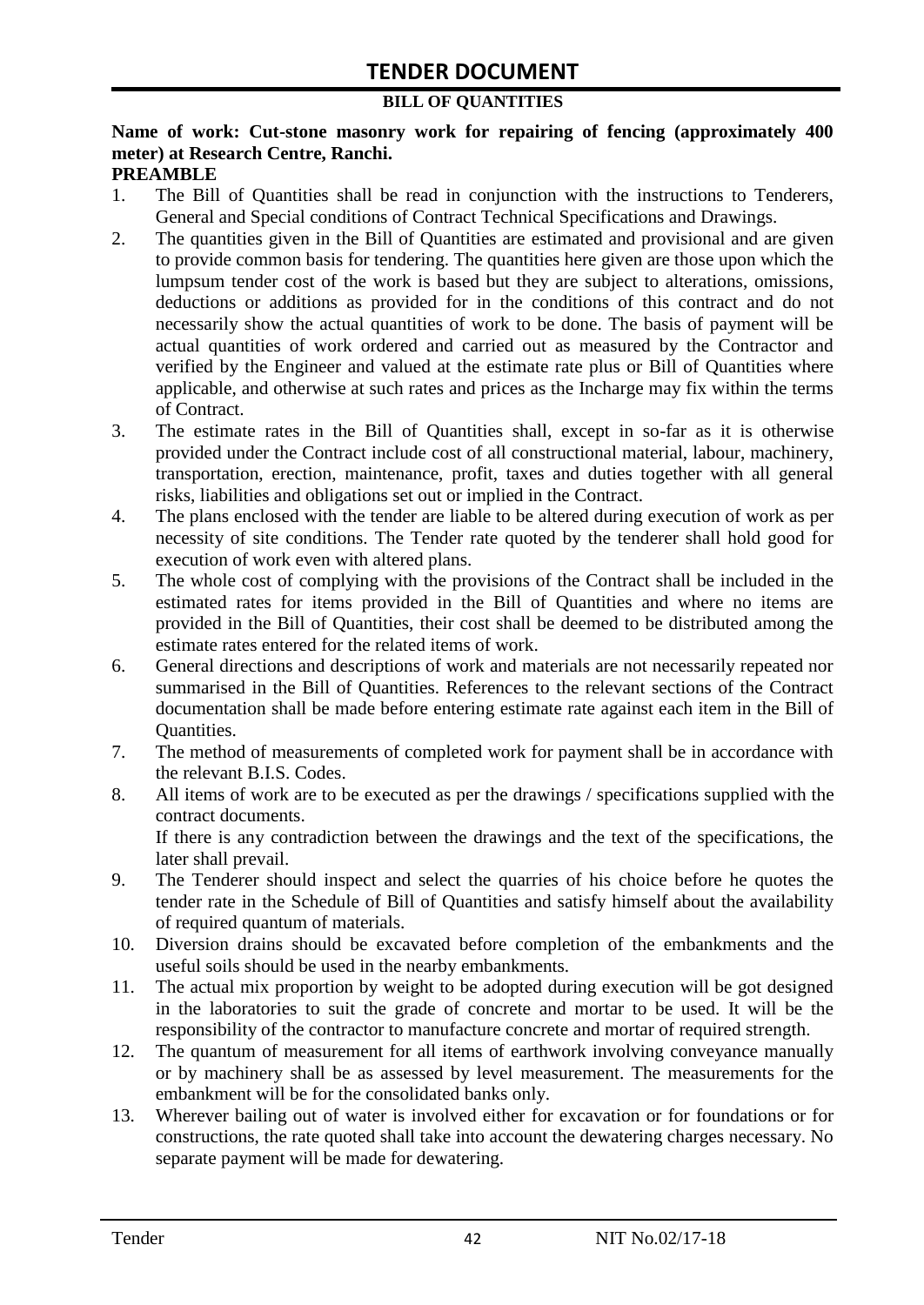# TENDER DOCUMENT

**BILL OF QUANTITIES**

**Name of work: Cut-stone masonry work for repairing of fencing (approximately 400 meter) at Research Centre, Ranchi.**

**PREAMBLE**

1. The Bill of Quantities shall be read in conjunction with the instructions to Tenderers, General and Special conditions of Contract Technical Specifications and Drawings.
2. The quantities given in the Bill of Quantities are estimated and provisional and are given to provide common basis for tendering. The quantities here given are those upon which the lumpsum tender cost of the work is based but they are subject to alterations, omissions, deductions or additions as provided for in the conditions of this contract and do not necessarily show the actual quantities of work to be done. The basis of payment will be actual quantities of work ordered and carried out as measured by the Contractor and verified by the Engineer and valued at the estimate rate plus or Bill of Quantities where applicable, and otherwise at such rates and prices as the Incharge may fix within the terms of Contract.
3. The estimate rates in the Bill of Quantities shall, except in so-far as it is otherwise provided under the Contract include cost of all constructional material, labour, machinery, transportation, erection, maintenance, profit, taxes and duties together with all general risks, liabilities and obligations set out or implied in the Contract.
4. The plans enclosed with the tender are liable to be altered during execution of work as per necessity of site conditions. The Tender rate quoted by the tenderer shall hold good for execution of work even with altered plans.
5. The whole cost of complying with the provisions of the Contract shall be included in the estimated rates for items provided in the Bill of Quantities and where no items are provided in the Bill of Quantities, their cost shall be deemed to be distributed among the estimate rates entered for the related items of work.
6. General directions and descriptions of work and materials are not necessarily repeated nor summarised in the Bill of Quantities. References to the relevant sections of the Contract documentation shall be made before entering estimate rate against each item in the Bill of Quantities.
7. The method of measurements of completed work for payment shall be in accordance with the relevant B.I.S. Codes.
8. All items of work are to be executed as per the drawings / specifications supplied with the contract documents.

   If there is any contradiction between the drawings and the text of the specifications, the later shall prevail.
9. The Tenderer should inspect and select the quarries of his choice before he quotes the tender rate in the Schedule of Bill of Quantities and satisfy himself about the availability of required quantum of materials.
10. Diversion drains should be excavated before completion of the embankments and the useful soils should be used in the nearby embankments.
11. The actual mix proportion by weight to be adopted during execution will be got designed in the laboratories to suit the grade of concrete and mortar to be used. It will be the responsibility of the contractor to manufacture concrete and mortar of required strength.
12. The quantum of measurement for all items of earthwork involving conveyance manually or by machinery shall be as assessed by level measurement. The measurements for the embankment will be for the consolidated banks only.
13. Wherever bailing out of water is involved either for excavation or for foundations or for constructions, the rate quoted shall take into account the dewatering charges necessary. No separate payment will be made for dewatering.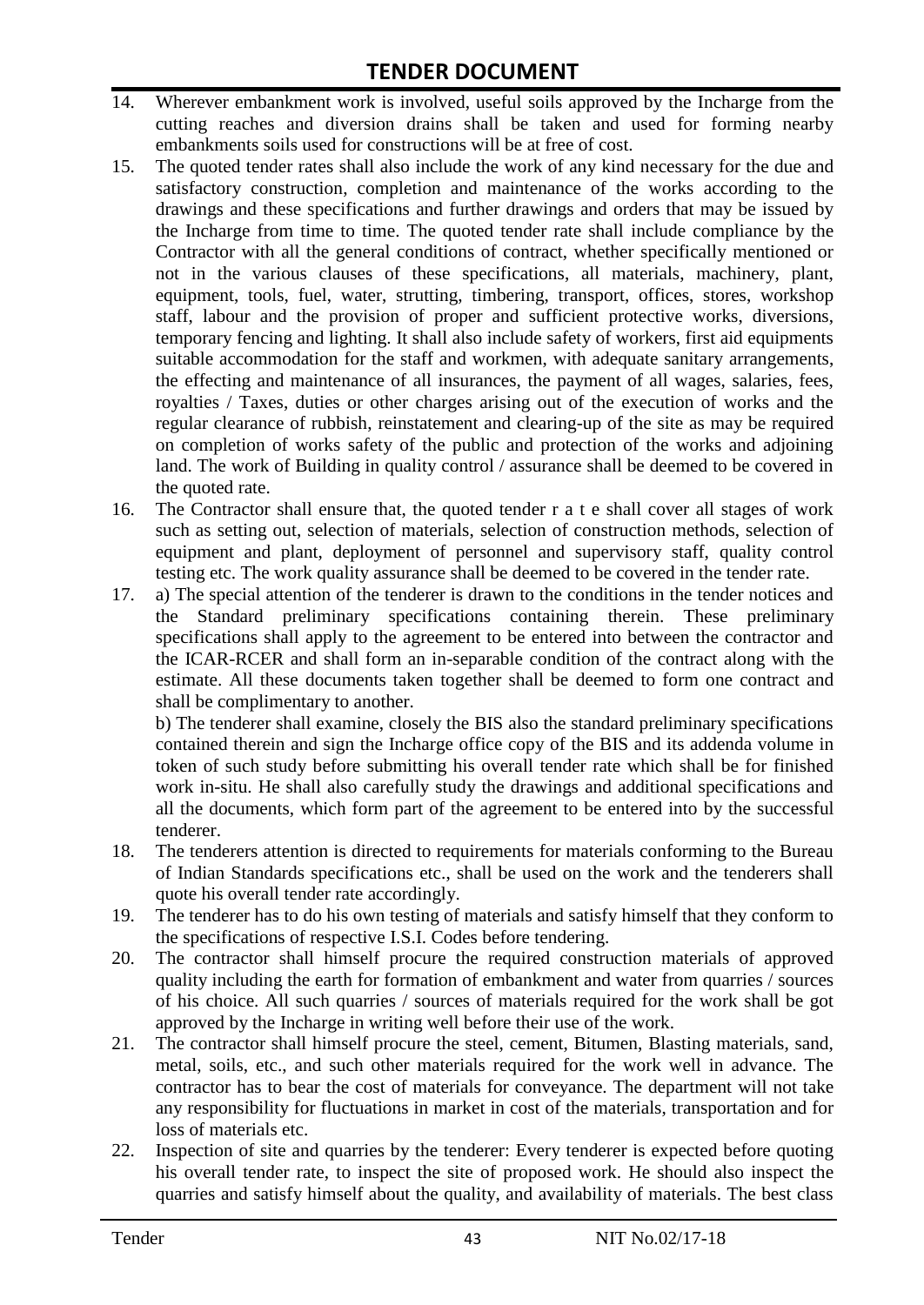14. Wherever embankment work is involved, useful soils approved by the Incharge from the cutting reaches and diversion drains shall be taken and used for forming nearby embankments soils used for constructions will be at free of cost.
15. The quoted tender rates shall also include the work of any kind necessary for the due and satisfactory construction, completion and maintenance of the works according to the drawings and these specifications and further drawings and orders that may be issued by the Incharge from time to time. The quoted tender rate shall include compliance by the Contractor with all the general conditions of contract, whether specifically mentioned or not in the various clauses of these specifications, all materials, machinery, plant, equipment, tools, fuel, water, strutting, timbering, transport, offices, stores, workshop staff, labour and the provision of proper and sufficient protective works, diversions, temporary fencing and lighting. It shall also include safety of workers, first aid equipments suitable accommodation for the staff and workmen, with adequate sanitary arrangements, the effecting and maintenance of all insurances, the payment of all wages, salaries, fees, royalties / Taxes, duties or other charges arising out of the execution of works and the regular clearance of rubbish, reinstatement and clearing-up of the site as may be required on completion of works safety of the public and protection of the works and adjoining land. The work of Building in quality control / assurance shall be deemed to be covered in the quoted rate.
16. The Contractor shall ensure that, the quoted tender r a t e shall cover all stages of work such as setting out, selection of materials, selection of construction methods, selection of equipment and plant, deployment of personnel and supervisory staff, quality control testing etc. The work quality assurance shall be deemed to be covered in the tender rate.
17. a) The special attention of the tenderer is drawn to the conditions in the tender notices and the Standard preliminary specifications containing therein. These preliminary specifications shall apply to the agreement to be entered into between the contractor and the ICAR-RCER and shall form an in-separable condition of the contract along with the estimate. All these documents taken together shall be deemed to form one contract and shall be complimentary to another.

    b) The tenderer shall examine, closely the BIS also the standard preliminary specifications contained therein and sign the Incharge office copy of the BIS and its addenda volume in token of such study before submitting his overall tender rate which shall be for finished work in-situ. He shall also carefully study the drawings and additional specifications and all the documents, which form part of the agreement to be entered into by the successful tenderer.
18. The tenderers attention is directed to requirements for materials conforming to the Bureau of Indian Standards specifications etc., shall be used on the work and the tenderers shall quote his overall tender rate accordingly.
19. The tenderer has to do his own testing of materials and satisfy himself that they conform to the specifications of respective I.S.I. Codes before tendering.
20. The contractor shall himself procure the required construction materials of approved quality including the earth for formation of embankment and water from quarries / sources of his choice. All such quarries / sources of materials required for the work shall be got approved by the Incharge in writing well before their use of the work.
21. The contractor shall himself procure the steel, cement, Bitumen, Blasting materials, sand, metal, soils, etc., and such other materials required for the work well in advance. The contractor has to bear the cost of materials for conveyance. The department will not take any responsibility for fluctuations in market in cost of the materials, transportation and for loss of materials etc.
22. Inspection of site and quarries by the tenderer: Every tenderer is expected before quoting his overall tender rate, to inspect the site of proposed work. He should also inspect the quarries and satisfy himself about the quality, and availability of materials. The best class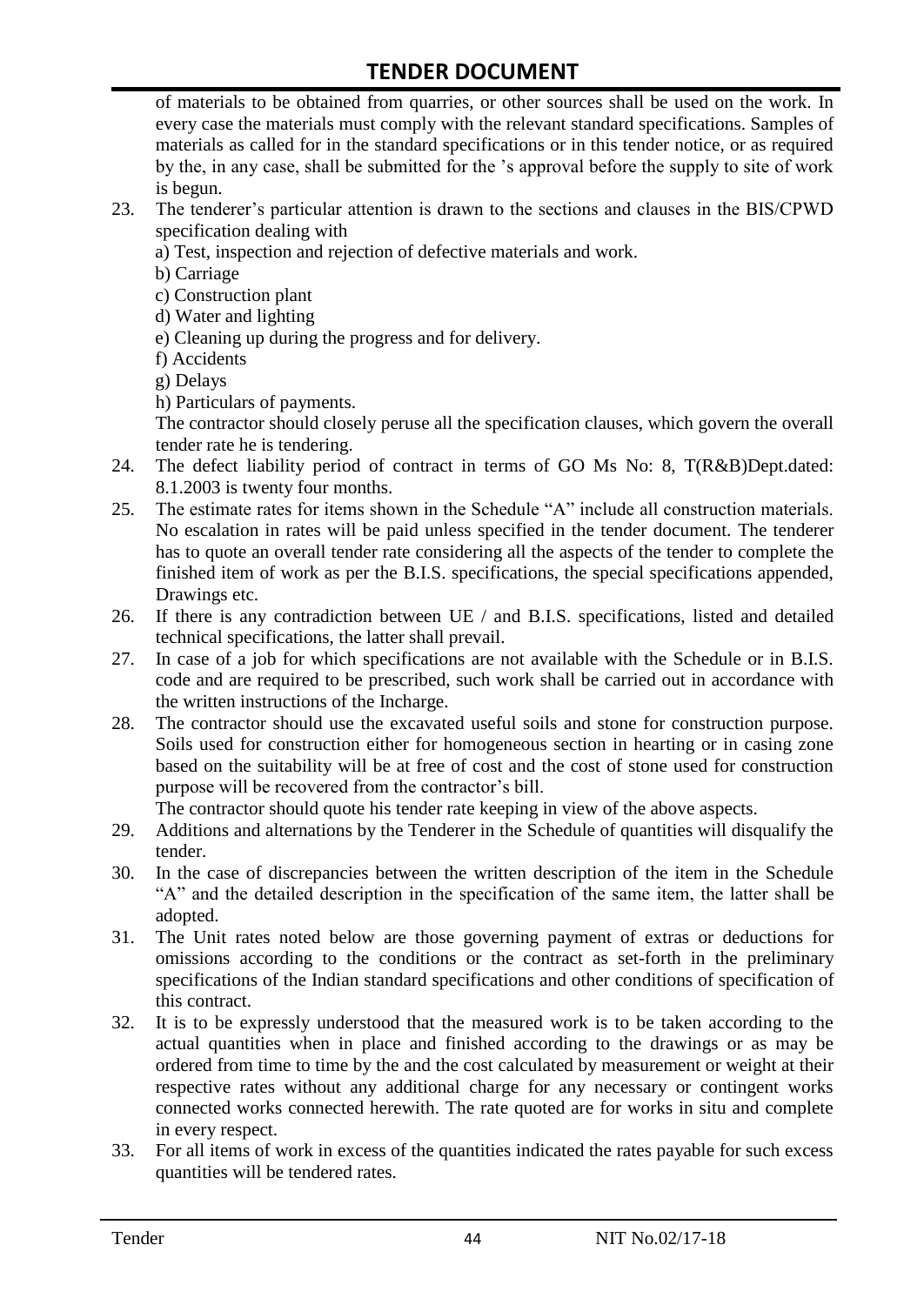of materials to be obtained from quarries, or other sources shall be used on the work. In every case the materials must comply with the relevant standard specifications. Samples of materials as called for in the standard specifications or in this tender notice, or as required by the, in any case, shall be submitted for the 's approval before the supply to site of work is begun.

23. The tenderer's particular attention is drawn to the sections and clauses in the BIS/CPWD specification dealing with

    a) Test, inspection and rejection of defective materials and work.

    b) Carriage

    c) Construction plant

    d) Water and lighting

    e) Cleaning up during the progress and for delivery.

    f) Accidents

    g) Delays

    h) Particulars of payments.

    The contractor should closely peruse all the specification clauses, which govern the overall tender rate he is tendering.

24. The defect liability period of contract in terms of GO Ms No: 8, T(R&B)Dept.dated: 8.1.2003 is twenty four months.
25. The estimate rates for items shown in the Schedule "A" include all construction materials. No escalation in rates will be paid unless specified in the tender document. The tenderer has to quote an overall tender rate considering all the aspects of the tender to complete the finished item of work as per the B.I.S. specifications, the special specifications appended, Drawings etc.
26. If there is any contradiction between UE / and B.I.S. specifications, listed and detailed technical specifications, the latter shall prevail.
27. In case of a job for which specifications are not available with the Schedule or in B.I.S. code and are required to be prescribed, such work shall be carried out in accordance with the written instructions of the Incharge.
28. The contractor should use the excavated useful soils and stone for construction purpose. Soils used for construction either for homogeneous section in hearting or in casing zone based on the suitability will be at free of cost and the cost of stone used for construction purpose will be recovered from the contractor's bill.

    The contractor should quote his tender rate keeping in view of the above aspects.

29. Additions and alternations by the Tenderer in the Schedule of quantities will disqualify the tender.
30. In the case of discrepancies between the written description of the item in the Schedule "A" and the detailed description in the specification of the same item, the latter shall be adopted.
31. The Unit rates noted below are those governing payment of extras or deductions for omissions according to the conditions or the contract as set-forth in the preliminary specifications of the Indian standard specifications and other conditions of specification of this contract.
32. It is to be expressly understood that the measured work is to be taken according to the actual quantities when in place and finished according to the drawings or as may be ordered from time to time by the and the cost calculated by measurement or weight at their respective rates without any additional charge for any necessary or contingent works connected works connected herewith. The rate quoted are for works in situ and complete in every respect.
33. For all items of work in excess of the quantities indicated the rates payable for such excess quantities will be tendered rates.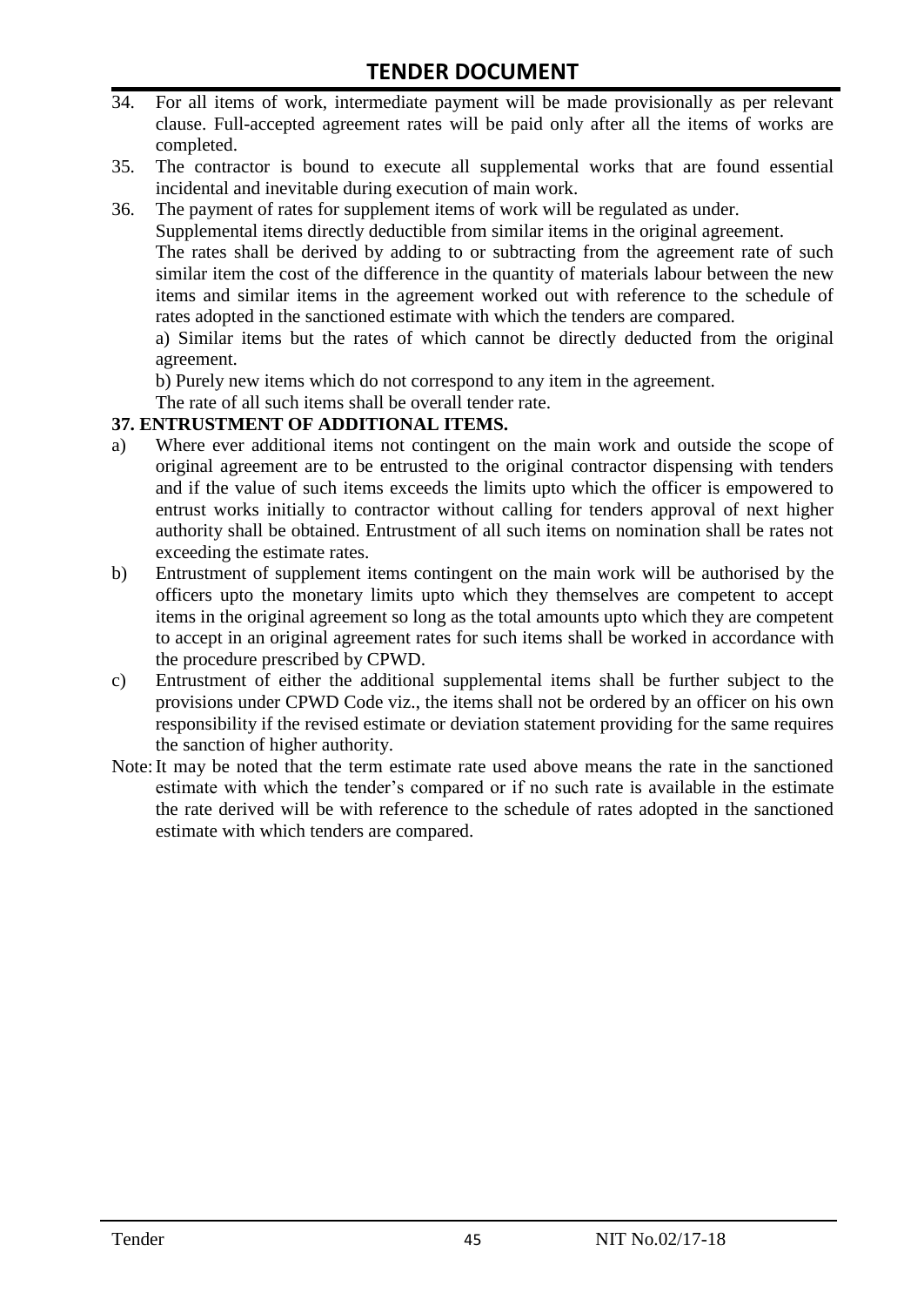34. For all items of work, intermediate payment will be made provisionally as per relevant clause. Full-accepted agreement rates will be paid only after all the items of works are completed.
35. The contractor is bound to execute all supplemental works that are found essential incidental and inevitable during execution of main work.
36. The payment of rates for supplement items of work will be regulated as under.

    Supplemental items directly deductible from similar items in the original agreement.

    The rates shall be derived by adding to or subtracting from the agreement rate of such similar item the cost of the difference in the quantity of materials labour between the new items and similar items in the agreement worked out with reference to the schedule of rates adopted in the sanctioned estimate with which the tenders are compared.

    a) Similar items but the rates of which cannot be directly deducted from the original agreement.

    b) Purely new items which do not correspond to any item in the agreement.

    The rate of all such items shall be overall tender rate.

**37. ENTRUSTMENT OF ADDITIONAL ITEMS.**

a) Where ever additional items not contingent on the main work and outside the scope of original agreement are to be entrusted to the original contractor dispensing with tenders and if the value of such items exceeds the limits upto which the officer is empowered to entrust works initially to contractor without calling for tenders approval of next higher authority shall be obtained. Entrustment of all such items on nomination shall be rates not exceeding the estimate rates.

b) Entrustment of supplement items contingent on the main work will be authorised by the officers upto the monetary limits upto which they themselves are competent to accept items in the original agreement so long as the total amounts upto which they are competent to accept in an original agreement rates for such items shall be worked in accordance with the procedure prescribed by CPWD.

c) Entrustment of either the additional supplemental items shall be further subject to the provisions under CPWD Code viz., the items shall not be ordered by an officer on his own responsibility if the revised estimate or deviation statement providing for the same requires the sanction of higher authority.

Note: It may be noted that the term estimate rate used above means the rate in the sanctioned estimate with which the tender's compared or if no such rate is available in the estimate the rate derived will be with reference to the schedule of rates adopted in the sanctioned estimate with which tenders are compared.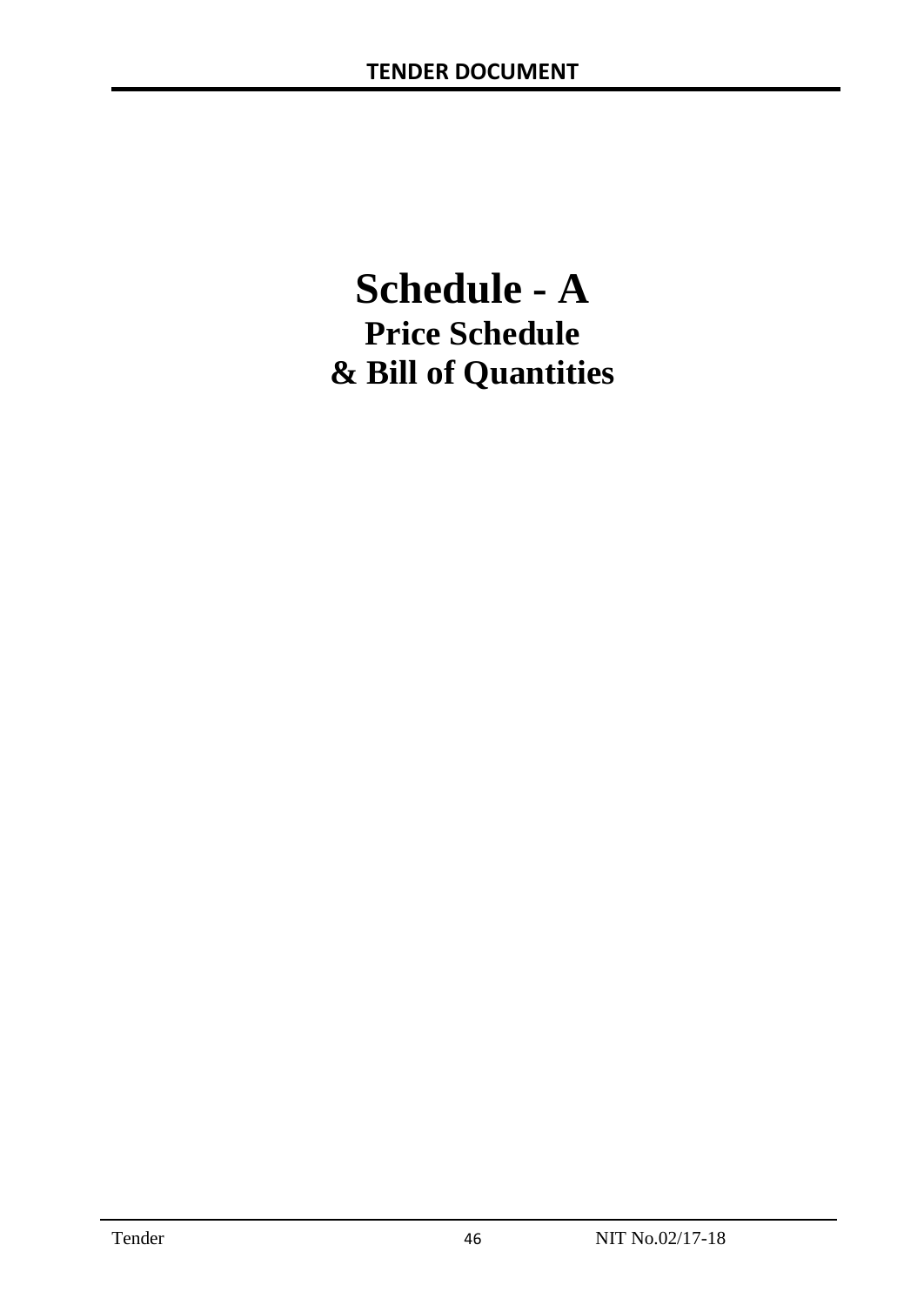# Schedule - A

## Price Schedule

## & Bill of Quantities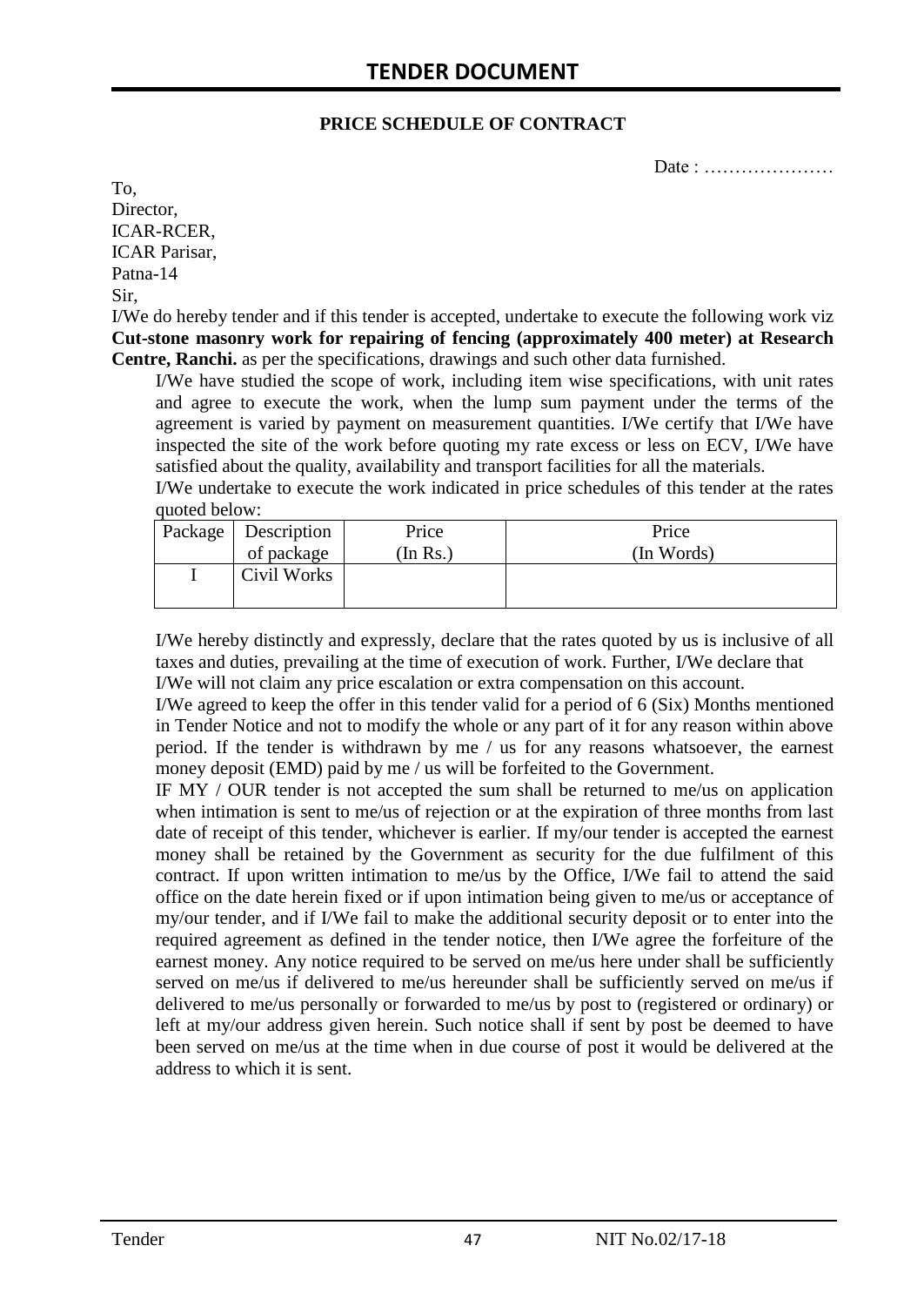# TENDER DOCUMENT

**PRICE SCHEDULE OF CONTRACT**

Date : …………………

To,
Director,
ICAR-RCER,
ICAR Parisar,
Patna-14
Sir,

I/We do hereby tender and if this tender is accepted, undertake to execute the following work viz **Cut-stone masonry work for repairing of fencing (approximately 400 meter) at Research Centre, Ranchi.** as per the specifications, drawings and such other data furnished.

I/We have studied the scope of work, including item wise specifications, with unit rates and agree to execute the work, when the lump sum payment under the terms of the agreement is varied by payment on measurement quantities. I/We certify that I/We have inspected the site of the work before quoting my rate excess or less on ECV, I/We have satisfied about the quality, availability and transport facilities for all the materials.

I/We undertake to execute the work indicated in price schedules of this tender at the rates quoted below:

| Package | Description of package | Price (In Rs.) | Price (In Words) |
|---|---|---|---|
| I | Civil Works | | |

I/We hereby distinctly and expressly, declare that the rates quoted by us is inclusive of all taxes and duties, prevailing at the time of execution of work. Further, I/We declare that I/We will not claim any price escalation or extra compensation on this account.

I/We agreed to keep the offer in this tender valid for a period of 6 (Six) Months mentioned in Tender Notice and not to modify the whole or any part of it for any reason within above period. If the tender is withdrawn by me / us for any reasons whatsoever, the earnest money deposit (EMD) paid by me / us will be forfeited to the Government.

IF MY / OUR tender is not accepted the sum shall be returned to me/us on application when intimation is sent to me/us of rejection or at the expiration of three months from last date of receipt of this tender, whichever is earlier. If my/our tender is accepted the earnest money shall be retained by the Government as security for the due fulfilment of this contract. If upon written intimation to me/us by the Office, I/We fail to attend the said office on the date herein fixed or if upon intimation being given to me/us or acceptance of my/our tender, and if I/We fail to make the additional security deposit or to enter into the required agreement as defined in the tender notice, then I/We agree the forfeiture of the earnest money. Any notice required to be served on me/us here under shall be sufficiently served on me/us if delivered to me/us hereunder shall be sufficiently served on me/us if delivered to me/us personally or forwarded to me/us by post to (registered or ordinary) or left at my/our address given herein. Such notice shall if sent by post be deemed to have been served on me/us at the time when in due course of post it would be delivered at the address to which it is sent.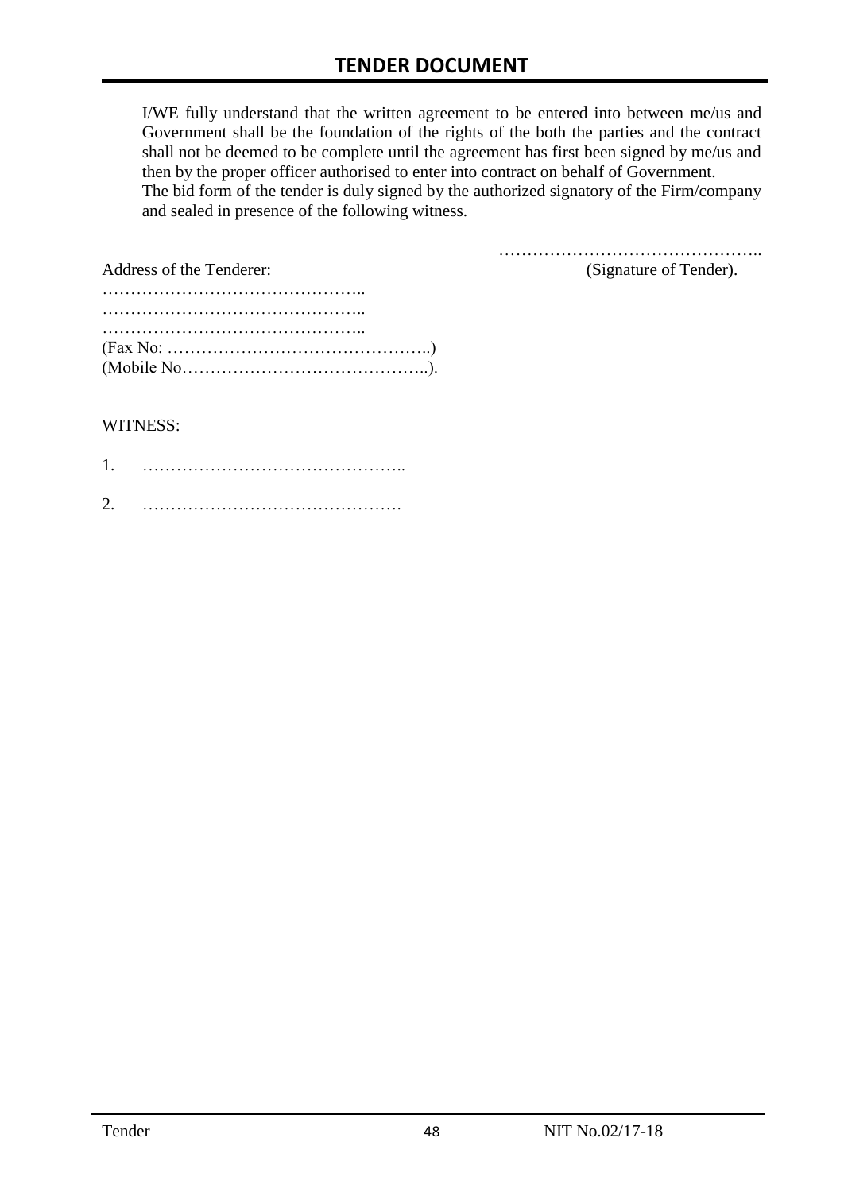I/WE fully understand that the written agreement to be entered into between me/us and Government shall be the foundation of the rights of the both the parties and the contract shall not be deemed to be complete until the agreement has first been signed by me/us and then by the proper officer authorised to enter into contract on behalf of Government.
The bid form of the tender is duly signed by the authorized signatory of the Firm/company and sealed in presence of the following witness.

………………………………………..
(Signature of Tender).

Address of the Tenderer:

………………………………………..
………………………………………..
………………………………………..
(Fax No: ………………………………………..)
(Mobile No……………………………………..).

WITNESS:

1. ………………………………………..

2. ……………………………………….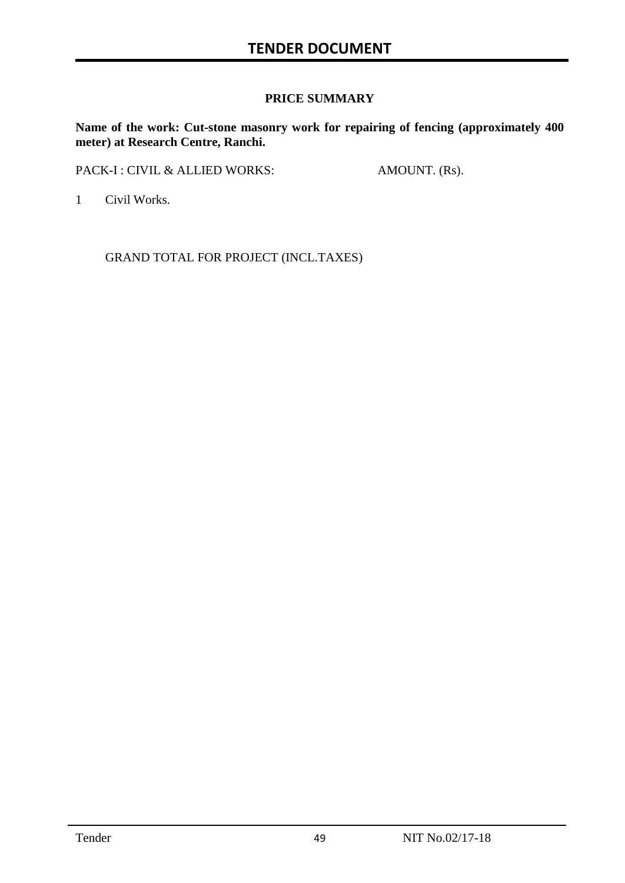### PRICE SUMMARY

**Name of the work: Cut-stone masonry work for repairing of fencing (approximately 400 meter) at Research Centre, Ranchi.**

| PACK-I : CIVIL & ALLIED WORKS: | | AMOUNT. (Rs). |
|---|---|---|
| 1 | Civil Works. | |
| | GRAND TOTAL FOR PROJECT (INCL.TAXES) | |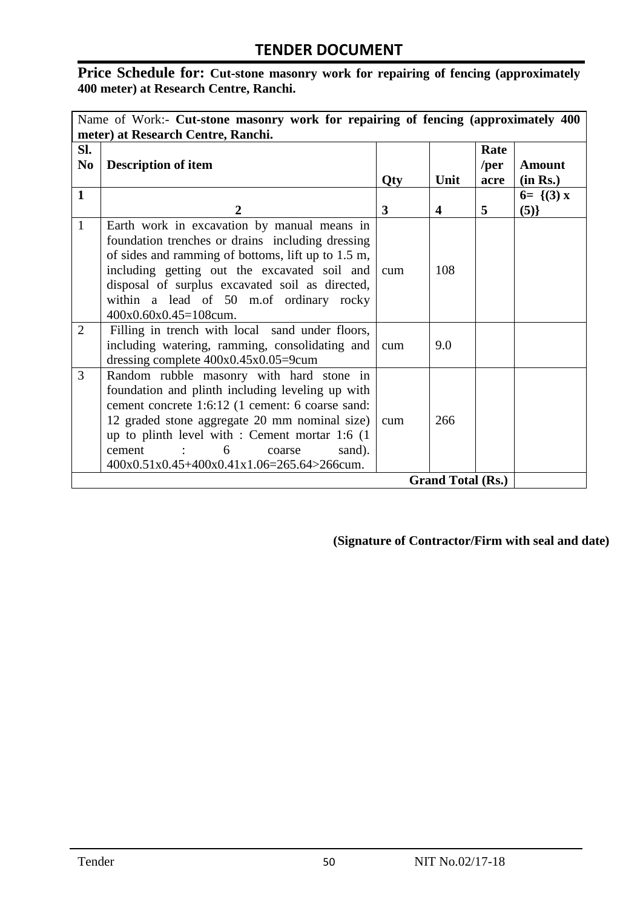## TENDER DOCUMENT

**Price Schedule for: Cut-stone masonry work for repairing of fencing (approximately 400 meter) at Research Centre, Ranchi.**

| Name of Work:- **Cut-stone masonry work for repairing of fencing (approximately 400 meter) at Research Centre, Ranchi.** | | | | | |
|---|---|---|---|---|---|
| **Sl. No** | **Description of item** | **Qty** | **Unit** | **Rate /per acre** | **Amount (in Rs.)** |
| **1** | **2** | **3** | **4** | **5** | **6= {(3) x (5)}** |
| 1 | Earth work in excavation by manual means in foundation trenches or drains including dressing of sides and ramming of bottoms, lift up to 1.5 m, including getting out the excavated soil and disposal of surplus excavated soil as directed, within a lead of 50 m.of ordinary rocky 400x0.60x0.45=108cum. | cum | 108 | | |
| 2 | Filling in trench with local sand under floors, including watering, ramming, consolidating and dressing complete 400x0.45x0.05=9cum | cum | 9.0 | | |
| 3 | Random rubble masonry with hard stone in foundation and plinth including leveling up with cement concrete 1:6:12 (1 cement: 6 coarse sand: 12 graded stone aggregate 20 mm nominal size) up to plinth level with : Cement mortar 1:6 (1 cement : 6 coarse sand). 400x0.51x0.45+400x0.41x1.06=265.64>266cum. | cum | 266 | | |
| | | | **Grand Total (Rs.)** | | |

**(Signature of Contractor/Firm with seal and date)**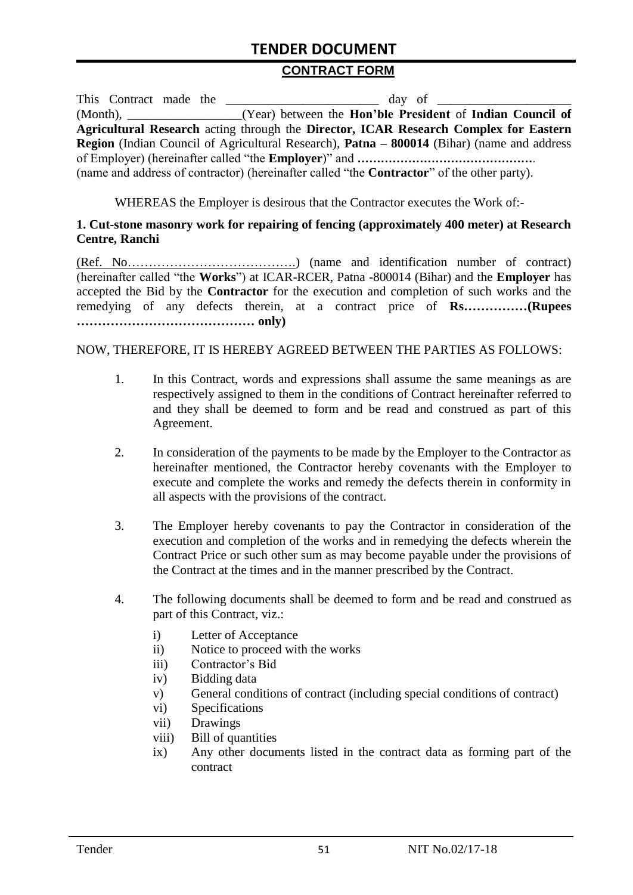## CONTRACT FORM

This Contract made the ________________________ day of ____________________ (Month), __________________(Year) between the **Hon'ble President** of **Indian Council of Agricultural Research** acting through the **Director, ICAR Research Complex for Eastern Region** (Indian Council of Agricultural Research), **Patna – 800014** (Bihar) (name and address of Employer) (hereinafter called "the **Employer**)" and **……………………………………….** (name and address of contractor) (hereinafter called "the **Contractor**" of the other party).

WHEREAS the Employer is desirous that the Contractor executes the Work of:-

**1. Cut-stone masonry work for repairing of fencing (approximately 400 meter) at Research Centre, Ranchi**

(Ref. No………………………………….) (name and identification number of contract) (hereinafter called "the **Works**") at ICAR-RCER, Patna -800014 (Bihar) and the **Employer** has accepted the Bid by the **Contractor** for the execution and completion of such works and the remedying of any defects therein, at a contract price of **Rs……………(Rupees …………………………………… only)**

NOW, THEREFORE, IT IS HEREBY AGREED BETWEEN THE PARTIES AS FOLLOWS:

1. In this Contract, words and expressions shall assume the same meanings as are respectively assigned to them in the conditions of Contract hereinafter referred to and they shall be deemed to form and be read and construed as part of this Agreement.

2. In consideration of the payments to be made by the Employer to the Contractor as hereinafter mentioned, the Contractor hereby covenants with the Employer to execute and complete the works and remedy the defects therein in conformity in all aspects with the provisions of the contract.

3. The Employer hereby covenants to pay the Contractor in consideration of the execution and completion of the works and in remedying the defects wherein the Contract Price or such other sum as may become payable under the provisions of the Contract at the times and in the manner prescribed by the Contract.

4. The following documents shall be deemed to form and be read and construed as part of this Contract, viz.:
   - i) Letter of Acceptance
   - ii) Notice to proceed with the works
   - iii) Contractor's Bid
   - iv) Bidding data
   - v) General conditions of contract (including special conditions of contract)
   - vi) Specifications
   - vii) Drawings
   - viii) Bill of quantities
   - ix) Any other documents listed in the contract data as forming part of the contract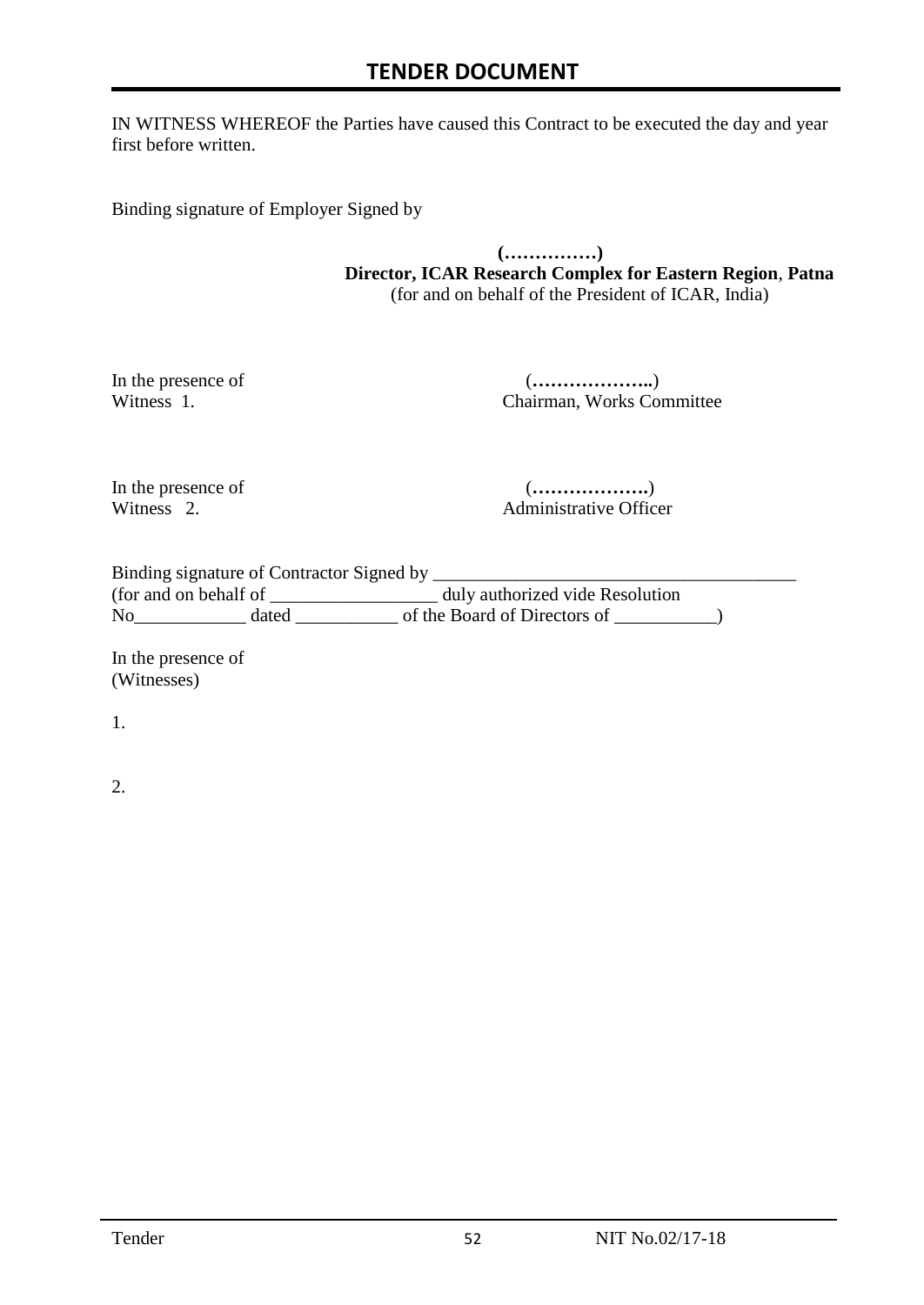IN WITNESS WHEREOF the Parties have caused this Contract to be executed the day and year first before written.

Binding signature of Employer Signed by

**(……………)**
**Director, ICAR Research Complex for Eastern Region**, **Patna**
(for and on behalf of the President of ICAR, India)

In the presence of
Witness 1.

(**………………..**)
Chairman, Works Committee

In the presence of
Witness 2.

(**……………….**)
Administrative Officer

Binding signature of Contractor Signed by _______________________________________
(for and on behalf of _________________ duly authorized vide Resolution
No____________ dated ___________ of the Board of Directors of ___________)

In the presence of
(Witnesses)

1.

2.